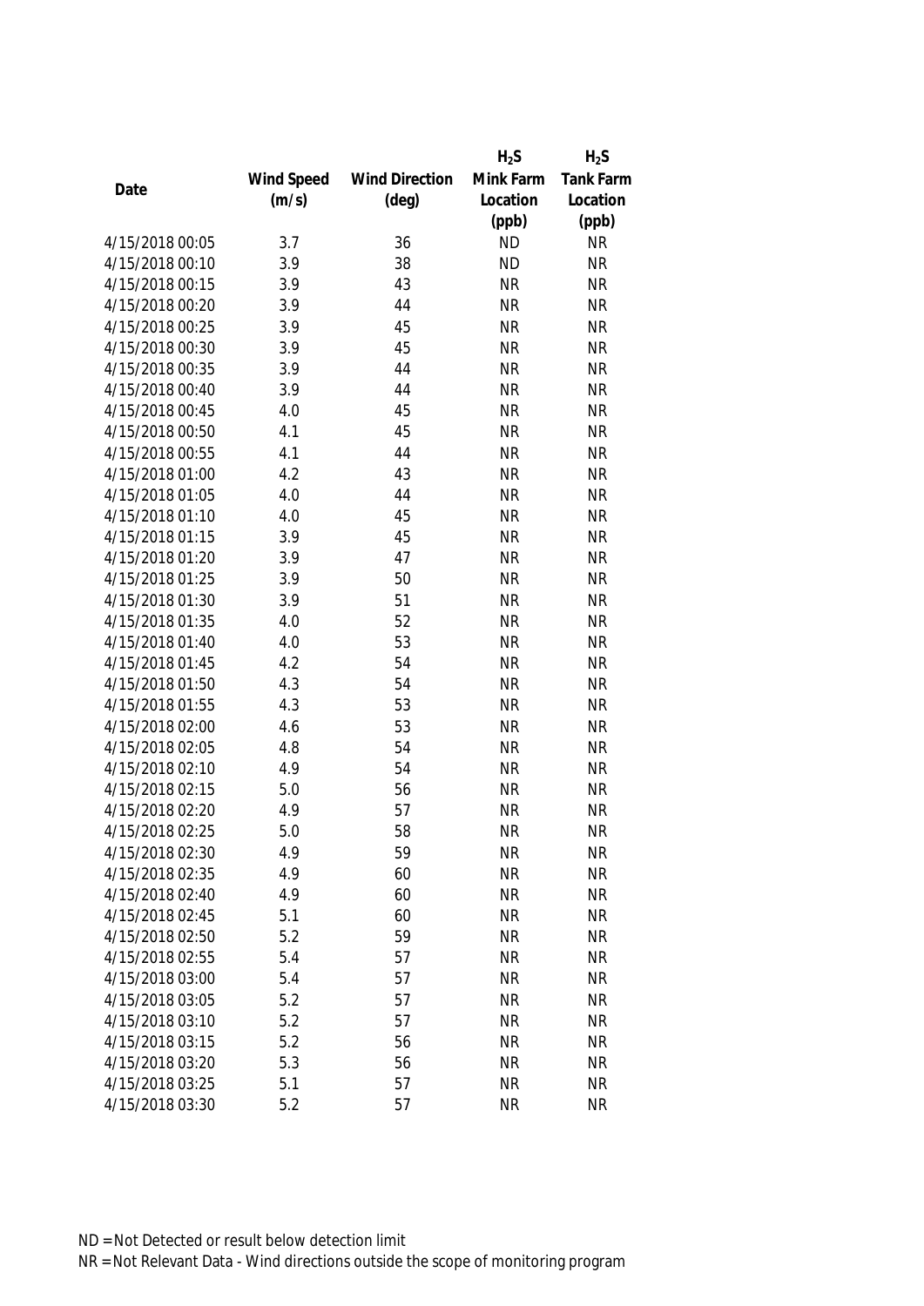| Date | Wind Speed (m/s) | Wind Direction (deg) | $H_2S$ Mink Farm Location (ppb) | $H_2S$ Tank Farm Location (ppb) |
|---|---|---|---|---|
| 4/15/2018 00:05 | 3.7 | 36 | ND | NR |
| 4/15/2018 00:10 | 3.9 | 38 | ND | NR |
| 4/15/2018 00:15 | 3.9 | 43 | NR | NR |
| 4/15/2018 00:20 | 3.9 | 44 | NR | NR |
| 4/15/2018 00:25 | 3.9 | 45 | NR | NR |
| 4/15/2018 00:30 | 3.9 | 45 | NR | NR |
| 4/15/2018 00:35 | 3.9 | 44 | NR | NR |
| 4/15/2018 00:40 | 3.9 | 44 | NR | NR |
| 4/15/2018 00:45 | 4.0 | 45 | NR | NR |
| 4/15/2018 00:50 | 4.1 | 45 | NR | NR |
| 4/15/2018 00:55 | 4.1 | 44 | NR | NR |
| 4/15/2018 01:00 | 4.2 | 43 | NR | NR |
| 4/15/2018 01:05 | 4.0 | 44 | NR | NR |
| 4/15/2018 01:10 | 4.0 | 45 | NR | NR |
| 4/15/2018 01:15 | 3.9 | 45 | NR | NR |
| 4/15/2018 01:20 | 3.9 | 47 | NR | NR |
| 4/15/2018 01:25 | 3.9 | 50 | NR | NR |
| 4/15/2018 01:30 | 3.9 | 51 | NR | NR |
| 4/15/2018 01:35 | 4.0 | 52 | NR | NR |
| 4/15/2018 01:40 | 4.0 | 53 | NR | NR |
| 4/15/2018 01:45 | 4.2 | 54 | NR | NR |
| 4/15/2018 01:50 | 4.3 | 54 | NR | NR |
| 4/15/2018 01:55 | 4.3 | 53 | NR | NR |
| 4/15/2018 02:00 | 4.6 | 53 | NR | NR |
| 4/15/2018 02:05 | 4.8 | 54 | NR | NR |
| 4/15/2018 02:10 | 4.9 | 54 | NR | NR |
| 4/15/2018 02:15 | 5.0 | 56 | NR | NR |
| 4/15/2018 02:20 | 4.9 | 57 | NR | NR |
| 4/15/2018 02:25 | 5.0 | 58 | NR | NR |
| 4/15/2018 02:30 | 4.9 | 59 | NR | NR |
| 4/15/2018 02:35 | 4.9 | 60 | NR | NR |
| 4/15/2018 02:40 | 4.9 | 60 | NR | NR |
| 4/15/2018 02:45 | 5.1 | 60 | NR | NR |
| 4/15/2018 02:50 | 5.2 | 59 | NR | NR |
| 4/15/2018 02:55 | 5.4 | 57 | NR | NR |
| 4/15/2018 03:00 | 5.4 | 57 | NR | NR |
| 4/15/2018 03:05 | 5.2 | 57 | NR | NR |
| 4/15/2018 03:10 | 5.2 | 57 | NR | NR |
| 4/15/2018 03:15 | 5.2 | 56 | NR | NR |
| 4/15/2018 03:20 | 5.3 | 56 | NR | NR |
| 4/15/2018 03:25 | 5.1 | 57 | NR | NR |
| 4/15/2018 03:30 | 5.2 | 57 | NR | NR |

ND = Not Detected or result below detection limit

NR = Not Relevant Data - Wind directions outside the scope of monitoring program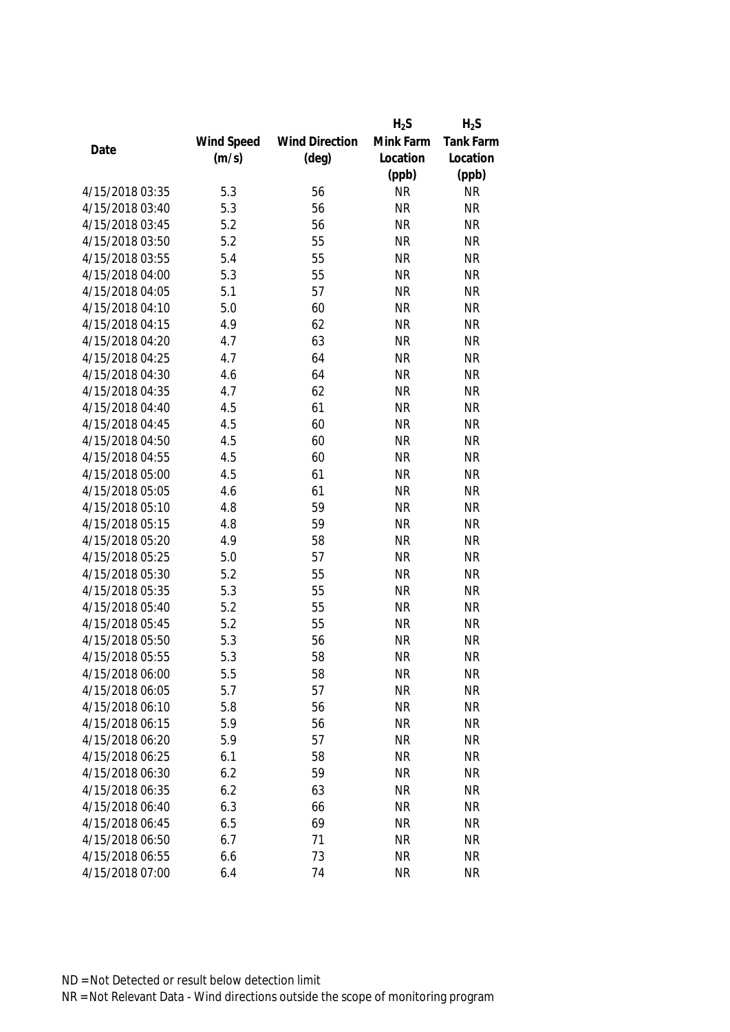| Date | Wind Speed (m/s) | Wind Direction (deg) | $H_2S$ Mink Farm Location (ppb) | $H_2S$ Tank Farm Location (ppb) |
|---|---|---|---|---|
| 4/15/2018 03:35 | 5.3 | 56 | NR | NR |
| 4/15/2018 03:40 | 5.3 | 56 | NR | NR |
| 4/15/2018 03:45 | 5.2 | 56 | NR | NR |
| 4/15/2018 03:50 | 5.2 | 55 | NR | NR |
| 4/15/2018 03:55 | 5.4 | 55 | NR | NR |
| 4/15/2018 04:00 | 5.3 | 55 | NR | NR |
| 4/15/2018 04:05 | 5.1 | 57 | NR | NR |
| 4/15/2018 04:10 | 5.0 | 60 | NR | NR |
| 4/15/2018 04:15 | 4.9 | 62 | NR | NR |
| 4/15/2018 04:20 | 4.7 | 63 | NR | NR |
| 4/15/2018 04:25 | 4.7 | 64 | NR | NR |
| 4/15/2018 04:30 | 4.6 | 64 | NR | NR |
| 4/15/2018 04:35 | 4.7 | 62 | NR | NR |
| 4/15/2018 04:40 | 4.5 | 61 | NR | NR |
| 4/15/2018 04:45 | 4.5 | 60 | NR | NR |
| 4/15/2018 04:50 | 4.5 | 60 | NR | NR |
| 4/15/2018 04:55 | 4.5 | 60 | NR | NR |
| 4/15/2018 05:00 | 4.5 | 61 | NR | NR |
| 4/15/2018 05:05 | 4.6 | 61 | NR | NR |
| 4/15/2018 05:10 | 4.8 | 59 | NR | NR |
| 4/15/2018 05:15 | 4.8 | 59 | NR | NR |
| 4/15/2018 05:20 | 4.9 | 58 | NR | NR |
| 4/15/2018 05:25 | 5.0 | 57 | NR | NR |
| 4/15/2018 05:30 | 5.2 | 55 | NR | NR |
| 4/15/2018 05:35 | 5.3 | 55 | NR | NR |
| 4/15/2018 05:40 | 5.2 | 55 | NR | NR |
| 4/15/2018 05:45 | 5.2 | 55 | NR | NR |
| 4/15/2018 05:50 | 5.3 | 56 | NR | NR |
| 4/15/2018 05:55 | 5.3 | 58 | NR | NR |
| 4/15/2018 06:00 | 5.5 | 58 | NR | NR |
| 4/15/2018 06:05 | 5.7 | 57 | NR | NR |
| 4/15/2018 06:10 | 5.8 | 56 | NR | NR |
| 4/15/2018 06:15 | 5.9 | 56 | NR | NR |
| 4/15/2018 06:20 | 5.9 | 57 | NR | NR |
| 4/15/2018 06:25 | 6.1 | 58 | NR | NR |
| 4/15/2018 06:30 | 6.2 | 59 | NR | NR |
| 4/15/2018 06:35 | 6.2 | 63 | NR | NR |
| 4/15/2018 06:40 | 6.3 | 66 | NR | NR |
| 4/15/2018 06:45 | 6.5 | 69 | NR | NR |
| 4/15/2018 06:50 | 6.7 | 71 | NR | NR |
| 4/15/2018 06:55 | 6.6 | 73 | NR | NR |
| 4/15/2018 07:00 | 6.4 | 74 | NR | NR |

ND = Not Detected or result below detection limit
NR = Not Relevant Data - Wind directions outside the scope of monitoring program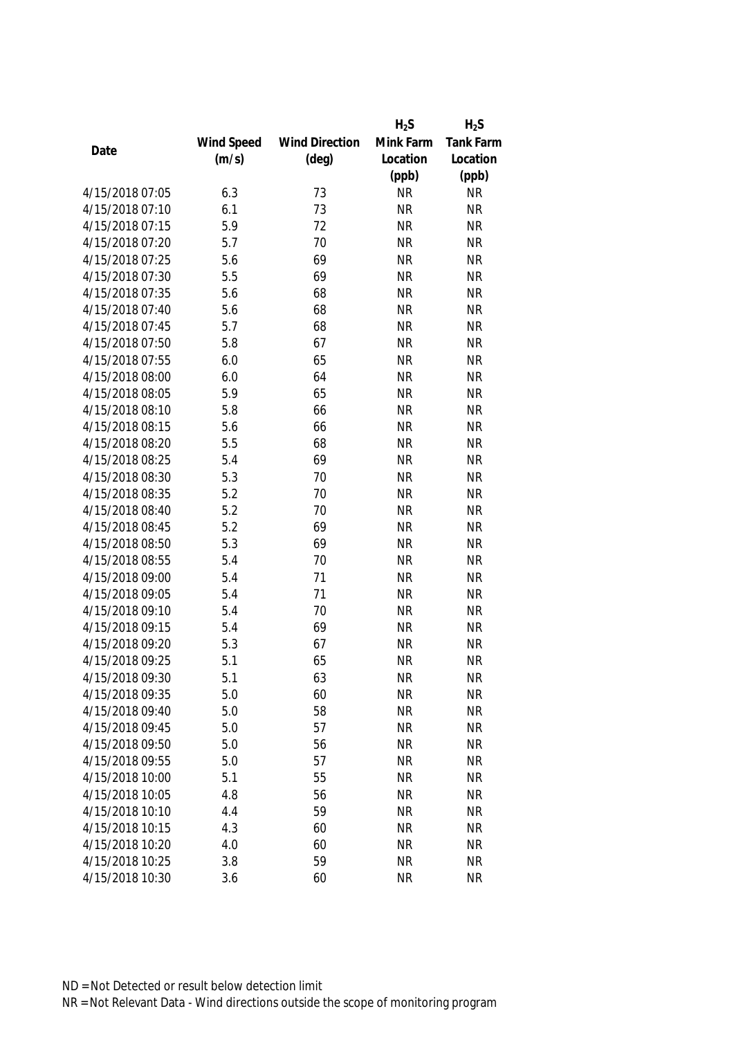| Date | Wind Speed (m/s) | Wind Direction (deg) | $H_2S$ Mink Farm Location (ppb) | $H_2S$ Tank Farm Location (ppb) |
|---|---|---|---|---|
| 4/15/2018 07:05 | 6.3 | 73 | NR | NR |
| 4/15/2018 07:10 | 6.1 | 73 | NR | NR |
| 4/15/2018 07:15 | 5.9 | 72 | NR | NR |
| 4/15/2018 07:20 | 5.7 | 70 | NR | NR |
| 4/15/2018 07:25 | 5.6 | 69 | NR | NR |
| 4/15/2018 07:30 | 5.5 | 69 | NR | NR |
| 4/15/2018 07:35 | 5.6 | 68 | NR | NR |
| 4/15/2018 07:40 | 5.6 | 68 | NR | NR |
| 4/15/2018 07:45 | 5.7 | 68 | NR | NR |
| 4/15/2018 07:50 | 5.8 | 67 | NR | NR |
| 4/15/2018 07:55 | 6.0 | 65 | NR | NR |
| 4/15/2018 08:00 | 6.0 | 64 | NR | NR |
| 4/15/2018 08:05 | 5.9 | 65 | NR | NR |
| 4/15/2018 08:10 | 5.8 | 66 | NR | NR |
| 4/15/2018 08:15 | 5.6 | 66 | NR | NR |
| 4/15/2018 08:20 | 5.5 | 68 | NR | NR |
| 4/15/2018 08:25 | 5.4 | 69 | NR | NR |
| 4/15/2018 08:30 | 5.3 | 70 | NR | NR |
| 4/15/2018 08:35 | 5.2 | 70 | NR | NR |
| 4/15/2018 08:40 | 5.2 | 70 | NR | NR |
| 4/15/2018 08:45 | 5.2 | 69 | NR | NR |
| 4/15/2018 08:50 | 5.3 | 69 | NR | NR |
| 4/15/2018 08:55 | 5.4 | 70 | NR | NR |
| 4/15/2018 09:00 | 5.4 | 71 | NR | NR |
| 4/15/2018 09:05 | 5.4 | 71 | NR | NR |
| 4/15/2018 09:10 | 5.4 | 70 | NR | NR |
| 4/15/2018 09:15 | 5.4 | 69 | NR | NR |
| 4/15/2018 09:20 | 5.3 | 67 | NR | NR |
| 4/15/2018 09:25 | 5.1 | 65 | NR | NR |
| 4/15/2018 09:30 | 5.1 | 63 | NR | NR |
| 4/15/2018 09:35 | 5.0 | 60 | NR | NR |
| 4/15/2018 09:40 | 5.0 | 58 | NR | NR |
| 4/15/2018 09:45 | 5.0 | 57 | NR | NR |
| 4/15/2018 09:50 | 5.0 | 56 | NR | NR |
| 4/15/2018 09:55 | 5.0 | 57 | NR | NR |
| 4/15/2018 10:00 | 5.1 | 55 | NR | NR |
| 4/15/2018 10:05 | 4.8 | 56 | NR | NR |
| 4/15/2018 10:10 | 4.4 | 59 | NR | NR |
| 4/15/2018 10:15 | 4.3 | 60 | NR | NR |
| 4/15/2018 10:20 | 4.0 | 60 | NR | NR |
| 4/15/2018 10:25 | 3.8 | 59 | NR | NR |
| 4/15/2018 10:30 | 3.6 | 60 | NR | NR |

ND = Not Detected or result below detection limit

NR = Not Relevant Data - Wind directions outside the scope of monitoring program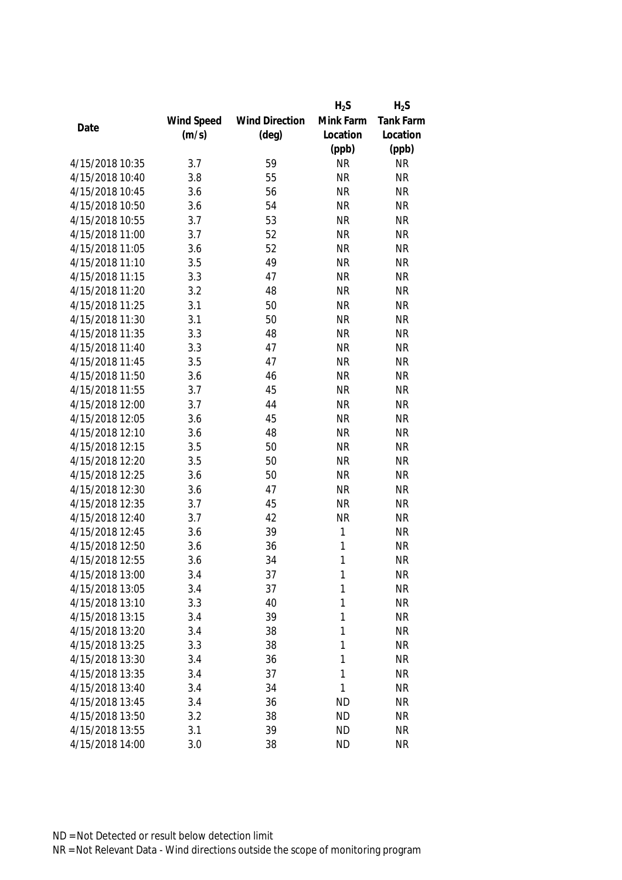| Date | Wind Speed (m/s) | Wind Direction (deg) | $H_2S$ Mink Farm Location (ppb) | $H_2S$ Tank Farm Location (ppb) |
|---|---|---|---|---|
| 4/15/2018 10:35 | 3.7 | 59 | NR | NR |
| 4/15/2018 10:40 | 3.8 | 55 | NR | NR |
| 4/15/2018 10:45 | 3.6 | 56 | NR | NR |
| 4/15/2018 10:50 | 3.6 | 54 | NR | NR |
| 4/15/2018 10:55 | 3.7 | 53 | NR | NR |
| 4/15/2018 11:00 | 3.7 | 52 | NR | NR |
| 4/15/2018 11:05 | 3.6 | 52 | NR | NR |
| 4/15/2018 11:10 | 3.5 | 49 | NR | NR |
| 4/15/2018 11:15 | 3.3 | 47 | NR | NR |
| 4/15/2018 11:20 | 3.2 | 48 | NR | NR |
| 4/15/2018 11:25 | 3.1 | 50 | NR | NR |
| 4/15/2018 11:30 | 3.1 | 50 | NR | NR |
| 4/15/2018 11:35 | 3.3 | 48 | NR | NR |
| 4/15/2018 11:40 | 3.3 | 47 | NR | NR |
| 4/15/2018 11:45 | 3.5 | 47 | NR | NR |
| 4/15/2018 11:50 | 3.6 | 46 | NR | NR |
| 4/15/2018 11:55 | 3.7 | 45 | NR | NR |
| 4/15/2018 12:00 | 3.7 | 44 | NR | NR |
| 4/15/2018 12:05 | 3.6 | 45 | NR | NR |
| 4/15/2018 12:10 | 3.6 | 48 | NR | NR |
| 4/15/2018 12:15 | 3.5 | 50 | NR | NR |
| 4/15/2018 12:20 | 3.5 | 50 | NR | NR |
| 4/15/2018 12:25 | 3.6 | 50 | NR | NR |
| 4/15/2018 12:30 | 3.6 | 47 | NR | NR |
| 4/15/2018 12:35 | 3.7 | 45 | NR | NR |
| 4/15/2018 12:40 | 3.7 | 42 | NR | NR |
| 4/15/2018 12:45 | 3.6 | 39 | 1 | NR |
| 4/15/2018 12:50 | 3.6 | 36 | 1 | NR |
| 4/15/2018 12:55 | 3.6 | 34 | 1 | NR |
| 4/15/2018 13:00 | 3.4 | 37 | 1 | NR |
| 4/15/2018 13:05 | 3.4 | 37 | 1 | NR |
| 4/15/2018 13:10 | 3.3 | 40 | 1 | NR |
| 4/15/2018 13:15 | 3.4 | 39 | 1 | NR |
| 4/15/2018 13:20 | 3.4 | 38 | 1 | NR |
| 4/15/2018 13:25 | 3.3 | 38 | 1 | NR |
| 4/15/2018 13:30 | 3.4 | 36 | 1 | NR |
| 4/15/2018 13:35 | 3.4 | 37 | 1 | NR |
| 4/15/2018 13:40 | 3.4 | 34 | 1 | NR |
| 4/15/2018 13:45 | 3.4 | 36 | ND | NR |
| 4/15/2018 13:50 | 3.2 | 38 | ND | NR |
| 4/15/2018 13:55 | 3.1 | 39 | ND | NR |
| 4/15/2018 14:00 | 3.0 | 38 | ND | NR |

ND = Not Detected or result below detection limit

NR = Not Relevant Data - Wind directions outside the scope of monitoring program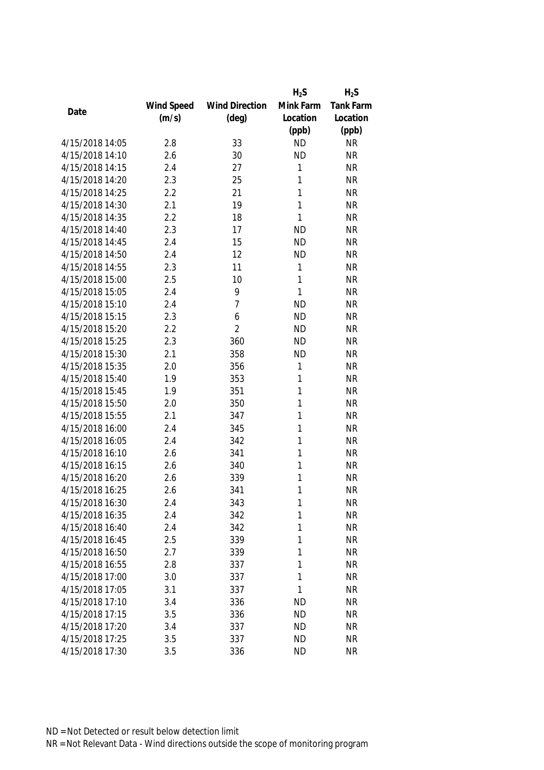| Date | Wind Speed (m/s) | Wind Direction (deg) | $H_2S$ Mink Farm Location (ppb) | $H_2S$ Tank Farm Location (ppb) |
|---|---|---|---|---|
| 4/15/2018 14:05 | 2.8 | 33 | ND | NR |
| 4/15/2018 14:10 | 2.6 | 30 | ND | NR |
| 4/15/2018 14:15 | 2.4 | 27 | 1 | NR |
| 4/15/2018 14:20 | 2.3 | 25 | 1 | NR |
| 4/15/2018 14:25 | 2.2 | 21 | 1 | NR |
| 4/15/2018 14:30 | 2.1 | 19 | 1 | NR |
| 4/15/2018 14:35 | 2.2 | 18 | 1 | NR |
| 4/15/2018 14:40 | 2.3 | 17 | ND | NR |
| 4/15/2018 14:45 | 2.4 | 15 | ND | NR |
| 4/15/2018 14:50 | 2.4 | 12 | ND | NR |
| 4/15/2018 14:55 | 2.3 | 11 | 1 | NR |
| 4/15/2018 15:00 | 2.5 | 10 | 1 | NR |
| 4/15/2018 15:05 | 2.4 | 9 | 1 | NR |
| 4/15/2018 15:10 | 2.4 | 7 | ND | NR |
| 4/15/2018 15:15 | 2.3 | 6 | ND | NR |
| 4/15/2018 15:20 | 2.2 | 2 | ND | NR |
| 4/15/2018 15:25 | 2.3 | 360 | ND | NR |
| 4/15/2018 15:30 | 2.1 | 358 | ND | NR |
| 4/15/2018 15:35 | 2.0 | 356 | 1 | NR |
| 4/15/2018 15:40 | 1.9 | 353 | 1 | NR |
| 4/15/2018 15:45 | 1.9 | 351 | 1 | NR |
| 4/15/2018 15:50 | 2.0 | 350 | 1 | NR |
| 4/15/2018 15:55 | 2.1 | 347 | 1 | NR |
| 4/15/2018 16:00 | 2.4 | 345 | 1 | NR |
| 4/15/2018 16:05 | 2.4 | 342 | 1 | NR |
| 4/15/2018 16:10 | 2.6 | 341 | 1 | NR |
| 4/15/2018 16:15 | 2.6 | 340 | 1 | NR |
| 4/15/2018 16:20 | 2.6 | 339 | 1 | NR |
| 4/15/2018 16:25 | 2.6 | 341 | 1 | NR |
| 4/15/2018 16:30 | 2.4 | 343 | 1 | NR |
| 4/15/2018 16:35 | 2.4 | 342 | 1 | NR |
| 4/15/2018 16:40 | 2.4 | 342 | 1 | NR |
| 4/15/2018 16:45 | 2.5 | 339 | 1 | NR |
| 4/15/2018 16:50 | 2.7 | 339 | 1 | NR |
| 4/15/2018 16:55 | 2.8 | 337 | 1 | NR |
| 4/15/2018 17:00 | 3.0 | 337 | 1 | NR |
| 4/15/2018 17:05 | 3.1 | 337 | 1 | NR |
| 4/15/2018 17:10 | 3.4 | 336 | ND | NR |
| 4/15/2018 17:15 | 3.5 | 336 | ND | NR |
| 4/15/2018 17:20 | 3.4 | 337 | ND | NR |
| 4/15/2018 17:25 | 3.5 | 337 | ND | NR |
| 4/15/2018 17:30 | 3.5 | 336 | ND | NR |

ND = Not Detected or result below detection limit

NR = Not Relevant Data - Wind directions outside the scope of monitoring program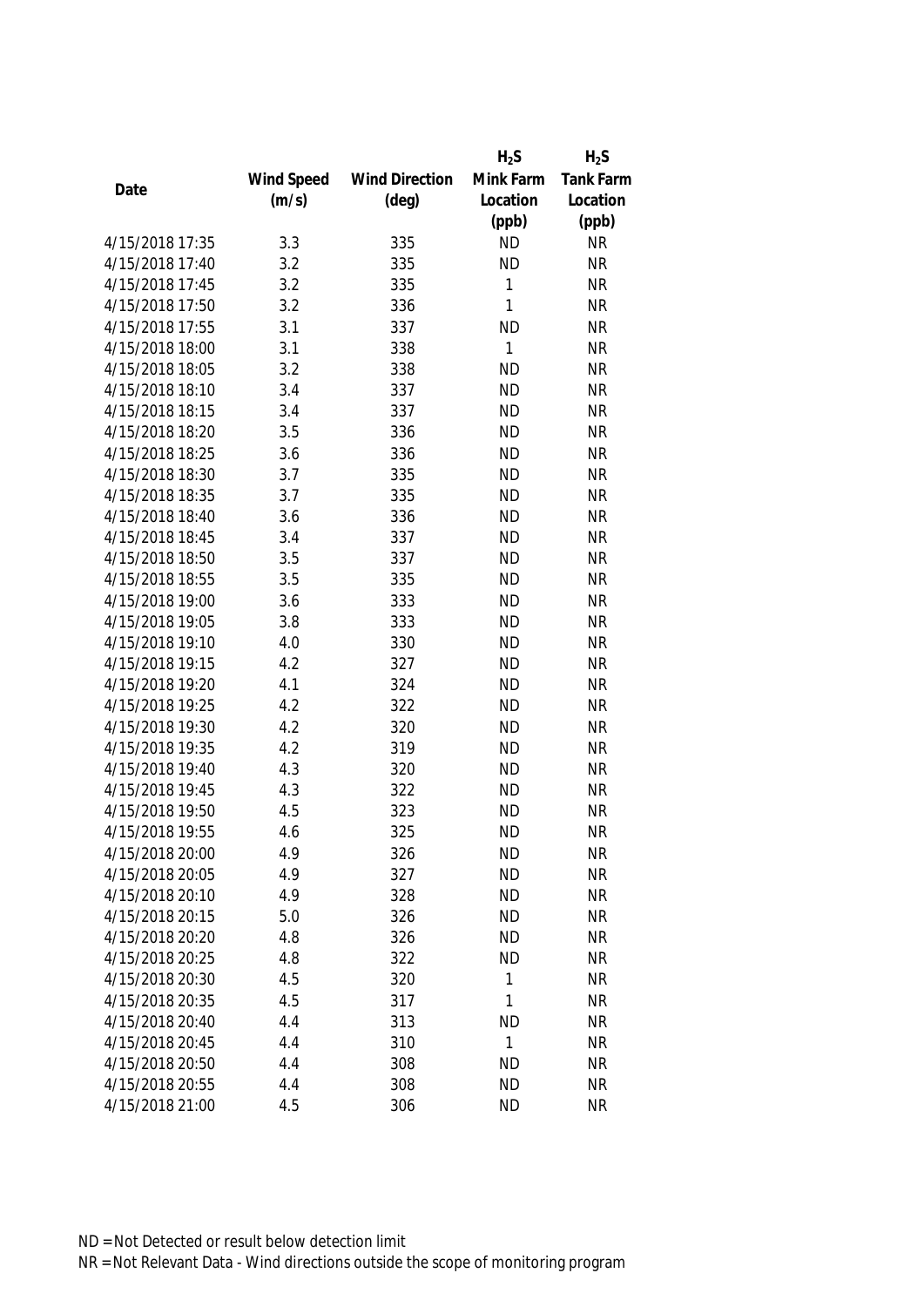| Date | Wind Speed (m/s) | Wind Direction (deg) | $H_2S$ Mink Farm Location (ppb) | $H_2S$ Tank Farm Location (ppb) |
|---|---|---|---|---|
| 4/15/2018 17:35 | 3.3 | 335 | ND | NR |
| 4/15/2018 17:40 | 3.2 | 335 | ND | NR |
| 4/15/2018 17:45 | 3.2 | 335 | 1 | NR |
| 4/15/2018 17:50 | 3.2 | 336 | 1 | NR |
| 4/15/2018 17:55 | 3.1 | 337 | ND | NR |
| 4/15/2018 18:00 | 3.1 | 338 | 1 | NR |
| 4/15/2018 18:05 | 3.2 | 338 | ND | NR |
| 4/15/2018 18:10 | 3.4 | 337 | ND | NR |
| 4/15/2018 18:15 | 3.4 | 337 | ND | NR |
| 4/15/2018 18:20 | 3.5 | 336 | ND | NR |
| 4/15/2018 18:25 | 3.6 | 336 | ND | NR |
| 4/15/2018 18:30 | 3.7 | 335 | ND | NR |
| 4/15/2018 18:35 | 3.7 | 335 | ND | NR |
| 4/15/2018 18:40 | 3.6 | 336 | ND | NR |
| 4/15/2018 18:45 | 3.4 | 337 | ND | NR |
| 4/15/2018 18:50 | 3.5 | 337 | ND | NR |
| 4/15/2018 18:55 | 3.5 | 335 | ND | NR |
| 4/15/2018 19:00 | 3.6 | 333 | ND | NR |
| 4/15/2018 19:05 | 3.8 | 333 | ND | NR |
| 4/15/2018 19:10 | 4.0 | 330 | ND | NR |
| 4/15/2018 19:15 | 4.2 | 327 | ND | NR |
| 4/15/2018 19:20 | 4.1 | 324 | ND | NR |
| 4/15/2018 19:25 | 4.2 | 322 | ND | NR |
| 4/15/2018 19:30 | 4.2 | 320 | ND | NR |
| 4/15/2018 19:35 | 4.2 | 319 | ND | NR |
| 4/15/2018 19:40 | 4.3 | 320 | ND | NR |
| 4/15/2018 19:45 | 4.3 | 322 | ND | NR |
| 4/15/2018 19:50 | 4.5 | 323 | ND | NR |
| 4/15/2018 19:55 | 4.6 | 325 | ND | NR |
| 4/15/2018 20:00 | 4.9 | 326 | ND | NR |
| 4/15/2018 20:05 | 4.9 | 327 | ND | NR |
| 4/15/2018 20:10 | 4.9 | 328 | ND | NR |
| 4/15/2018 20:15 | 5.0 | 326 | ND | NR |
| 4/15/2018 20:20 | 4.8 | 326 | ND | NR |
| 4/15/2018 20:25 | 4.8 | 322 | ND | NR |
| 4/15/2018 20:30 | 4.5 | 320 | 1 | NR |
| 4/15/2018 20:35 | 4.5 | 317 | 1 | NR |
| 4/15/2018 20:40 | 4.4 | 313 | ND | NR |
| 4/15/2018 20:45 | 4.4 | 310 | 1 | NR |
| 4/15/2018 20:50 | 4.4 | 308 | ND | NR |
| 4/15/2018 20:55 | 4.4 | 308 | ND | NR |
| 4/15/2018 21:00 | 4.5 | 306 | ND | NR |

ND = Not Detected or result below detection limit

NR = Not Relevant Data - Wind directions outside the scope of monitoring program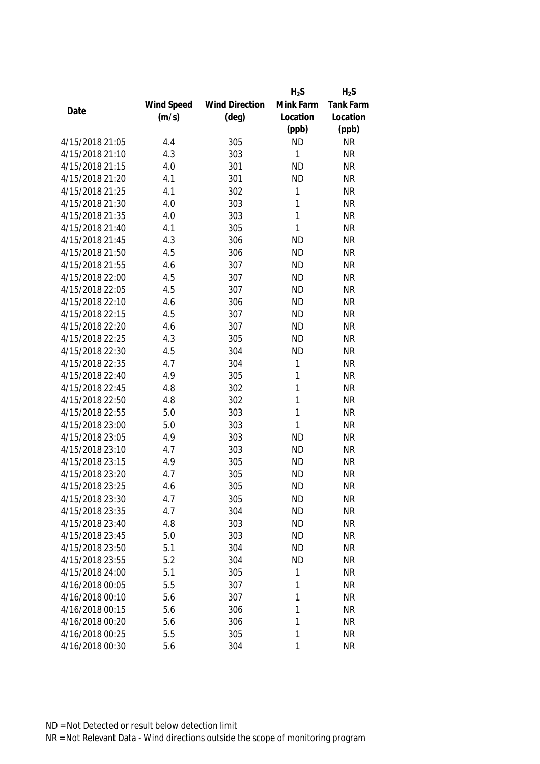| Date | Wind Speed (m/s) | Wind Direction (deg) | $H_2S$ Mink Farm Location (ppb) | $H_2S$ Tank Farm Location (ppb) |
|---|---|---|---|---|
| 4/15/2018 21:05 | 4.4 | 305 | ND | NR |
| 4/15/2018 21:10 | 4.3 | 303 | 1 | NR |
| 4/15/2018 21:15 | 4.0 | 301 | ND | NR |
| 4/15/2018 21:20 | 4.1 | 301 | ND | NR |
| 4/15/2018 21:25 | 4.1 | 302 | 1 | NR |
| 4/15/2018 21:30 | 4.0 | 303 | 1 | NR |
| 4/15/2018 21:35 | 4.0 | 303 | 1 | NR |
| 4/15/2018 21:40 | 4.1 | 305 | 1 | NR |
| 4/15/2018 21:45 | 4.3 | 306 | ND | NR |
| 4/15/2018 21:50 | 4.5 | 306 | ND | NR |
| 4/15/2018 21:55 | 4.6 | 307 | ND | NR |
| 4/15/2018 22:00 | 4.5 | 307 | ND | NR |
| 4/15/2018 22:05 | 4.5 | 307 | ND | NR |
| 4/15/2018 22:10 | 4.6 | 306 | ND | NR |
| 4/15/2018 22:15 | 4.5 | 307 | ND | NR |
| 4/15/2018 22:20 | 4.6 | 307 | ND | NR |
| 4/15/2018 22:25 | 4.3 | 305 | ND | NR |
| 4/15/2018 22:30 | 4.5 | 304 | ND | NR |
| 4/15/2018 22:35 | 4.7 | 304 | 1 | NR |
| 4/15/2018 22:40 | 4.9 | 305 | 1 | NR |
| 4/15/2018 22:45 | 4.8 | 302 | 1 | NR |
| 4/15/2018 22:50 | 4.8 | 302 | 1 | NR |
| 4/15/2018 22:55 | 5.0 | 303 | 1 | NR |
| 4/15/2018 23:00 | 5.0 | 303 | 1 | NR |
| 4/15/2018 23:05 | 4.9 | 303 | ND | NR |
| 4/15/2018 23:10 | 4.7 | 303 | ND | NR |
| 4/15/2018 23:15 | 4.9 | 305 | ND | NR |
| 4/15/2018 23:20 | 4.7 | 305 | ND | NR |
| 4/15/2018 23:25 | 4.6 | 305 | ND | NR |
| 4/15/2018 23:30 | 4.7 | 305 | ND | NR |
| 4/15/2018 23:35 | 4.7 | 304 | ND | NR |
| 4/15/2018 23:40 | 4.8 | 303 | ND | NR |
| 4/15/2018 23:45 | 5.0 | 303 | ND | NR |
| 4/15/2018 23:50 | 5.1 | 304 | ND | NR |
| 4/15/2018 23:55 | 5.2 | 304 | ND | NR |
| 4/15/2018 24:00 | 5.1 | 305 | 1 | NR |
| 4/16/2018 00:05 | 5.5 | 307 | 1 | NR |
| 4/16/2018 00:10 | 5.6 | 307 | 1 | NR |
| 4/16/2018 00:15 | 5.6 | 306 | 1 | NR |
| 4/16/2018 00:20 | 5.6 | 306 | 1 | NR |
| 4/16/2018 00:25 | 5.5 | 305 | 1 | NR |
| 4/16/2018 00:30 | 5.6 | 304 | 1 | NR |

ND = Not Detected or result below detection limit

NR = Not Relevant Data - Wind directions outside the scope of monitoring program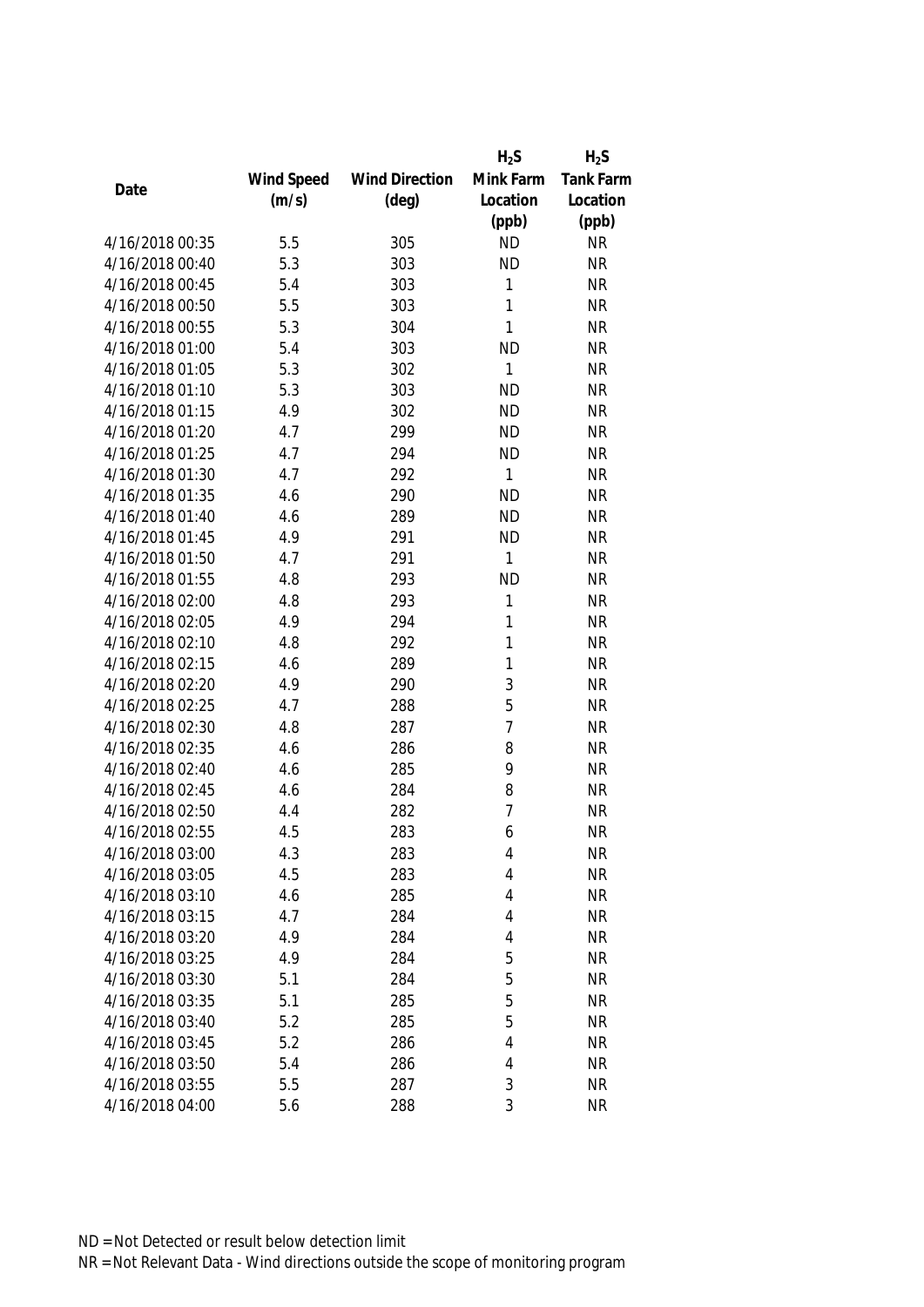| Date | Wind Speed (m/s) | Wind Direction (deg) | $H_2S$ Mink Farm Location (ppb) | $H_2S$ Tank Farm Location (ppb) |
|---|---|---|---|---|
| 4/16/2018 00:35 | 5.5 | 305 | ND | NR |
| 4/16/2018 00:40 | 5.3 | 303 | ND | NR |
| 4/16/2018 00:45 | 5.4 | 303 | 1 | NR |
| 4/16/2018 00:50 | 5.5 | 303 | 1 | NR |
| 4/16/2018 00:55 | 5.3 | 304 | 1 | NR |
| 4/16/2018 01:00 | 5.4 | 303 | ND | NR |
| 4/16/2018 01:05 | 5.3 | 302 | 1 | NR |
| 4/16/2018 01:10 | 5.3 | 303 | ND | NR |
| 4/16/2018 01:15 | 4.9 | 302 | ND | NR |
| 4/16/2018 01:20 | 4.7 | 299 | ND | NR |
| 4/16/2018 01:25 | 4.7 | 294 | ND | NR |
| 4/16/2018 01:30 | 4.7 | 292 | 1 | NR |
| 4/16/2018 01:35 | 4.6 | 290 | ND | NR |
| 4/16/2018 01:40 | 4.6 | 289 | ND | NR |
| 4/16/2018 01:45 | 4.9 | 291 | ND | NR |
| 4/16/2018 01:50 | 4.7 | 291 | 1 | NR |
| 4/16/2018 01:55 | 4.8 | 293 | ND | NR |
| 4/16/2018 02:00 | 4.8 | 293 | 1 | NR |
| 4/16/2018 02:05 | 4.9 | 294 | 1 | NR |
| 4/16/2018 02:10 | 4.8 | 292 | 1 | NR |
| 4/16/2018 02:15 | 4.6 | 289 | 1 | NR |
| 4/16/2018 02:20 | 4.9 | 290 | 3 | NR |
| 4/16/2018 02:25 | 4.7 | 288 | 5 | NR |
| 4/16/2018 02:30 | 4.8 | 287 | 7 | NR |
| 4/16/2018 02:35 | 4.6 | 286 | 8 | NR |
| 4/16/2018 02:40 | 4.6 | 285 | 9 | NR |
| 4/16/2018 02:45 | 4.6 | 284 | 8 | NR |
| 4/16/2018 02:50 | 4.4 | 282 | 7 | NR |
| 4/16/2018 02:55 | 4.5 | 283 | 6 | NR |
| 4/16/2018 03:00 | 4.3 | 283 | 4 | NR |
| 4/16/2018 03:05 | 4.5 | 283 | 4 | NR |
| 4/16/2018 03:10 | 4.6 | 285 | 4 | NR |
| 4/16/2018 03:15 | 4.7 | 284 | 4 | NR |
| 4/16/2018 03:20 | 4.9 | 284 | 4 | NR |
| 4/16/2018 03:25 | 4.9 | 284 | 5 | NR |
| 4/16/2018 03:30 | 5.1 | 284 | 5 | NR |
| 4/16/2018 03:35 | 5.1 | 285 | 5 | NR |
| 4/16/2018 03:40 | 5.2 | 285 | 5 | NR |
| 4/16/2018 03:45 | 5.2 | 286 | 4 | NR |
| 4/16/2018 03:50 | 5.4 | 286 | 4 | NR |
| 4/16/2018 03:55 | 5.5 | 287 | 3 | NR |
| 4/16/2018 04:00 | 5.6 | 288 | 3 | NR |

ND = Not Detected or result below detection limit

NR = Not Relevant Data - Wind directions outside the scope of monitoring program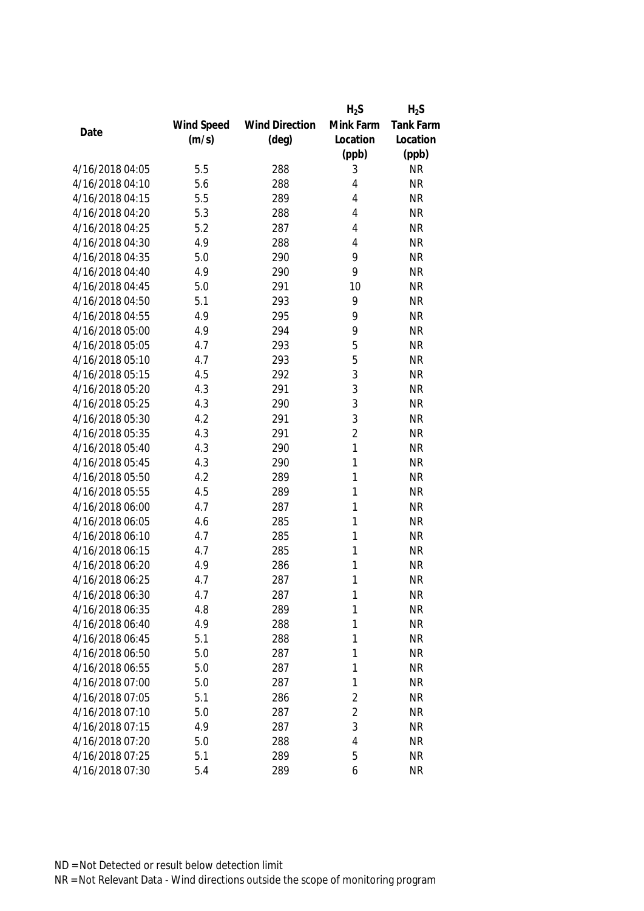| Date | Wind Speed (m/s) | Wind Direction (deg) | $H_2S$ Mink Farm Location (ppb) | $H_2S$ Tank Farm Location (ppb) |
|---|---|---|---|---|
| 4/16/2018 04:05 | 5.5 | 288 | 3 | NR |
| 4/16/2018 04:10 | 5.6 | 288 | 4 | NR |
| 4/16/2018 04:15 | 5.5 | 289 | 4 | NR |
| 4/16/2018 04:20 | 5.3 | 288 | 4 | NR |
| 4/16/2018 04:25 | 5.2 | 287 | 4 | NR |
| 4/16/2018 04:30 | 4.9 | 288 | 4 | NR |
| 4/16/2018 04:35 | 5.0 | 290 | 9 | NR |
| 4/16/2018 04:40 | 4.9 | 290 | 9 | NR |
| 4/16/2018 04:45 | 5.0 | 291 | 10 | NR |
| 4/16/2018 04:50 | 5.1 | 293 | 9 | NR |
| 4/16/2018 04:55 | 4.9 | 295 | 9 | NR |
| 4/16/2018 05:00 | 4.9 | 294 | 9 | NR |
| 4/16/2018 05:05 | 4.7 | 293 | 5 | NR |
| 4/16/2018 05:10 | 4.7 | 293 | 5 | NR |
| 4/16/2018 05:15 | 4.5 | 292 | 3 | NR |
| 4/16/2018 05:20 | 4.3 | 291 | 3 | NR |
| 4/16/2018 05:25 | 4.3 | 290 | 3 | NR |
| 4/16/2018 05:30 | 4.2 | 291 | 3 | NR |
| 4/16/2018 05:35 | 4.3 | 291 | 2 | NR |
| 4/16/2018 05:40 | 4.3 | 290 | 1 | NR |
| 4/16/2018 05:45 | 4.3 | 290 | 1 | NR |
| 4/16/2018 05:50 | 4.2 | 289 | 1 | NR |
| 4/16/2018 05:55 | 4.5 | 289 | 1 | NR |
| 4/16/2018 06:00 | 4.7 | 287 | 1 | NR |
| 4/16/2018 06:05 | 4.6 | 285 | 1 | NR |
| 4/16/2018 06:10 | 4.7 | 285 | 1 | NR |
| 4/16/2018 06:15 | 4.7 | 285 | 1 | NR |
| 4/16/2018 06:20 | 4.9 | 286 | 1 | NR |
| 4/16/2018 06:25 | 4.7 | 287 | 1 | NR |
| 4/16/2018 06:30 | 4.7 | 287 | 1 | NR |
| 4/16/2018 06:35 | 4.8 | 289 | 1 | NR |
| 4/16/2018 06:40 | 4.9 | 288 | 1 | NR |
| 4/16/2018 06:45 | 5.1 | 288 | 1 | NR |
| 4/16/2018 06:50 | 5.0 | 287 | 1 | NR |
| 4/16/2018 06:55 | 5.0 | 287 | 1 | NR |
| 4/16/2018 07:00 | 5.0 | 287 | 1 | NR |
| 4/16/2018 07:05 | 5.1 | 286 | 2 | NR |
| 4/16/2018 07:10 | 5.0 | 287 | 2 | NR |
| 4/16/2018 07:15 | 4.9 | 287 | 3 | NR |
| 4/16/2018 07:20 | 5.0 | 288 | 4 | NR |
| 4/16/2018 07:25 | 5.1 | 289 | 5 | NR |
| 4/16/2018 07:30 | 5.4 | 289 | 6 | NR |

ND = Not Detected or result below detection limit

NR = Not Relevant Data - Wind directions outside the scope of monitoring program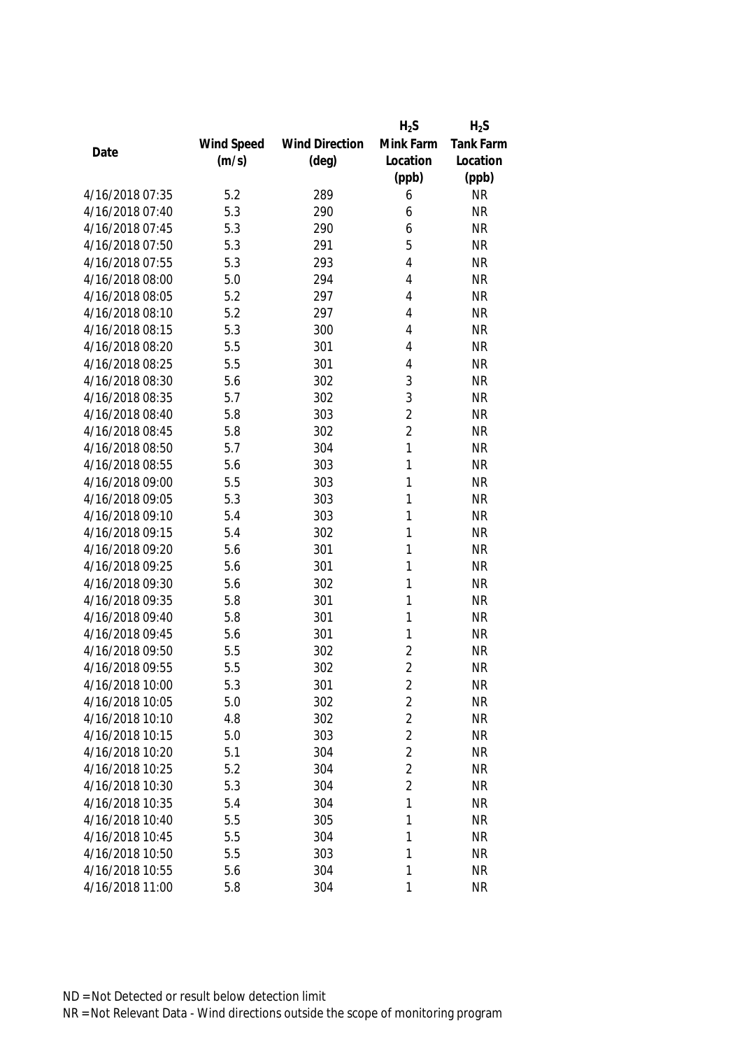| Date | Wind Speed (m/s) | Wind Direction (deg) | $H_2S$ Mink Farm Location (ppb) | $H_2S$ Tank Farm Location (ppb) |
|---|---|---|---|---|
| 4/16/2018 07:35 | 5.2 | 289 | 6 | NR |
| 4/16/2018 07:40 | 5.3 | 290 | 6 | NR |
| 4/16/2018 07:45 | 5.3 | 290 | 6 | NR |
| 4/16/2018 07:50 | 5.3 | 291 | 5 | NR |
| 4/16/2018 07:55 | 5.3 | 293 | 4 | NR |
| 4/16/2018 08:00 | 5.0 | 294 | 4 | NR |
| 4/16/2018 08:05 | 5.2 | 297 | 4 | NR |
| 4/16/2018 08:10 | 5.2 | 297 | 4 | NR |
| 4/16/2018 08:15 | 5.3 | 300 | 4 | NR |
| 4/16/2018 08:20 | 5.5 | 301 | 4 | NR |
| 4/16/2018 08:25 | 5.5 | 301 | 4 | NR |
| 4/16/2018 08:30 | 5.6 | 302 | 3 | NR |
| 4/16/2018 08:35 | 5.7 | 302 | 3 | NR |
| 4/16/2018 08:40 | 5.8 | 303 | 2 | NR |
| 4/16/2018 08:45 | 5.8 | 302 | 2 | NR |
| 4/16/2018 08:50 | 5.7 | 304 | 1 | NR |
| 4/16/2018 08:55 | 5.6 | 303 | 1 | NR |
| 4/16/2018 09:00 | 5.5 | 303 | 1 | NR |
| 4/16/2018 09:05 | 5.3 | 303 | 1 | NR |
| 4/16/2018 09:10 | 5.4 | 303 | 1 | NR |
| 4/16/2018 09:15 | 5.4 | 302 | 1 | NR |
| 4/16/2018 09:20 | 5.6 | 301 | 1 | NR |
| 4/16/2018 09:25 | 5.6 | 301 | 1 | NR |
| 4/16/2018 09:30 | 5.6 | 302 | 1 | NR |
| 4/16/2018 09:35 | 5.8 | 301 | 1 | NR |
| 4/16/2018 09:40 | 5.8 | 301 | 1 | NR |
| 4/16/2018 09:45 | 5.6 | 301 | 1 | NR |
| 4/16/2018 09:50 | 5.5 | 302 | 2 | NR |
| 4/16/2018 09:55 | 5.5 | 302 | 2 | NR |
| 4/16/2018 10:00 | 5.3 | 301 | 2 | NR |
| 4/16/2018 10:05 | 5.0 | 302 | 2 | NR |
| 4/16/2018 10:10 | 4.8 | 302 | 2 | NR |
| 4/16/2018 10:15 | 5.0 | 303 | 2 | NR |
| 4/16/2018 10:20 | 5.1 | 304 | 2 | NR |
| 4/16/2018 10:25 | 5.2 | 304 | 2 | NR |
| 4/16/2018 10:30 | 5.3 | 304 | 2 | NR |
| 4/16/2018 10:35 | 5.4 | 304 | 1 | NR |
| 4/16/2018 10:40 | 5.5 | 305 | 1 | NR |
| 4/16/2018 10:45 | 5.5 | 304 | 1 | NR |
| 4/16/2018 10:50 | 5.5 | 303 | 1 | NR |
| 4/16/2018 10:55 | 5.6 | 304 | 1 | NR |
| 4/16/2018 11:00 | 5.8 | 304 | 1 | NR |

ND = Not Detected or result below detection limit
NR = Not Relevant Data - Wind directions outside the scope of monitoring program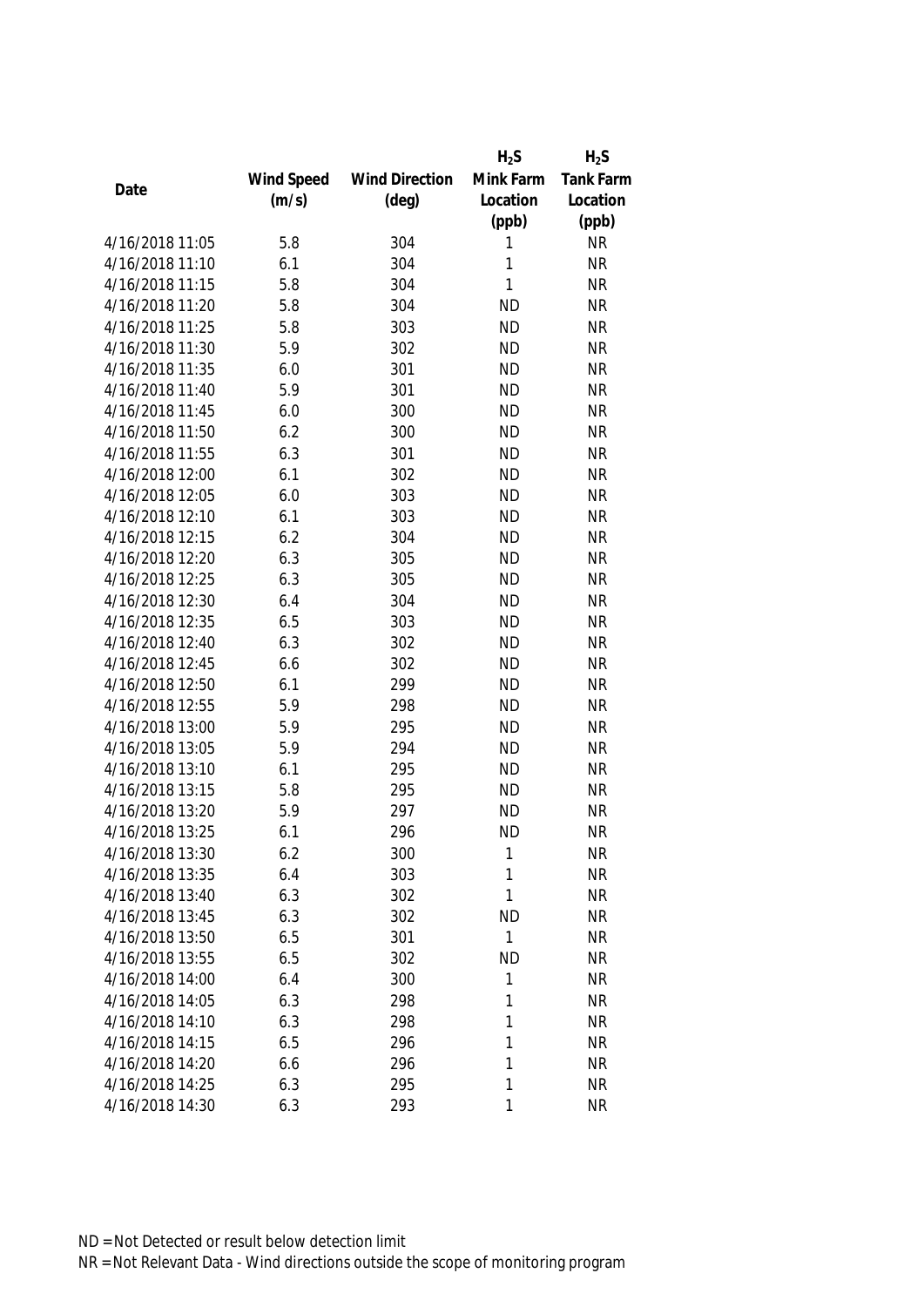| Date | Wind Speed (m/s) | Wind Direction (deg) | $H_2S$ Mink Farm Location (ppb) | $H_2S$ Tank Farm Location (ppb) |
|---|---|---|---|---|
| 4/16/2018 11:05 | 5.8 | 304 | 1 | NR |
| 4/16/2018 11:10 | 6.1 | 304 | 1 | NR |
| 4/16/2018 11:15 | 5.8 | 304 | 1 | NR |
| 4/16/2018 11:20 | 5.8 | 304 | ND | NR |
| 4/16/2018 11:25 | 5.8 | 303 | ND | NR |
| 4/16/2018 11:30 | 5.9 | 302 | ND | NR |
| 4/16/2018 11:35 | 6.0 | 301 | ND | NR |
| 4/16/2018 11:40 | 5.9 | 301 | ND | NR |
| 4/16/2018 11:45 | 6.0 | 300 | ND | NR |
| 4/16/2018 11:50 | 6.2 | 300 | ND | NR |
| 4/16/2018 11:55 | 6.3 | 301 | ND | NR |
| 4/16/2018 12:00 | 6.1 | 302 | ND | NR |
| 4/16/2018 12:05 | 6.0 | 303 | ND | NR |
| 4/16/2018 12:10 | 6.1 | 303 | ND | NR |
| 4/16/2018 12:15 | 6.2 | 304 | ND | NR |
| 4/16/2018 12:20 | 6.3 | 305 | ND | NR |
| 4/16/2018 12:25 | 6.3 | 305 | ND | NR |
| 4/16/2018 12:30 | 6.4 | 304 | ND | NR |
| 4/16/2018 12:35 | 6.5 | 303 | ND | NR |
| 4/16/2018 12:40 | 6.3 | 302 | ND | NR |
| 4/16/2018 12:45 | 6.6 | 302 | ND | NR |
| 4/16/2018 12:50 | 6.1 | 299 | ND | NR |
| 4/16/2018 12:55 | 5.9 | 298 | ND | NR |
| 4/16/2018 13:00 | 5.9 | 295 | ND | NR |
| 4/16/2018 13:05 | 5.9 | 294 | ND | NR |
| 4/16/2018 13:10 | 6.1 | 295 | ND | NR |
| 4/16/2018 13:15 | 5.8 | 295 | ND | NR |
| 4/16/2018 13:20 | 5.9 | 297 | ND | NR |
| 4/16/2018 13:25 | 6.1 | 296 | ND | NR |
| 4/16/2018 13:30 | 6.2 | 300 | 1 | NR |
| 4/16/2018 13:35 | 6.4 | 303 | 1 | NR |
| 4/16/2018 13:40 | 6.3 | 302 | 1 | NR |
| 4/16/2018 13:45 | 6.3 | 302 | ND | NR |
| 4/16/2018 13:50 | 6.5 | 301 | 1 | NR |
| 4/16/2018 13:55 | 6.5 | 302 | ND | NR |
| 4/16/2018 14:00 | 6.4 | 300 | 1 | NR |
| 4/16/2018 14:05 | 6.3 | 298 | 1 | NR |
| 4/16/2018 14:10 | 6.3 | 298 | 1 | NR |
| 4/16/2018 14:15 | 6.5 | 296 | 1 | NR |
| 4/16/2018 14:20 | 6.6 | 296 | 1 | NR |
| 4/16/2018 14:25 | 6.3 | 295 | 1 | NR |
| 4/16/2018 14:30 | 6.3 | 293 | 1 | NR |

ND = Not Detected or result below detection limit

NR = Not Relevant Data - Wind directions outside the scope of monitoring program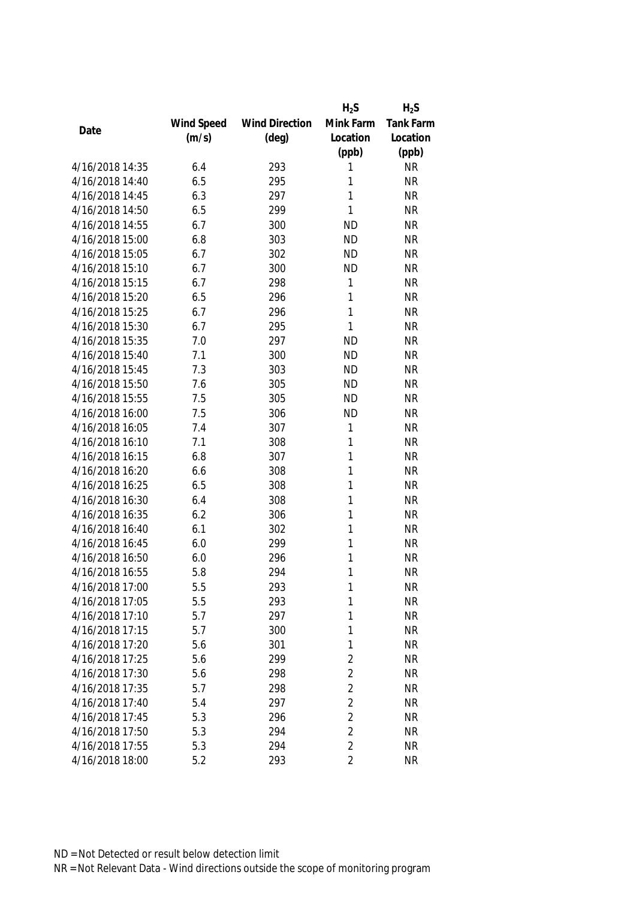| Date | Wind Speed (m/s) | Wind Direction (deg) | $H_2S$ Mink Farm Location (ppb) | $H_2S$ Tank Farm Location (ppb) |
|---|---|---|---|---|
| 4/16/2018 14:35 | 6.4 | 293 | 1 | NR |
| 4/16/2018 14:40 | 6.5 | 295 | 1 | NR |
| 4/16/2018 14:45 | 6.3 | 297 | 1 | NR |
| 4/16/2018 14:50 | 6.5 | 299 | 1 | NR |
| 4/16/2018 14:55 | 6.7 | 300 | ND | NR |
| 4/16/2018 15:00 | 6.8 | 303 | ND | NR |
| 4/16/2018 15:05 | 6.7 | 302 | ND | NR |
| 4/16/2018 15:10 | 6.7 | 300 | ND | NR |
| 4/16/2018 15:15 | 6.7 | 298 | 1 | NR |
| 4/16/2018 15:20 | 6.5 | 296 | 1 | NR |
| 4/16/2018 15:25 | 6.7 | 296 | 1 | NR |
| 4/16/2018 15:30 | 6.7 | 295 | 1 | NR |
| 4/16/2018 15:35 | 7.0 | 297 | ND | NR |
| 4/16/2018 15:40 | 7.1 | 300 | ND | NR |
| 4/16/2018 15:45 | 7.3 | 303 | ND | NR |
| 4/16/2018 15:50 | 7.6 | 305 | ND | NR |
| 4/16/2018 15:55 | 7.5 | 305 | ND | NR |
| 4/16/2018 16:00 | 7.5 | 306 | ND | NR |
| 4/16/2018 16:05 | 7.4 | 307 | 1 | NR |
| 4/16/2018 16:10 | 7.1 | 308 | 1 | NR |
| 4/16/2018 16:15 | 6.8 | 307 | 1 | NR |
| 4/16/2018 16:20 | 6.6 | 308 | 1 | NR |
| 4/16/2018 16:25 | 6.5 | 308 | 1 | NR |
| 4/16/2018 16:30 | 6.4 | 308 | 1 | NR |
| 4/16/2018 16:35 | 6.2 | 306 | 1 | NR |
| 4/16/2018 16:40 | 6.1 | 302 | 1 | NR |
| 4/16/2018 16:45 | 6.0 | 299 | 1 | NR |
| 4/16/2018 16:50 | 6.0 | 296 | 1 | NR |
| 4/16/2018 16:55 | 5.8 | 294 | 1 | NR |
| 4/16/2018 17:00 | 5.5 | 293 | 1 | NR |
| 4/16/2018 17:05 | 5.5 | 293 | 1 | NR |
| 4/16/2018 17:10 | 5.7 | 297 | 1 | NR |
| 4/16/2018 17:15 | 5.7 | 300 | 1 | NR |
| 4/16/2018 17:20 | 5.6 | 301 | 1 | NR |
| 4/16/2018 17:25 | 5.6 | 299 | 2 | NR |
| 4/16/2018 17:30 | 5.6 | 298 | 2 | NR |
| 4/16/2018 17:35 | 5.7 | 298 | 2 | NR |
| 4/16/2018 17:40 | 5.4 | 297 | 2 | NR |
| 4/16/2018 17:45 | 5.3 | 296 | 2 | NR |
| 4/16/2018 17:50 | 5.3 | 294 | 2 | NR |
| 4/16/2018 17:55 | 5.3 | 294 | 2 | NR |
| 4/16/2018 18:00 | 5.2 | 293 | 2 | NR |

ND = Not Detected or result below detection limit

NR = Not Relevant Data - Wind directions outside the scope of monitoring program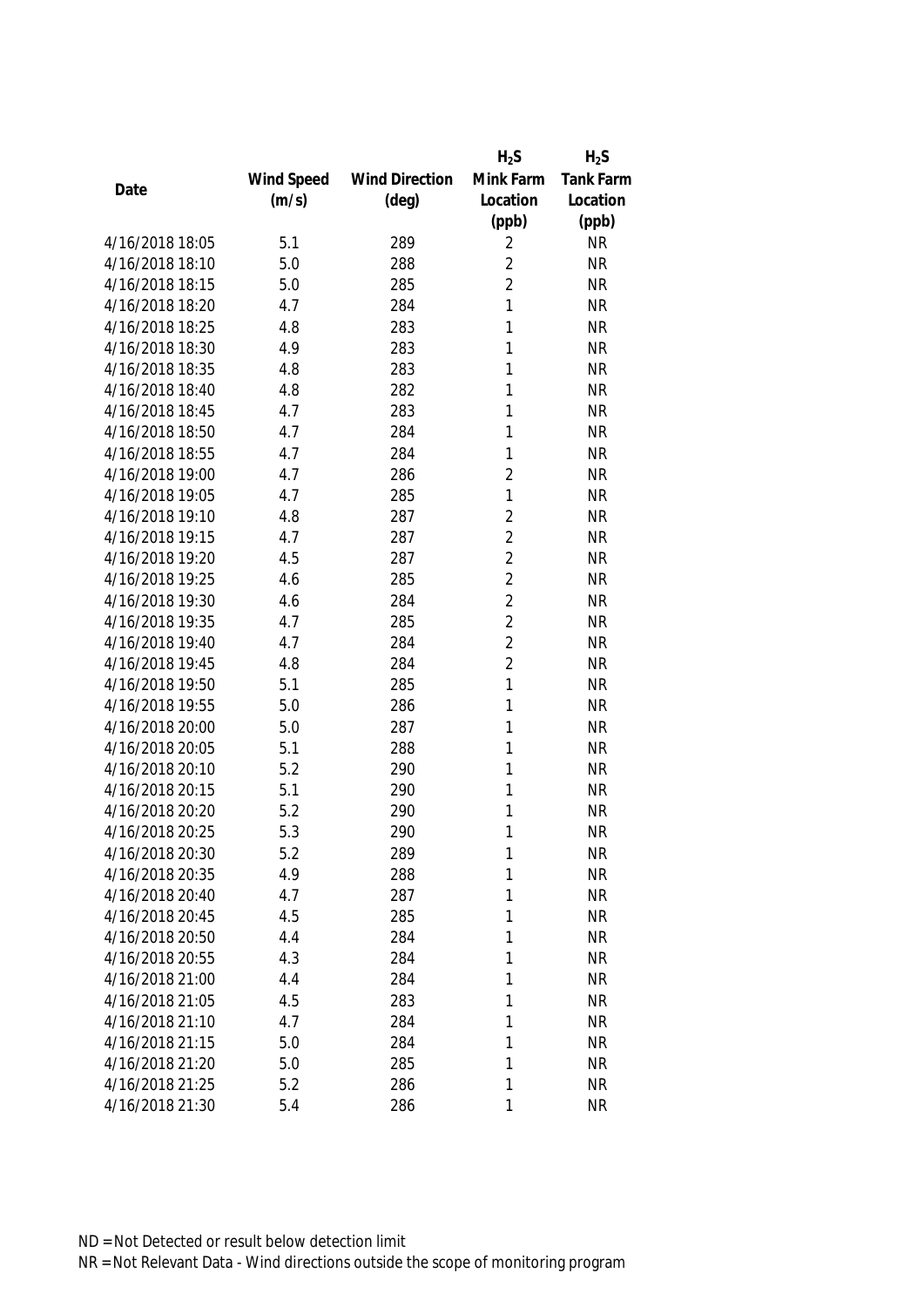| Date | Wind Speed (m/s) | Wind Direction (deg) | $H_2S$ Mink Farm Location (ppb) | $H_2S$ Tank Farm Location (ppb) |
|---|---|---|---|---|
| 4/16/2018 18:05 | 5.1 | 289 | 2 | NR |
| 4/16/2018 18:10 | 5.0 | 288 | 2 | NR |
| 4/16/2018 18:15 | 5.0 | 285 | 2 | NR |
| 4/16/2018 18:20 | 4.7 | 284 | 1 | NR |
| 4/16/2018 18:25 | 4.8 | 283 | 1 | NR |
| 4/16/2018 18:30 | 4.9 | 283 | 1 | NR |
| 4/16/2018 18:35 | 4.8 | 283 | 1 | NR |
| 4/16/2018 18:40 | 4.8 | 282 | 1 | NR |
| 4/16/2018 18:45 | 4.7 | 283 | 1 | NR |
| 4/16/2018 18:50 | 4.7 | 284 | 1 | NR |
| 4/16/2018 18:55 | 4.7 | 284 | 1 | NR |
| 4/16/2018 19:00 | 4.7 | 286 | 2 | NR |
| 4/16/2018 19:05 | 4.7 | 285 | 1 | NR |
| 4/16/2018 19:10 | 4.8 | 287 | 2 | NR |
| 4/16/2018 19:15 | 4.7 | 287 | 2 | NR |
| 4/16/2018 19:20 | 4.5 | 287 | 2 | NR |
| 4/16/2018 19:25 | 4.6 | 285 | 2 | NR |
| 4/16/2018 19:30 | 4.6 | 284 | 2 | NR |
| 4/16/2018 19:35 | 4.7 | 285 | 2 | NR |
| 4/16/2018 19:40 | 4.7 | 284 | 2 | NR |
| 4/16/2018 19:45 | 4.8 | 284 | 2 | NR |
| 4/16/2018 19:50 | 5.1 | 285 | 1 | NR |
| 4/16/2018 19:55 | 5.0 | 286 | 1 | NR |
| 4/16/2018 20:00 | 5.0 | 287 | 1 | NR |
| 4/16/2018 20:05 | 5.1 | 288 | 1 | NR |
| 4/16/2018 20:10 | 5.2 | 290 | 1 | NR |
| 4/16/2018 20:15 | 5.1 | 290 | 1 | NR |
| 4/16/2018 20:20 | 5.2 | 290 | 1 | NR |
| 4/16/2018 20:25 | 5.3 | 290 | 1 | NR |
| 4/16/2018 20:30 | 5.2 | 289 | 1 | NR |
| 4/16/2018 20:35 | 4.9 | 288 | 1 | NR |
| 4/16/2018 20:40 | 4.7 | 287 | 1 | NR |
| 4/16/2018 20:45 | 4.5 | 285 | 1 | NR |
| 4/16/2018 20:50 | 4.4 | 284 | 1 | NR |
| 4/16/2018 20:55 | 4.3 | 284 | 1 | NR |
| 4/16/2018 21:00 | 4.4 | 284 | 1 | NR |
| 4/16/2018 21:05 | 4.5 | 283 | 1 | NR |
| 4/16/2018 21:10 | 4.7 | 284 | 1 | NR |
| 4/16/2018 21:15 | 5.0 | 284 | 1 | NR |
| 4/16/2018 21:20 | 5.0 | 285 | 1 | NR |
| 4/16/2018 21:25 | 5.2 | 286 | 1 | NR |
| 4/16/2018 21:30 | 5.4 | 286 | 1 | NR |

ND = Not Detected or result below detection limit
NR = Not Relevant Data - Wind directions outside the scope of monitoring program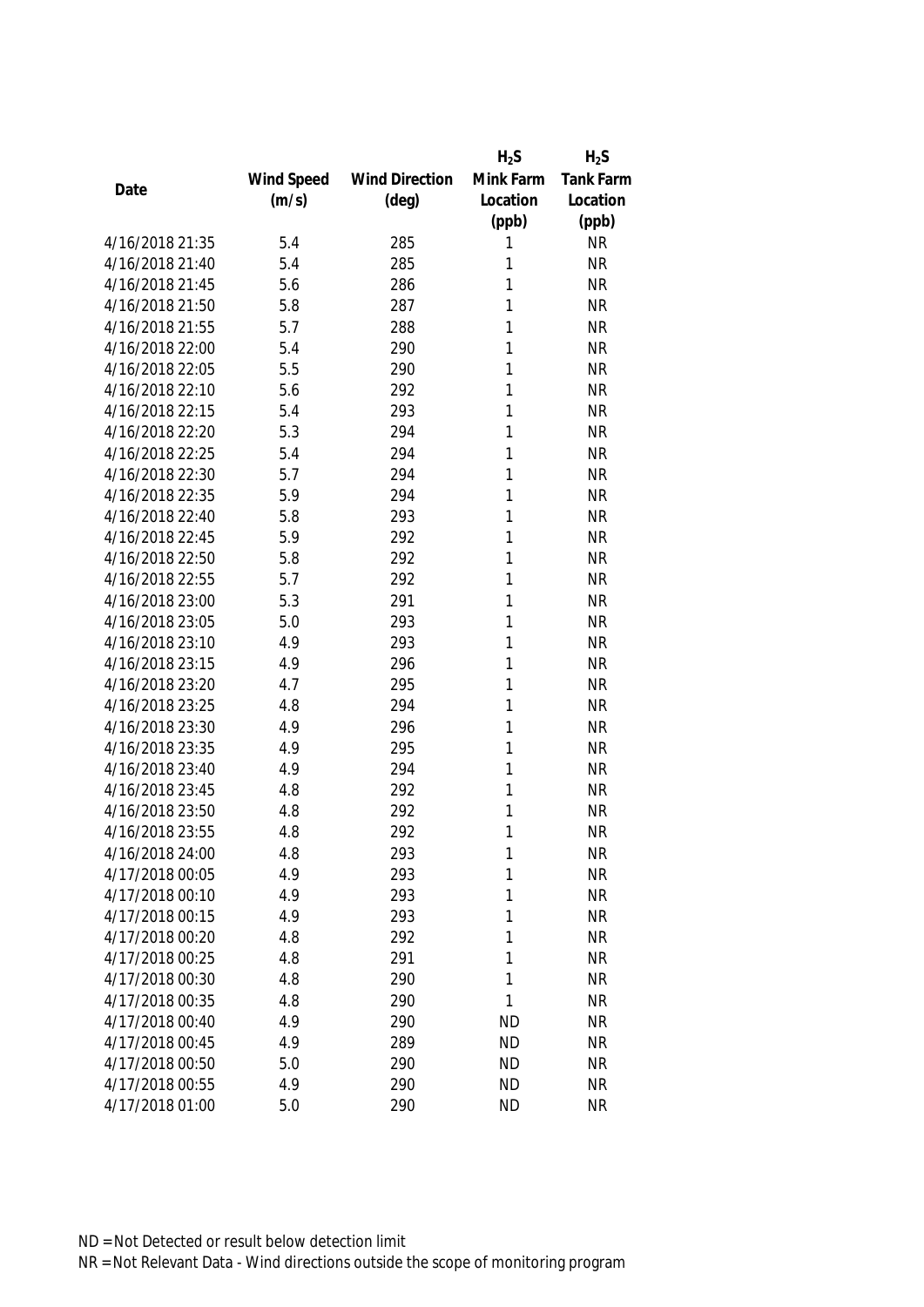| Date | Wind Speed (m/s) | Wind Direction (deg) | $H_2S$ Mink Farm Location (ppb) | $H_2S$ Tank Farm Location (ppb) |
|---|---|---|---|---|
| 4/16/2018 21:35 | 5.4 | 285 | 1 | NR |
| 4/16/2018 21:40 | 5.4 | 285 | 1 | NR |
| 4/16/2018 21:45 | 5.6 | 286 | 1 | NR |
| 4/16/2018 21:50 | 5.8 | 287 | 1 | NR |
| 4/16/2018 21:55 | 5.7 | 288 | 1 | NR |
| 4/16/2018 22:00 | 5.4 | 290 | 1 | NR |
| 4/16/2018 22:05 | 5.5 | 290 | 1 | NR |
| 4/16/2018 22:10 | 5.6 | 292 | 1 | NR |
| 4/16/2018 22:15 | 5.4 | 293 | 1 | NR |
| 4/16/2018 22:20 | 5.3 | 294 | 1 | NR |
| 4/16/2018 22:25 | 5.4 | 294 | 1 | NR |
| 4/16/2018 22:30 | 5.7 | 294 | 1 | NR |
| 4/16/2018 22:35 | 5.9 | 294 | 1 | NR |
| 4/16/2018 22:40 | 5.8 | 293 | 1 | NR |
| 4/16/2018 22:45 | 5.9 | 292 | 1 | NR |
| 4/16/2018 22:50 | 5.8 | 292 | 1 | NR |
| 4/16/2018 22:55 | 5.7 | 292 | 1 | NR |
| 4/16/2018 23:00 | 5.3 | 291 | 1 | NR |
| 4/16/2018 23:05 | 5.0 | 293 | 1 | NR |
| 4/16/2018 23:10 | 4.9 | 293 | 1 | NR |
| 4/16/2018 23:15 | 4.9 | 296 | 1 | NR |
| 4/16/2018 23:20 | 4.7 | 295 | 1 | NR |
| 4/16/2018 23:25 | 4.8 | 294 | 1 | NR |
| 4/16/2018 23:30 | 4.9 | 296 | 1 | NR |
| 4/16/2018 23:35 | 4.9 | 295 | 1 | NR |
| 4/16/2018 23:40 | 4.9 | 294 | 1 | NR |
| 4/16/2018 23:45 | 4.8 | 292 | 1 | NR |
| 4/16/2018 23:50 | 4.8 | 292 | 1 | NR |
| 4/16/2018 23:55 | 4.8 | 292 | 1 | NR |
| 4/16/2018 24:00 | 4.8 | 293 | 1 | NR |
| 4/17/2018 00:05 | 4.9 | 293 | 1 | NR |
| 4/17/2018 00:10 | 4.9 | 293 | 1 | NR |
| 4/17/2018 00:15 | 4.9 | 293 | 1 | NR |
| 4/17/2018 00:20 | 4.8 | 292 | 1 | NR |
| 4/17/2018 00:25 | 4.8 | 291 | 1 | NR |
| 4/17/2018 00:30 | 4.8 | 290 | 1 | NR |
| 4/17/2018 00:35 | 4.8 | 290 | 1 | NR |
| 4/17/2018 00:40 | 4.9 | 290 | ND | NR |
| 4/17/2018 00:45 | 4.9 | 289 | ND | NR |
| 4/17/2018 00:50 | 5.0 | 290 | ND | NR |
| 4/17/2018 00:55 | 4.9 | 290 | ND | NR |
| 4/17/2018 01:00 | 5.0 | 290 | ND | NR |

ND = Not Detected or result below detection limit

NR = Not Relevant Data - Wind directions outside the scope of monitoring program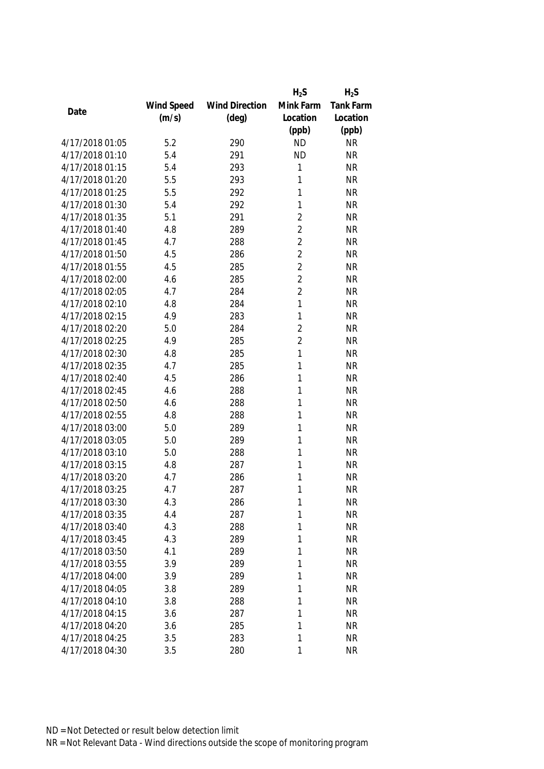| Date | Wind Speed (m/s) | Wind Direction (deg) | $H_2S$ Mink Farm Location (ppb) | $H_2S$ Tank Farm Location (ppb) |
|---|---|---|---|---|
| 4/17/2018 01:05 | 5.2 | 290 | ND | NR |
| 4/17/2018 01:10 | 5.4 | 291 | ND | NR |
| 4/17/2018 01:15 | 5.4 | 293 | 1 | NR |
| 4/17/2018 01:20 | 5.5 | 293 | 1 | NR |
| 4/17/2018 01:25 | 5.5 | 292 | 1 | NR |
| 4/17/2018 01:30 | 5.4 | 292 | 1 | NR |
| 4/17/2018 01:35 | 5.1 | 291 | 2 | NR |
| 4/17/2018 01:40 | 4.8 | 289 | 2 | NR |
| 4/17/2018 01:45 | 4.7 | 288 | 2 | NR |
| 4/17/2018 01:50 | 4.5 | 286 | 2 | NR |
| 4/17/2018 01:55 | 4.5 | 285 | 2 | NR |
| 4/17/2018 02:00 | 4.6 | 285 | 2 | NR |
| 4/17/2018 02:05 | 4.7 | 284 | 2 | NR |
| 4/17/2018 02:10 | 4.8 | 284 | 1 | NR |
| 4/17/2018 02:15 | 4.9 | 283 | 1 | NR |
| 4/17/2018 02:20 | 5.0 | 284 | 2 | NR |
| 4/17/2018 02:25 | 4.9 | 285 | 2 | NR |
| 4/17/2018 02:30 | 4.8 | 285 | 1 | NR |
| 4/17/2018 02:35 | 4.7 | 285 | 1 | NR |
| 4/17/2018 02:40 | 4.5 | 286 | 1 | NR |
| 4/17/2018 02:45 | 4.6 | 288 | 1 | NR |
| 4/17/2018 02:50 | 4.6 | 288 | 1 | NR |
| 4/17/2018 02:55 | 4.8 | 288 | 1 | NR |
| 4/17/2018 03:00 | 5.0 | 289 | 1 | NR |
| 4/17/2018 03:05 | 5.0 | 289 | 1 | NR |
| 4/17/2018 03:10 | 5.0 | 288 | 1 | NR |
| 4/17/2018 03:15 | 4.8 | 287 | 1 | NR |
| 4/17/2018 03:20 | 4.7 | 286 | 1 | NR |
| 4/17/2018 03:25 | 4.7 | 287 | 1 | NR |
| 4/17/2018 03:30 | 4.3 | 286 | 1 | NR |
| 4/17/2018 03:35 | 4.4 | 287 | 1 | NR |
| 4/17/2018 03:40 | 4.3 | 288 | 1 | NR |
| 4/17/2018 03:45 | 4.3 | 289 | 1 | NR |
| 4/17/2018 03:50 | 4.1 | 289 | 1 | NR |
| 4/17/2018 03:55 | 3.9 | 289 | 1 | NR |
| 4/17/2018 04:00 | 3.9 | 289 | 1 | NR |
| 4/17/2018 04:05 | 3.8 | 289 | 1 | NR |
| 4/17/2018 04:10 | 3.8 | 288 | 1 | NR |
| 4/17/2018 04:15 | 3.6 | 287 | 1 | NR |
| 4/17/2018 04:20 | 3.6 | 285 | 1 | NR |
| 4/17/2018 04:25 | 3.5 | 283 | 1 | NR |
| 4/17/2018 04:30 | 3.5 | 280 | 1 | NR |

ND = Not Detected or result below detection limit

NR = Not Relevant Data - Wind directions outside the scope of monitoring program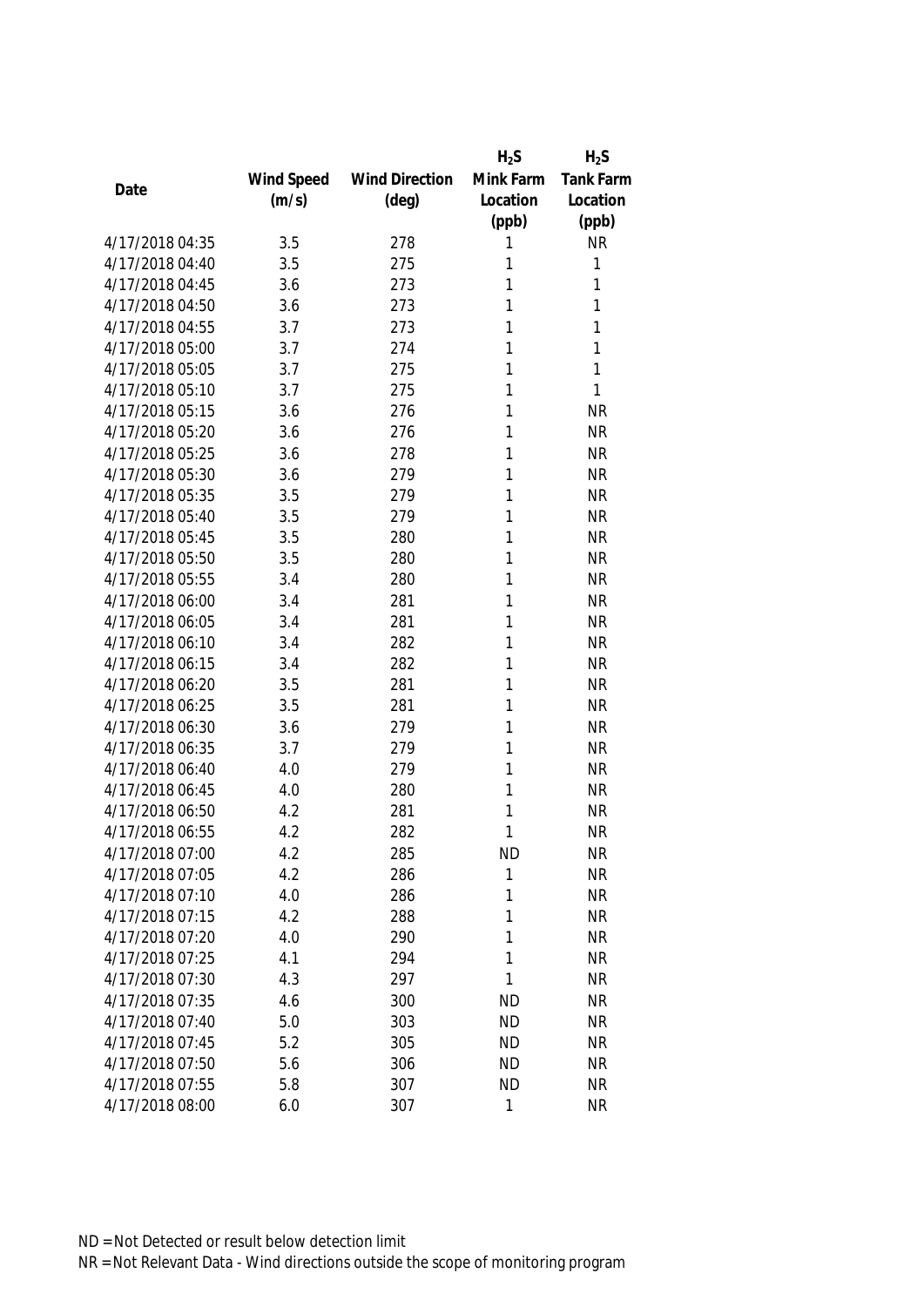| Date | Wind Speed (m/s) | Wind Direction (deg) | $H_2S$ Mink Farm Location (ppb) | $H_2S$ Tank Farm Location (ppb) |
|---|---|---|---|---|
| 4/17/2018 04:35 | 3.5 | 278 | 1 | NR |
| 4/17/2018 04:40 | 3.5 | 275 | 1 | 1 |
| 4/17/2018 04:45 | 3.6 | 273 | 1 | 1 |
| 4/17/2018 04:50 | 3.6 | 273 | 1 | 1 |
| 4/17/2018 04:55 | 3.7 | 273 | 1 | 1 |
| 4/17/2018 05:00 | 3.7 | 274 | 1 | 1 |
| 4/17/2018 05:05 | 3.7 | 275 | 1 | 1 |
| 4/17/2018 05:10 | 3.7 | 275 | 1 | 1 |
| 4/17/2018 05:15 | 3.6 | 276 | 1 | NR |
| 4/17/2018 05:20 | 3.6 | 276 | 1 | NR |
| 4/17/2018 05:25 | 3.6 | 278 | 1 | NR |
| 4/17/2018 05:30 | 3.6 | 279 | 1 | NR |
| 4/17/2018 05:35 | 3.5 | 279 | 1 | NR |
| 4/17/2018 05:40 | 3.5 | 279 | 1 | NR |
| 4/17/2018 05:45 | 3.5 | 280 | 1 | NR |
| 4/17/2018 05:50 | 3.5 | 280 | 1 | NR |
| 4/17/2018 05:55 | 3.4 | 280 | 1 | NR |
| 4/17/2018 06:00 | 3.4 | 281 | 1 | NR |
| 4/17/2018 06:05 | 3.4 | 281 | 1 | NR |
| 4/17/2018 06:10 | 3.4 | 282 | 1 | NR |
| 4/17/2018 06:15 | 3.4 | 282 | 1 | NR |
| 4/17/2018 06:20 | 3.5 | 281 | 1 | NR |
| 4/17/2018 06:25 | 3.5 | 281 | 1 | NR |
| 4/17/2018 06:30 | 3.6 | 279 | 1 | NR |
| 4/17/2018 06:35 | 3.7 | 279 | 1 | NR |
| 4/17/2018 06:40 | 4.0 | 279 | 1 | NR |
| 4/17/2018 06:45 | 4.0 | 280 | 1 | NR |
| 4/17/2018 06:50 | 4.2 | 281 | 1 | NR |
| 4/17/2018 06:55 | 4.2 | 282 | 1 | NR |
| 4/17/2018 07:00 | 4.2 | 285 | ND | NR |
| 4/17/2018 07:05 | 4.2 | 286 | 1 | NR |
| 4/17/2018 07:10 | 4.0 | 286 | 1 | NR |
| 4/17/2018 07:15 | 4.2 | 288 | 1 | NR |
| 4/17/2018 07:20 | 4.0 | 290 | 1 | NR |
| 4/17/2018 07:25 | 4.1 | 294 | 1 | NR |
| 4/17/2018 07:30 | 4.3 | 297 | 1 | NR |
| 4/17/2018 07:35 | 4.6 | 300 | ND | NR |
| 4/17/2018 07:40 | 5.0 | 303 | ND | NR |
| 4/17/2018 07:45 | 5.2 | 305 | ND | NR |
| 4/17/2018 07:50 | 5.6 | 306 | ND | NR |
| 4/17/2018 07:55 | 5.8 | 307 | ND | NR |
| 4/17/2018 08:00 | 6.0 | 307 | 1 | NR |

ND = Not Detected or result below detection limit

NR = Not Relevant Data - Wind directions outside the scope of monitoring program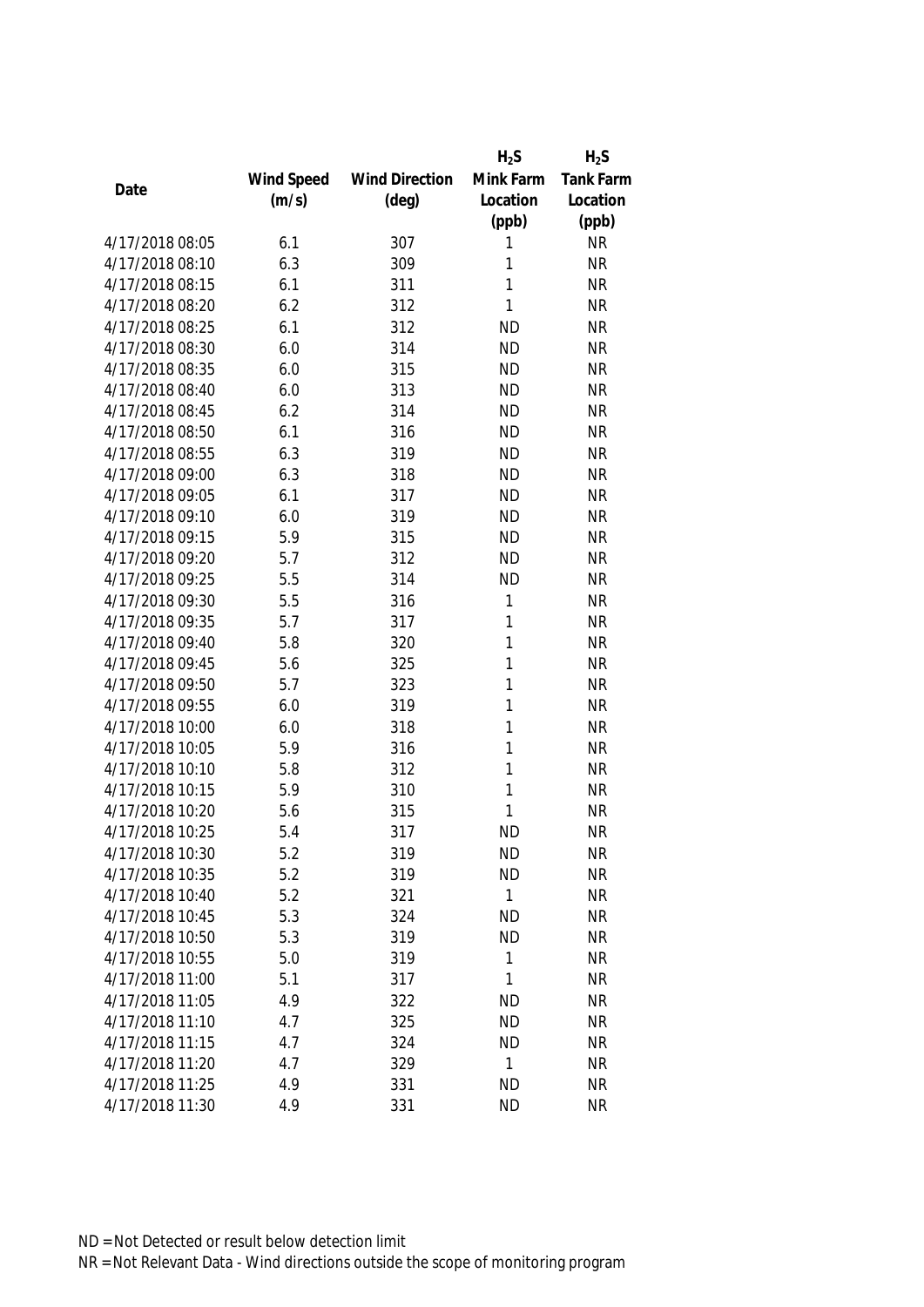| Date | Wind Speed (m/s) | Wind Direction (deg) | $H_2S$ Mink Farm Location (ppb) | $H_2S$ Tank Farm Location (ppb) |
|---|---|---|---|---|
| 4/17/2018 08:05 | 6.1 | 307 | 1 | NR |
| 4/17/2018 08:10 | 6.3 | 309 | 1 | NR |
| 4/17/2018 08:15 | 6.1 | 311 | 1 | NR |
| 4/17/2018 08:20 | 6.2 | 312 | 1 | NR |
| 4/17/2018 08:25 | 6.1 | 312 | ND | NR |
| 4/17/2018 08:30 | 6.0 | 314 | ND | NR |
| 4/17/2018 08:35 | 6.0 | 315 | ND | NR |
| 4/17/2018 08:40 | 6.0 | 313 | ND | NR |
| 4/17/2018 08:45 | 6.2 | 314 | ND | NR |
| 4/17/2018 08:50 | 6.1 | 316 | ND | NR |
| 4/17/2018 08:55 | 6.3 | 319 | ND | NR |
| 4/17/2018 09:00 | 6.3 | 318 | ND | NR |
| 4/17/2018 09:05 | 6.1 | 317 | ND | NR |
| 4/17/2018 09:10 | 6.0 | 319 | ND | NR |
| 4/17/2018 09:15 | 5.9 | 315 | ND | NR |
| 4/17/2018 09:20 | 5.7 | 312 | ND | NR |
| 4/17/2018 09:25 | 5.5 | 314 | ND | NR |
| 4/17/2018 09:30 | 5.5 | 316 | 1 | NR |
| 4/17/2018 09:35 | 5.7 | 317 | 1 | NR |
| 4/17/2018 09:40 | 5.8 | 320 | 1 | NR |
| 4/17/2018 09:45 | 5.6 | 325 | 1 | NR |
| 4/17/2018 09:50 | 5.7 | 323 | 1 | NR |
| 4/17/2018 09:55 | 6.0 | 319 | 1 | NR |
| 4/17/2018 10:00 | 6.0 | 318 | 1 | NR |
| 4/17/2018 10:05 | 5.9 | 316 | 1 | NR |
| 4/17/2018 10:10 | 5.8 | 312 | 1 | NR |
| 4/17/2018 10:15 | 5.9 | 310 | 1 | NR |
| 4/17/2018 10:20 | 5.6 | 315 | 1 | NR |
| 4/17/2018 10:25 | 5.4 | 317 | ND | NR |
| 4/17/2018 10:30 | 5.2 | 319 | ND | NR |
| 4/17/2018 10:35 | 5.2 | 319 | ND | NR |
| 4/17/2018 10:40 | 5.2 | 321 | 1 | NR |
| 4/17/2018 10:45 | 5.3 | 324 | ND | NR |
| 4/17/2018 10:50 | 5.3 | 319 | ND | NR |
| 4/17/2018 10:55 | 5.0 | 319 | 1 | NR |
| 4/17/2018 11:00 | 5.1 | 317 | 1 | NR |
| 4/17/2018 11:05 | 4.9 | 322 | ND | NR |
| 4/17/2018 11:10 | 4.7 | 325 | ND | NR |
| 4/17/2018 11:15 | 4.7 | 324 | ND | NR |
| 4/17/2018 11:20 | 4.7 | 329 | 1 | NR |
| 4/17/2018 11:25 | 4.9 | 331 | ND | NR |
| 4/17/2018 11:30 | 4.9 | 331 | ND | NR |

ND = Not Detected or result below detection limit

NR = Not Relevant Data - Wind directions outside the scope of monitoring program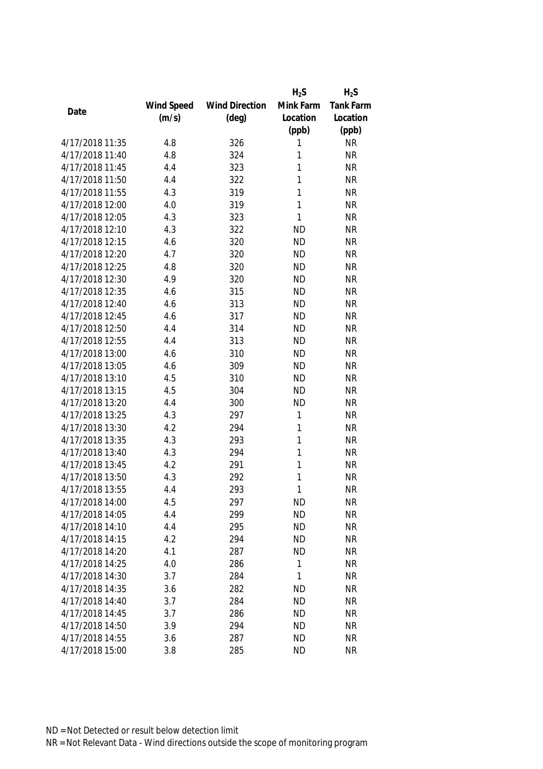| Date | Wind Speed (m/s) | Wind Direction (deg) | $H_2S$ Mink Farm Location (ppb) | $H_2S$ Tank Farm Location (ppb) |
|---|---|---|---|---|
| 4/17/2018 11:35 | 4.8 | 326 | 1 | NR |
| 4/17/2018 11:40 | 4.8 | 324 | 1 | NR |
| 4/17/2018 11:45 | 4.4 | 323 | 1 | NR |
| 4/17/2018 11:50 | 4.4 | 322 | 1 | NR |
| 4/17/2018 11:55 | 4.3 | 319 | 1 | NR |
| 4/17/2018 12:00 | 4.0 | 319 | 1 | NR |
| 4/17/2018 12:05 | 4.3 | 323 | 1 | NR |
| 4/17/2018 12:10 | 4.3 | 322 | ND | NR |
| 4/17/2018 12:15 | 4.6 | 320 | ND | NR |
| 4/17/2018 12:20 | 4.7 | 320 | ND | NR |
| 4/17/2018 12:25 | 4.8 | 320 | ND | NR |
| 4/17/2018 12:30 | 4.9 | 320 | ND | NR |
| 4/17/2018 12:35 | 4.6 | 315 | ND | NR |
| 4/17/2018 12:40 | 4.6 | 313 | ND | NR |
| 4/17/2018 12:45 | 4.6 | 317 | ND | NR |
| 4/17/2018 12:50 | 4.4 | 314 | ND | NR |
| 4/17/2018 12:55 | 4.4 | 313 | ND | NR |
| 4/17/2018 13:00 | 4.6 | 310 | ND | NR |
| 4/17/2018 13:05 | 4.6 | 309 | ND | NR |
| 4/17/2018 13:10 | 4.5 | 310 | ND | NR |
| 4/17/2018 13:15 | 4.5 | 304 | ND | NR |
| 4/17/2018 13:20 | 4.4 | 300 | ND | NR |
| 4/17/2018 13:25 | 4.3 | 297 | 1 | NR |
| 4/17/2018 13:30 | 4.2 | 294 | 1 | NR |
| 4/17/2018 13:35 | 4.3 | 293 | 1 | NR |
| 4/17/2018 13:40 | 4.3 | 294 | 1 | NR |
| 4/17/2018 13:45 | 4.2 | 291 | 1 | NR |
| 4/17/2018 13:50 | 4.3 | 292 | 1 | NR |
| 4/17/2018 13:55 | 4.4 | 293 | 1 | NR |
| 4/17/2018 14:00 | 4.5 | 297 | ND | NR |
| 4/17/2018 14:05 | 4.4 | 299 | ND | NR |
| 4/17/2018 14:10 | 4.4 | 295 | ND | NR |
| 4/17/2018 14:15 | 4.2 | 294 | ND | NR |
| 4/17/2018 14:20 | 4.1 | 287 | ND | NR |
| 4/17/2018 14:25 | 4.0 | 286 | 1 | NR |
| 4/17/2018 14:30 | 3.7 | 284 | 1 | NR |
| 4/17/2018 14:35 | 3.6 | 282 | ND | NR |
| 4/17/2018 14:40 | 3.7 | 284 | ND | NR |
| 4/17/2018 14:45 | 3.7 | 286 | ND | NR |
| 4/17/2018 14:50 | 3.9 | 294 | ND | NR |
| 4/17/2018 14:55 | 3.6 | 287 | ND | NR |
| 4/17/2018 15:00 | 3.8 | 285 | ND | NR |

ND = Not Detected or result below detection limit
NR = Not Relevant Data - Wind directions outside the scope of monitoring program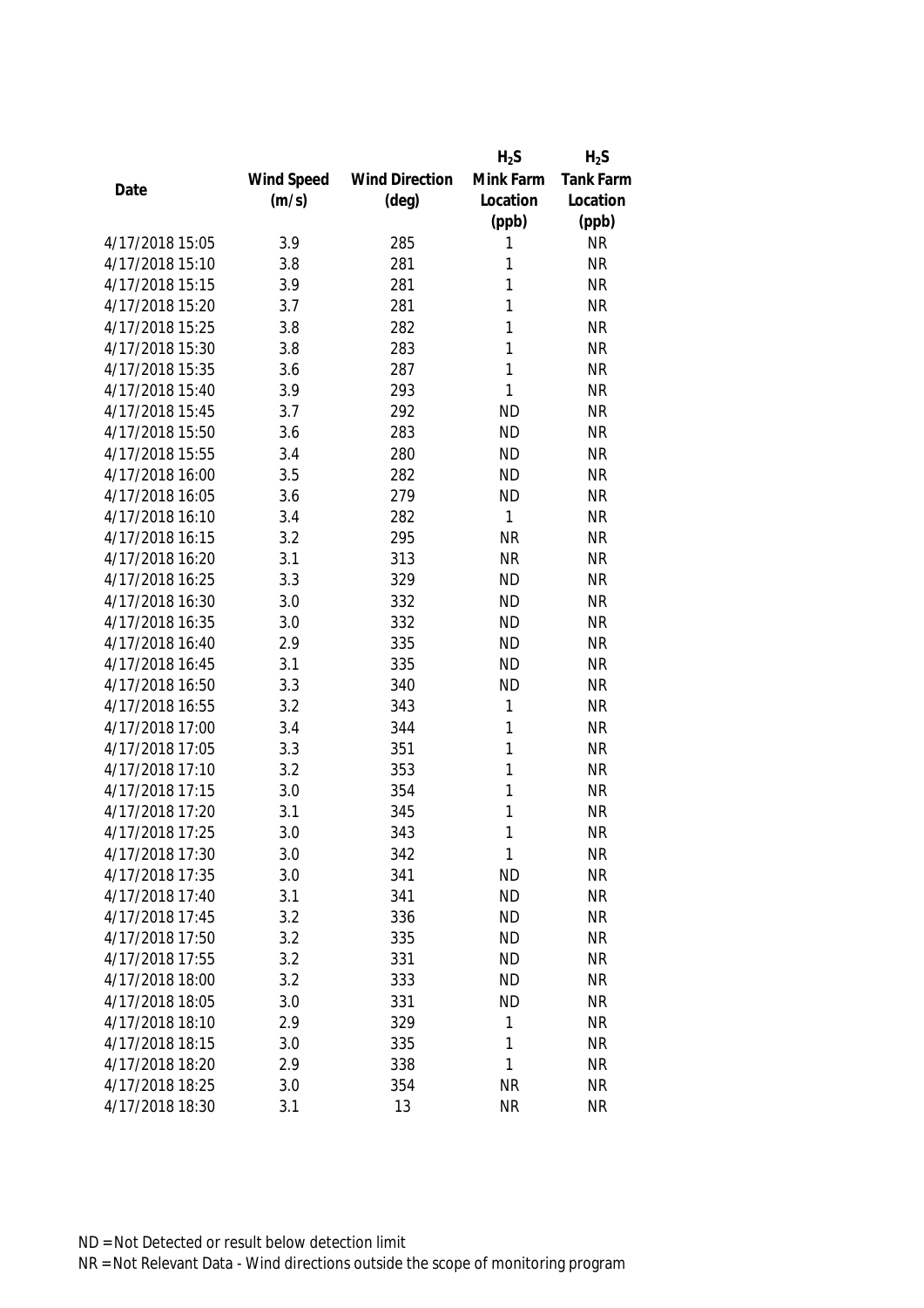| Date | Wind Speed (m/s) | Wind Direction (deg) | $H_2S$ Mink Farm Location (ppb) | $H_2S$ Tank Farm Location (ppb) |
|---|---|---|---|---|
| 4/17/2018 15:05 | 3.9 | 285 | 1 | NR |
| 4/17/2018 15:10 | 3.8 | 281 | 1 | NR |
| 4/17/2018 15:15 | 3.9 | 281 | 1 | NR |
| 4/17/2018 15:20 | 3.7 | 281 | 1 | NR |
| 4/17/2018 15:25 | 3.8 | 282 | 1 | NR |
| 4/17/2018 15:30 | 3.8 | 283 | 1 | NR |
| 4/17/2018 15:35 | 3.6 | 287 | 1 | NR |
| 4/17/2018 15:40 | 3.9 | 293 | 1 | NR |
| 4/17/2018 15:45 | 3.7 | 292 | ND | NR |
| 4/17/2018 15:50 | 3.6 | 283 | ND | NR |
| 4/17/2018 15:55 | 3.4 | 280 | ND | NR |
| 4/17/2018 16:00 | 3.5 | 282 | ND | NR |
| 4/17/2018 16:05 | 3.6 | 279 | ND | NR |
| 4/17/2018 16:10 | 3.4 | 282 | 1 | NR |
| 4/17/2018 16:15 | 3.2 | 295 | NR | NR |
| 4/17/2018 16:20 | 3.1 | 313 | NR | NR |
| 4/17/2018 16:25 | 3.3 | 329 | ND | NR |
| 4/17/2018 16:30 | 3.0 | 332 | ND | NR |
| 4/17/2018 16:35 | 3.0 | 332 | ND | NR |
| 4/17/2018 16:40 | 2.9 | 335 | ND | NR |
| 4/17/2018 16:45 | 3.1 | 335 | ND | NR |
| 4/17/2018 16:50 | 3.3 | 340 | ND | NR |
| 4/17/2018 16:55 | 3.2 | 343 | 1 | NR |
| 4/17/2018 17:00 | 3.4 | 344 | 1 | NR |
| 4/17/2018 17:05 | 3.3 | 351 | 1 | NR |
| 4/17/2018 17:10 | 3.2 | 353 | 1 | NR |
| 4/17/2018 17:15 | 3.0 | 354 | 1 | NR |
| 4/17/2018 17:20 | 3.1 | 345 | 1 | NR |
| 4/17/2018 17:25 | 3.0 | 343 | 1 | NR |
| 4/17/2018 17:30 | 3.0 | 342 | 1 | NR |
| 4/17/2018 17:35 | 3.0 | 341 | ND | NR |
| 4/17/2018 17:40 | 3.1 | 341 | ND | NR |
| 4/17/2018 17:45 | 3.2 | 336 | ND | NR |
| 4/17/2018 17:50 | 3.2 | 335 | ND | NR |
| 4/17/2018 17:55 | 3.2 | 331 | ND | NR |
| 4/17/2018 18:00 | 3.2 | 333 | ND | NR |
| 4/17/2018 18:05 | 3.0 | 331 | ND | NR |
| 4/17/2018 18:10 | 2.9 | 329 | 1 | NR |
| 4/17/2018 18:15 | 3.0 | 335 | 1 | NR |
| 4/17/2018 18:20 | 2.9 | 338 | 1 | NR |
| 4/17/2018 18:25 | 3.0 | 354 | NR | NR |
| 4/17/2018 18:30 | 3.1 | 13 | NR | NR |

ND = Not Detected or result below detection limit

NR = Not Relevant Data - Wind directions outside the scope of monitoring program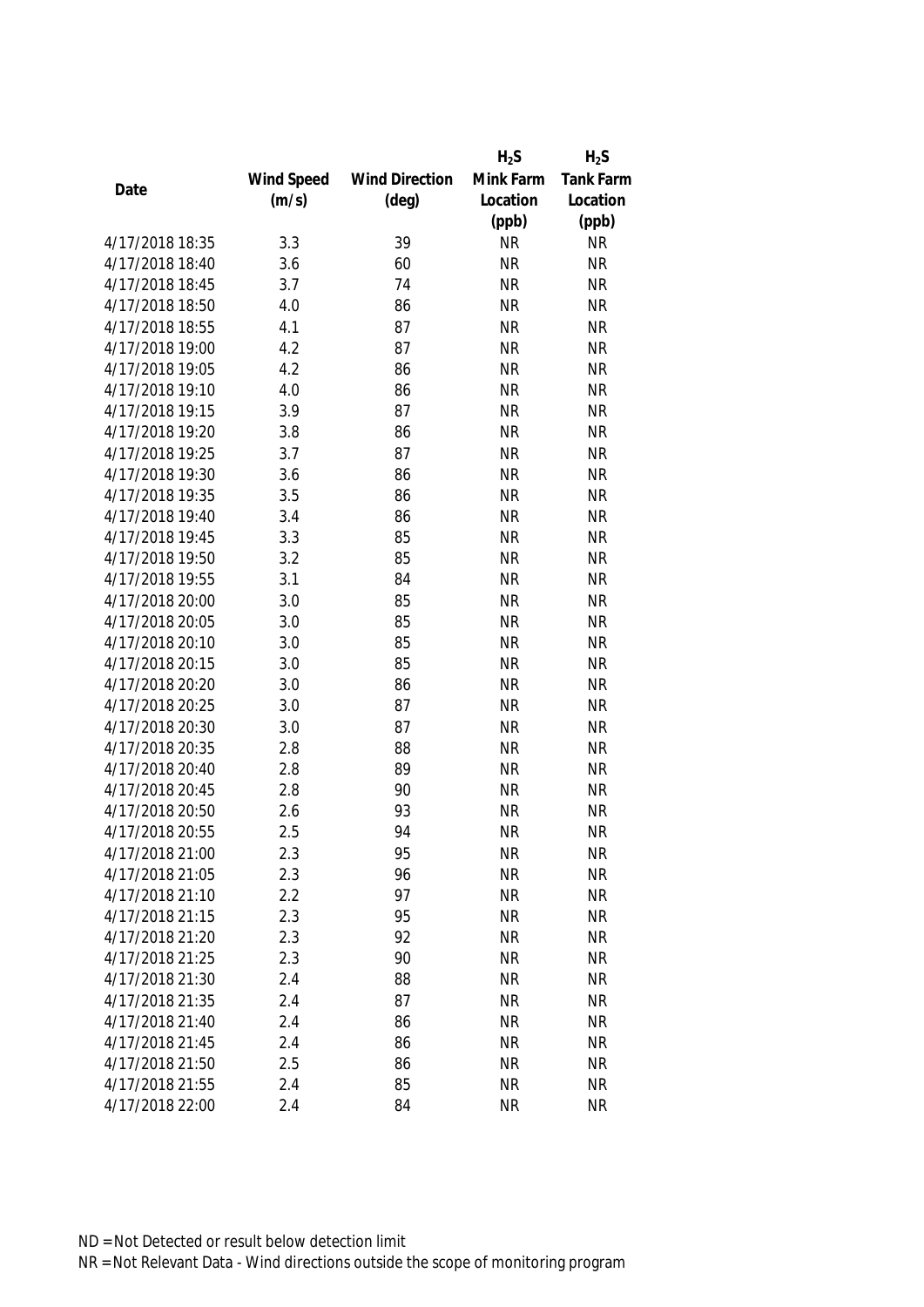| Date | Wind Speed (m/s) | Wind Direction (deg) | $H_2S$ Mink Farm Location (ppb) | $H_2S$ Tank Farm Location (ppb) |
|---|---|---|---|---|
| 4/17/2018 18:35 | 3.3 | 39 | NR | NR |
| 4/17/2018 18:40 | 3.6 | 60 | NR | NR |
| 4/17/2018 18:45 | 3.7 | 74 | NR | NR |
| 4/17/2018 18:50 | 4.0 | 86 | NR | NR |
| 4/17/2018 18:55 | 4.1 | 87 | NR | NR |
| 4/17/2018 19:00 | 4.2 | 87 | NR | NR |
| 4/17/2018 19:05 | 4.2 | 86 | NR | NR |
| 4/17/2018 19:10 | 4.0 | 86 | NR | NR |
| 4/17/2018 19:15 | 3.9 | 87 | NR | NR |
| 4/17/2018 19:20 | 3.8 | 86 | NR | NR |
| 4/17/2018 19:25 | 3.7 | 87 | NR | NR |
| 4/17/2018 19:30 | 3.6 | 86 | NR | NR |
| 4/17/2018 19:35 | 3.5 | 86 | NR | NR |
| 4/17/2018 19:40 | 3.4 | 86 | NR | NR |
| 4/17/2018 19:45 | 3.3 | 85 | NR | NR |
| 4/17/2018 19:50 | 3.2 | 85 | NR | NR |
| 4/17/2018 19:55 | 3.1 | 84 | NR | NR |
| 4/17/2018 20:00 | 3.0 | 85 | NR | NR |
| 4/17/2018 20:05 | 3.0 | 85 | NR | NR |
| 4/17/2018 20:10 | 3.0 | 85 | NR | NR |
| 4/17/2018 20:15 | 3.0 | 85 | NR | NR |
| 4/17/2018 20:20 | 3.0 | 86 | NR | NR |
| 4/17/2018 20:25 | 3.0 | 87 | NR | NR |
| 4/17/2018 20:30 | 3.0 | 87 | NR | NR |
| 4/17/2018 20:35 | 2.8 | 88 | NR | NR |
| 4/17/2018 20:40 | 2.8 | 89 | NR | NR |
| 4/17/2018 20:45 | 2.8 | 90 | NR | NR |
| 4/17/2018 20:50 | 2.6 | 93 | NR | NR |
| 4/17/2018 20:55 | 2.5 | 94 | NR | NR |
| 4/17/2018 21:00 | 2.3 | 95 | NR | NR |
| 4/17/2018 21:05 | 2.3 | 96 | NR | NR |
| 4/17/2018 21:10 | 2.2 | 97 | NR | NR |
| 4/17/2018 21:15 | 2.3 | 95 | NR | NR |
| 4/17/2018 21:20 | 2.3 | 92 | NR | NR |
| 4/17/2018 21:25 | 2.3 | 90 | NR | NR |
| 4/17/2018 21:30 | 2.4 | 88 | NR | NR |
| 4/17/2018 21:35 | 2.4 | 87 | NR | NR |
| 4/17/2018 21:40 | 2.4 | 86 | NR | NR |
| 4/17/2018 21:45 | 2.4 | 86 | NR | NR |
| 4/17/2018 21:50 | 2.5 | 86 | NR | NR |
| 4/17/2018 21:55 | 2.4 | 85 | NR | NR |
| 4/17/2018 22:00 | 2.4 | 84 | NR | NR |

ND = Not Detected or result below detection limit

NR = Not Relevant Data - Wind directions outside the scope of monitoring program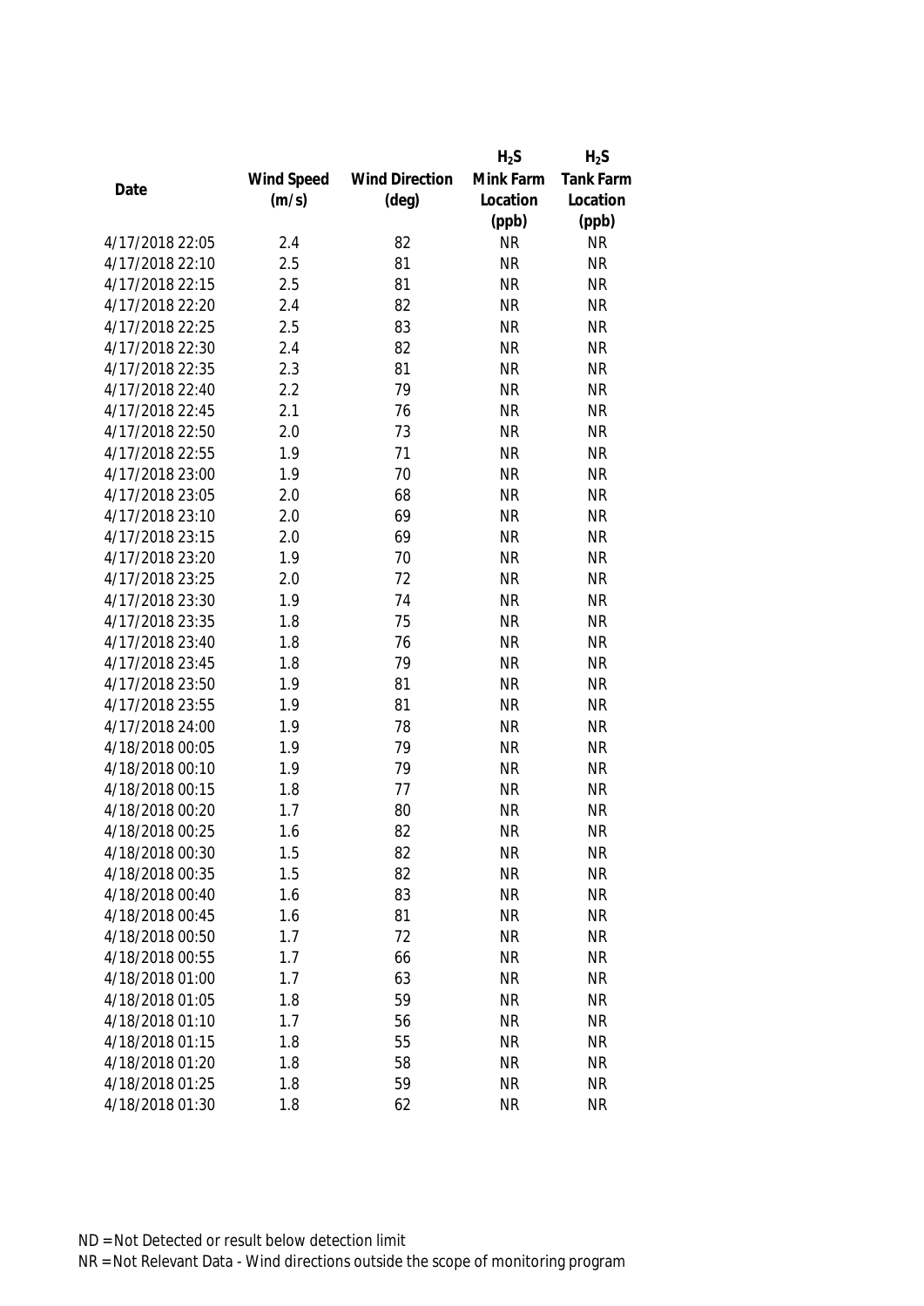| Date | Wind Speed (m/s) | Wind Direction (deg) | $H_2S$ Mink Farm Location (ppb) | $H_2S$ Tank Farm Location (ppb) |
|---|---|---|---|---|
| 4/17/2018 22:05 | 2.4 | 82 | NR | NR |
| 4/17/2018 22:10 | 2.5 | 81 | NR | NR |
| 4/17/2018 22:15 | 2.5 | 81 | NR | NR |
| 4/17/2018 22:20 | 2.4 | 82 | NR | NR |
| 4/17/2018 22:25 | 2.5 | 83 | NR | NR |
| 4/17/2018 22:30 | 2.4 | 82 | NR | NR |
| 4/17/2018 22:35 | 2.3 | 81 | NR | NR |
| 4/17/2018 22:40 | 2.2 | 79 | NR | NR |
| 4/17/2018 22:45 | 2.1 | 76 | NR | NR |
| 4/17/2018 22:50 | 2.0 | 73 | NR | NR |
| 4/17/2018 22:55 | 1.9 | 71 | NR | NR |
| 4/17/2018 23:00 | 1.9 | 70 | NR | NR |
| 4/17/2018 23:05 | 2.0 | 68 | NR | NR |
| 4/17/2018 23:10 | 2.0 | 69 | NR | NR |
| 4/17/2018 23:15 | 2.0 | 69 | NR | NR |
| 4/17/2018 23:20 | 1.9 | 70 | NR | NR |
| 4/17/2018 23:25 | 2.0 | 72 | NR | NR |
| 4/17/2018 23:30 | 1.9 | 74 | NR | NR |
| 4/17/2018 23:35 | 1.8 | 75 | NR | NR |
| 4/17/2018 23:40 | 1.8 | 76 | NR | NR |
| 4/17/2018 23:45 | 1.8 | 79 | NR | NR |
| 4/17/2018 23:50 | 1.9 | 81 | NR | NR |
| 4/17/2018 23:55 | 1.9 | 81 | NR | NR |
| 4/17/2018 24:00 | 1.9 | 78 | NR | NR |
| 4/18/2018 00:05 | 1.9 | 79 | NR | NR |
| 4/18/2018 00:10 | 1.9 | 79 | NR | NR |
| 4/18/2018 00:15 | 1.8 | 77 | NR | NR |
| 4/18/2018 00:20 | 1.7 | 80 | NR | NR |
| 4/18/2018 00:25 | 1.6 | 82 | NR | NR |
| 4/18/2018 00:30 | 1.5 | 82 | NR | NR |
| 4/18/2018 00:35 | 1.5 | 82 | NR | NR |
| 4/18/2018 00:40 | 1.6 | 83 | NR | NR |
| 4/18/2018 00:45 | 1.6 | 81 | NR | NR |
| 4/18/2018 00:50 | 1.7 | 72 | NR | NR |
| 4/18/2018 00:55 | 1.7 | 66 | NR | NR |
| 4/18/2018 01:00 | 1.7 | 63 | NR | NR |
| 4/18/2018 01:05 | 1.8 | 59 | NR | NR |
| 4/18/2018 01:10 | 1.7 | 56 | NR | NR |
| 4/18/2018 01:15 | 1.8 | 55 | NR | NR |
| 4/18/2018 01:20 | 1.8 | 58 | NR | NR |
| 4/18/2018 01:25 | 1.8 | 59 | NR | NR |
| 4/18/2018 01:30 | 1.8 | 62 | NR | NR |

ND = Not Detected or result below detection limit

NR = Not Relevant Data - Wind directions outside the scope of monitoring program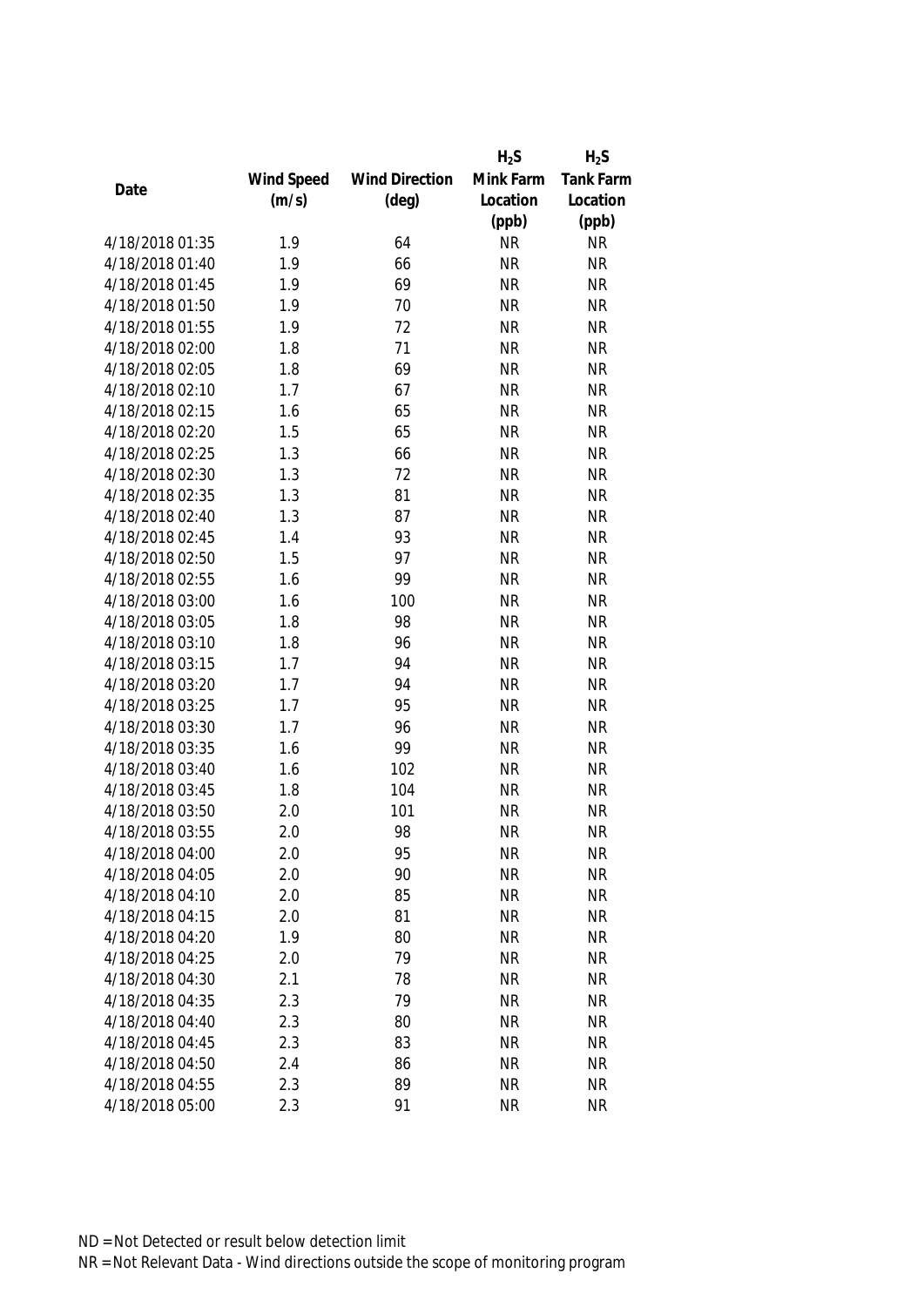| Date | Wind Speed (m/s) | Wind Direction (deg) | $H_2S$ Mink Farm Location (ppb) | $H_2S$ Tank Farm Location (ppb) |
|---|---|---|---|---|
| 4/18/2018 01:35 | 1.9 | 64 | NR | NR |
| 4/18/2018 01:40 | 1.9 | 66 | NR | NR |
| 4/18/2018 01:45 | 1.9 | 69 | NR | NR |
| 4/18/2018 01:50 | 1.9 | 70 | NR | NR |
| 4/18/2018 01:55 | 1.9 | 72 | NR | NR |
| 4/18/2018 02:00 | 1.8 | 71 | NR | NR |
| 4/18/2018 02:05 | 1.8 | 69 | NR | NR |
| 4/18/2018 02:10 | 1.7 | 67 | NR | NR |
| 4/18/2018 02:15 | 1.6 | 65 | NR | NR |
| 4/18/2018 02:20 | 1.5 | 65 | NR | NR |
| 4/18/2018 02:25 | 1.3 | 66 | NR | NR |
| 4/18/2018 02:30 | 1.3 | 72 | NR | NR |
| 4/18/2018 02:35 | 1.3 | 81 | NR | NR |
| 4/18/2018 02:40 | 1.3 | 87 | NR | NR |
| 4/18/2018 02:45 | 1.4 | 93 | NR | NR |
| 4/18/2018 02:50 | 1.5 | 97 | NR | NR |
| 4/18/2018 02:55 | 1.6 | 99 | NR | NR |
| 4/18/2018 03:00 | 1.6 | 100 | NR | NR |
| 4/18/2018 03:05 | 1.8 | 98 | NR | NR |
| 4/18/2018 03:10 | 1.8 | 96 | NR | NR |
| 4/18/2018 03:15 | 1.7 | 94 | NR | NR |
| 4/18/2018 03:20 | 1.7 | 94 | NR | NR |
| 4/18/2018 03:25 | 1.7 | 95 | NR | NR |
| 4/18/2018 03:30 | 1.7 | 96 | NR | NR |
| 4/18/2018 03:35 | 1.6 | 99 | NR | NR |
| 4/18/2018 03:40 | 1.6 | 102 | NR | NR |
| 4/18/2018 03:45 | 1.8 | 104 | NR | NR |
| 4/18/2018 03:50 | 2.0 | 101 | NR | NR |
| 4/18/2018 03:55 | 2.0 | 98 | NR | NR |
| 4/18/2018 04:00 | 2.0 | 95 | NR | NR |
| 4/18/2018 04:05 | 2.0 | 90 | NR | NR |
| 4/18/2018 04:10 | 2.0 | 85 | NR | NR |
| 4/18/2018 04:15 | 2.0 | 81 | NR | NR |
| 4/18/2018 04:20 | 1.9 | 80 | NR | NR |
| 4/18/2018 04:25 | 2.0 | 79 | NR | NR |
| 4/18/2018 04:30 | 2.1 | 78 | NR | NR |
| 4/18/2018 04:35 | 2.3 | 79 | NR | NR |
| 4/18/2018 04:40 | 2.3 | 80 | NR | NR |
| 4/18/2018 04:45 | 2.3 | 83 | NR | NR |
| 4/18/2018 04:50 | 2.4 | 86 | NR | NR |
| 4/18/2018 04:55 | 2.3 | 89 | NR | NR |
| 4/18/2018 05:00 | 2.3 | 91 | NR | NR |

ND = Not Detected or result below detection limit

NR = Not Relevant Data - Wind directions outside the scope of monitoring program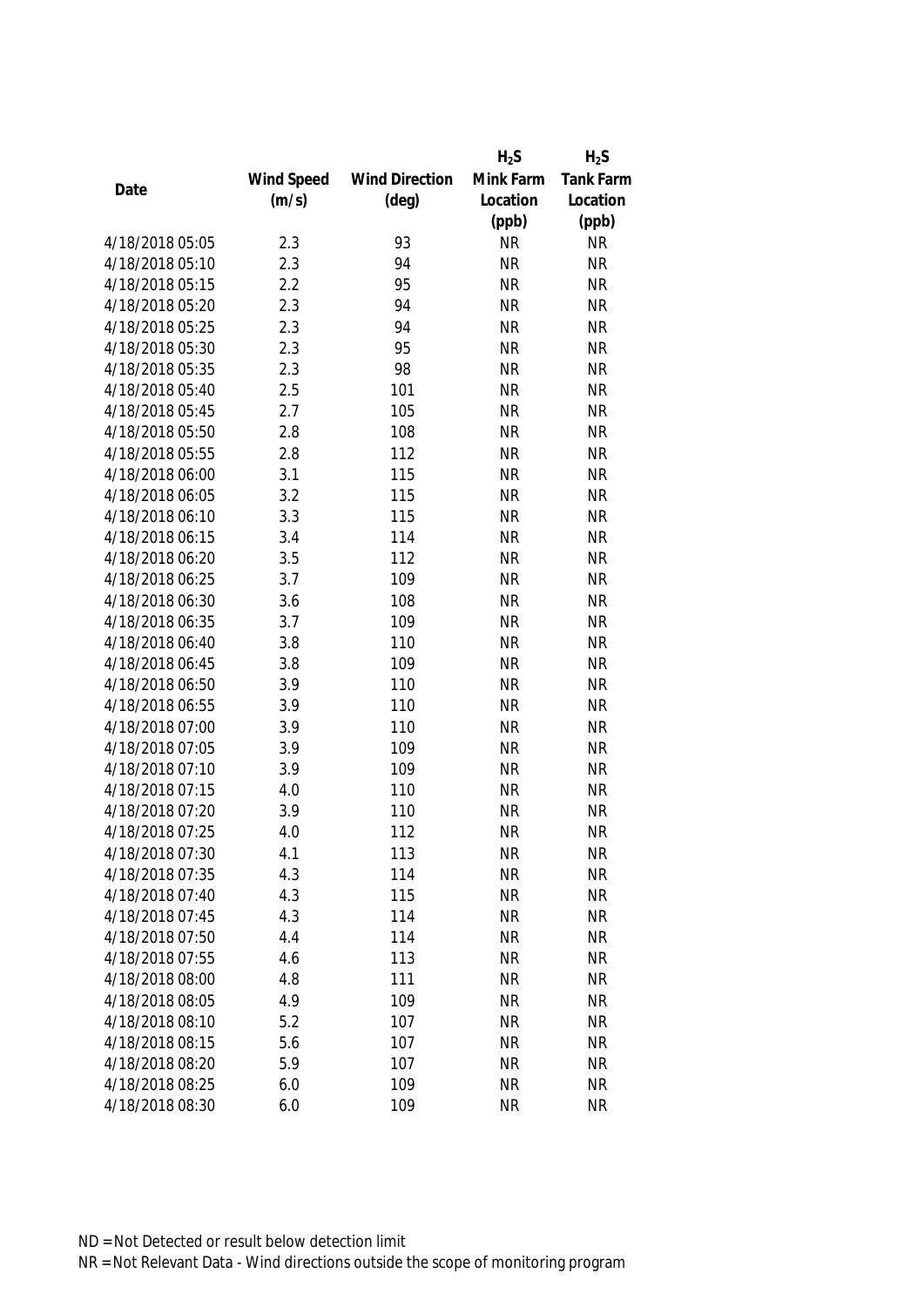| Date | Wind Speed (m/s) | Wind Direction (deg) | $H_2S$ Mink Farm Location (ppb) | $H_2S$ Tank Farm Location (ppb) |
|---|---|---|---|---|
| 4/18/2018 05:05 | 2.3 | 93 | NR | NR |
| 4/18/2018 05:10 | 2.3 | 94 | NR | NR |
| 4/18/2018 05:15 | 2.2 | 95 | NR | NR |
| 4/18/2018 05:20 | 2.3 | 94 | NR | NR |
| 4/18/2018 05:25 | 2.3 | 94 | NR | NR |
| 4/18/2018 05:30 | 2.3 | 95 | NR | NR |
| 4/18/2018 05:35 | 2.3 | 98 | NR | NR |
| 4/18/2018 05:40 | 2.5 | 101 | NR | NR |
| 4/18/2018 05:45 | 2.7 | 105 | NR | NR |
| 4/18/2018 05:50 | 2.8 | 108 | NR | NR |
| 4/18/2018 05:55 | 2.8 | 112 | NR | NR |
| 4/18/2018 06:00 | 3.1 | 115 | NR | NR |
| 4/18/2018 06:05 | 3.2 | 115 | NR | NR |
| 4/18/2018 06:10 | 3.3 | 115 | NR | NR |
| 4/18/2018 06:15 | 3.4 | 114 | NR | NR |
| 4/18/2018 06:20 | 3.5 | 112 | NR | NR |
| 4/18/2018 06:25 | 3.7 | 109 | NR | NR |
| 4/18/2018 06:30 | 3.6 | 108 | NR | NR |
| 4/18/2018 06:35 | 3.7 | 109 | NR | NR |
| 4/18/2018 06:40 | 3.8 | 110 | NR | NR |
| 4/18/2018 06:45 | 3.8 | 109 | NR | NR |
| 4/18/2018 06:50 | 3.9 | 110 | NR | NR |
| 4/18/2018 06:55 | 3.9 | 110 | NR | NR |
| 4/18/2018 07:00 | 3.9 | 110 | NR | NR |
| 4/18/2018 07:05 | 3.9 | 109 | NR | NR |
| 4/18/2018 07:10 | 3.9 | 109 | NR | NR |
| 4/18/2018 07:15 | 4.0 | 110 | NR | NR |
| 4/18/2018 07:20 | 3.9 | 110 | NR | NR |
| 4/18/2018 07:25 | 4.0 | 112 | NR | NR |
| 4/18/2018 07:30 | 4.1 | 113 | NR | NR |
| 4/18/2018 07:35 | 4.3 | 114 | NR | NR |
| 4/18/2018 07:40 | 4.3 | 115 | NR | NR |
| 4/18/2018 07:45 | 4.3 | 114 | NR | NR |
| 4/18/2018 07:50 | 4.4 | 114 | NR | NR |
| 4/18/2018 07:55 | 4.6 | 113 | NR | NR |
| 4/18/2018 08:00 | 4.8 | 111 | NR | NR |
| 4/18/2018 08:05 | 4.9 | 109 | NR | NR |
| 4/18/2018 08:10 | 5.2 | 107 | NR | NR |
| 4/18/2018 08:15 | 5.6 | 107 | NR | NR |
| 4/18/2018 08:20 | 5.9 | 107 | NR | NR |
| 4/18/2018 08:25 | 6.0 | 109 | NR | NR |
| 4/18/2018 08:30 | 6.0 | 109 | NR | NR |

ND = Not Detected or result below detection limit

NR = Not Relevant Data - Wind directions outside the scope of monitoring program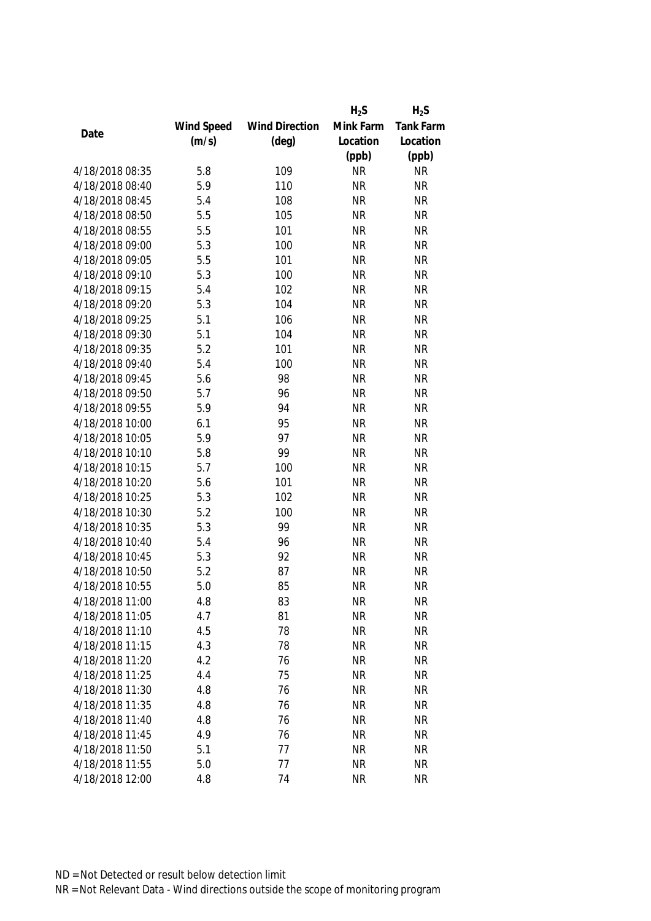| Date | Wind Speed (m/s) | Wind Direction (deg) | $H_2S$ Mink Farm Location (ppb) | $H_2S$ Tank Farm Location (ppb) |
|---|---|---|---|---|
| 4/18/2018 08:35 | 5.8 | 109 | NR | NR |
| 4/18/2018 08:40 | 5.9 | 110 | NR | NR |
| 4/18/2018 08:45 | 5.4 | 108 | NR | NR |
| 4/18/2018 08:50 | 5.5 | 105 | NR | NR |
| 4/18/2018 08:55 | 5.5 | 101 | NR | NR |
| 4/18/2018 09:00 | 5.3 | 100 | NR | NR |
| 4/18/2018 09:05 | 5.5 | 101 | NR | NR |
| 4/18/2018 09:10 | 5.3 | 100 | NR | NR |
| 4/18/2018 09:15 | 5.4 | 102 | NR | NR |
| 4/18/2018 09:20 | 5.3 | 104 | NR | NR |
| 4/18/2018 09:25 | 5.1 | 106 | NR | NR |
| 4/18/2018 09:30 | 5.1 | 104 | NR | NR |
| 4/18/2018 09:35 | 5.2 | 101 | NR | NR |
| 4/18/2018 09:40 | 5.4 | 100 | NR | NR |
| 4/18/2018 09:45 | 5.6 | 98 | NR | NR |
| 4/18/2018 09:50 | 5.7 | 96 | NR | NR |
| 4/18/2018 09:55 | 5.9 | 94 | NR | NR |
| 4/18/2018 10:00 | 6.1 | 95 | NR | NR |
| 4/18/2018 10:05 | 5.9 | 97 | NR | NR |
| 4/18/2018 10:10 | 5.8 | 99 | NR | NR |
| 4/18/2018 10:15 | 5.7 | 100 | NR | NR |
| 4/18/2018 10:20 | 5.6 | 101 | NR | NR |
| 4/18/2018 10:25 | 5.3 | 102 | NR | NR |
| 4/18/2018 10:30 | 5.2 | 100 | NR | NR |
| 4/18/2018 10:35 | 5.3 | 99 | NR | NR |
| 4/18/2018 10:40 | 5.4 | 96 | NR | NR |
| 4/18/2018 10:45 | 5.3 | 92 | NR | NR |
| 4/18/2018 10:50 | 5.2 | 87 | NR | NR |
| 4/18/2018 10:55 | 5.0 | 85 | NR | NR |
| 4/18/2018 11:00 | 4.8 | 83 | NR | NR |
| 4/18/2018 11:05 | 4.7 | 81 | NR | NR |
| 4/18/2018 11:10 | 4.5 | 78 | NR | NR |
| 4/18/2018 11:15 | 4.3 | 78 | NR | NR |
| 4/18/2018 11:20 | 4.2 | 76 | NR | NR |
| 4/18/2018 11:25 | 4.4 | 75 | NR | NR |
| 4/18/2018 11:30 | 4.8 | 76 | NR | NR |
| 4/18/2018 11:35 | 4.8 | 76 | NR | NR |
| 4/18/2018 11:40 | 4.8 | 76 | NR | NR |
| 4/18/2018 11:45 | 4.9 | 76 | NR | NR |
| 4/18/2018 11:50 | 5.1 | 77 | NR | NR |
| 4/18/2018 11:55 | 5.0 | 77 | NR | NR |
| 4/18/2018 12:00 | 4.8 | 74 | NR | NR |

ND = Not Detected or result below detection limit
NR = Not Relevant Data - Wind directions outside the scope of monitoring program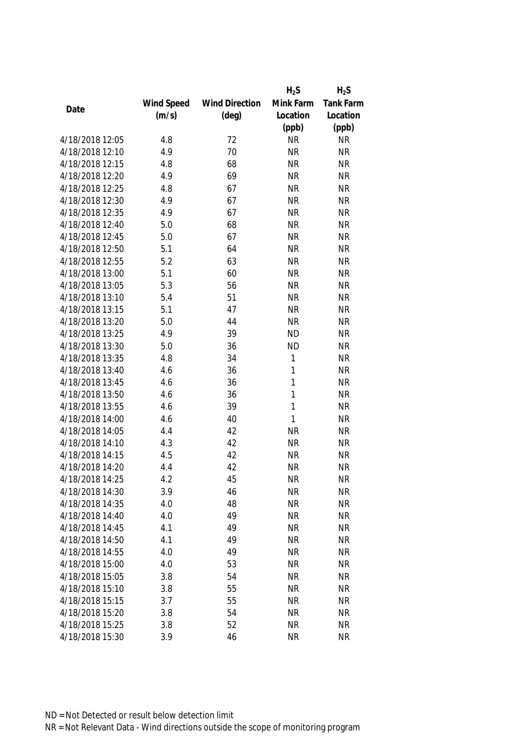| Date | Wind Speed (m/s) | Wind Direction (deg) | $H_2S$ Mink Farm Location (ppb) | $H_2S$ Tank Farm Location (ppb) |
|---|---|---|---|---|
| 4/18/2018 12:05 | 4.8 | 72 | NR | NR |
| 4/18/2018 12:10 | 4.9 | 70 | NR | NR |
| 4/18/2018 12:15 | 4.8 | 68 | NR | NR |
| 4/18/2018 12:20 | 4.9 | 69 | NR | NR |
| 4/18/2018 12:25 | 4.8 | 67 | NR | NR |
| 4/18/2018 12:30 | 4.9 | 67 | NR | NR |
| 4/18/2018 12:35 | 4.9 | 67 | NR | NR |
| 4/18/2018 12:40 | 5.0 | 68 | NR | NR |
| 4/18/2018 12:45 | 5.0 | 67 | NR | NR |
| 4/18/2018 12:50 | 5.1 | 64 | NR | NR |
| 4/18/2018 12:55 | 5.2 | 63 | NR | NR |
| 4/18/2018 13:00 | 5.1 | 60 | NR | NR |
| 4/18/2018 13:05 | 5.3 | 56 | NR | NR |
| 4/18/2018 13:10 | 5.4 | 51 | NR | NR |
| 4/18/2018 13:15 | 5.1 | 47 | NR | NR |
| 4/18/2018 13:20 | 5.0 | 44 | NR | NR |
| 4/18/2018 13:25 | 4.9 | 39 | ND | NR |
| 4/18/2018 13:30 | 5.0 | 36 | ND | NR |
| 4/18/2018 13:35 | 4.8 | 34 | 1 | NR |
| 4/18/2018 13:40 | 4.6 | 36 | 1 | NR |
| 4/18/2018 13:45 | 4.6 | 36 | 1 | NR |
| 4/18/2018 13:50 | 4.6 | 36 | 1 | NR |
| 4/18/2018 13:55 | 4.6 | 39 | 1 | NR |
| 4/18/2018 14:00 | 4.6 | 40 | 1 | NR |
| 4/18/2018 14:05 | 4.4 | 42 | NR | NR |
| 4/18/2018 14:10 | 4.3 | 42 | NR | NR |
| 4/18/2018 14:15 | 4.5 | 42 | NR | NR |
| 4/18/2018 14:20 | 4.4 | 42 | NR | NR |
| 4/18/2018 14:25 | 4.2 | 45 | NR | NR |
| 4/18/2018 14:30 | 3.9 | 46 | NR | NR |
| 4/18/2018 14:35 | 4.0 | 48 | NR | NR |
| 4/18/2018 14:40 | 4.0 | 49 | NR | NR |
| 4/18/2018 14:45 | 4.1 | 49 | NR | NR |
| 4/18/2018 14:50 | 4.1 | 49 | NR | NR |
| 4/18/2018 14:55 | 4.0 | 49 | NR | NR |
| 4/18/2018 15:00 | 4.0 | 53 | NR | NR |
| 4/18/2018 15:05 | 3.8 | 54 | NR | NR |
| 4/18/2018 15:10 | 3.8 | 55 | NR | NR |
| 4/18/2018 15:15 | 3.7 | 55 | NR | NR |
| 4/18/2018 15:20 | 3.8 | 54 | NR | NR |
| 4/18/2018 15:25 | 3.8 | 52 | NR | NR |
| 4/18/2018 15:30 | 3.9 | 46 | NR | NR |

ND = Not Detected or result below detection limit
NR = Not Relevant Data - Wind directions outside the scope of monitoring program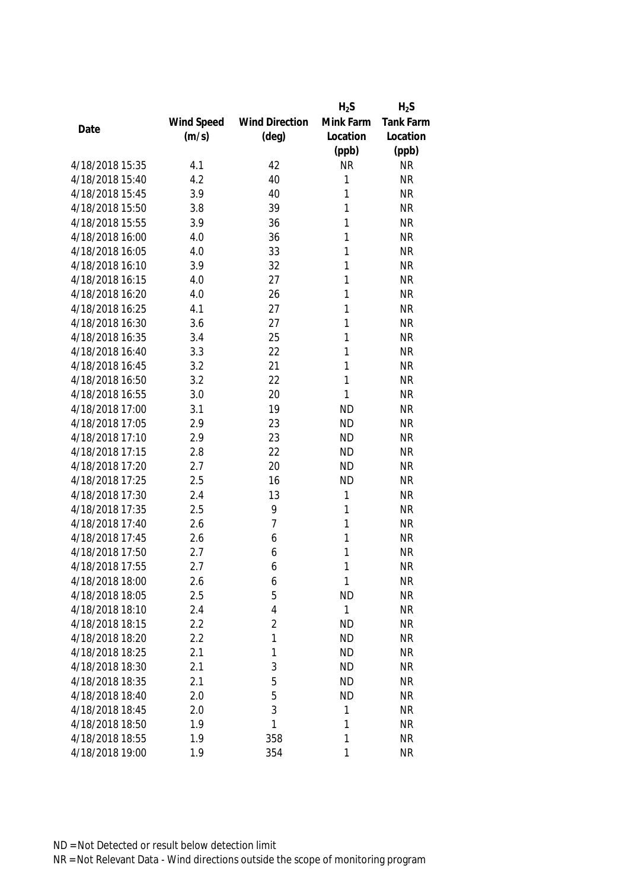| Date | Wind Speed (m/s) | Wind Direction (deg) | $H_2S$ Mink Farm Location (ppb) | $H_2S$ Tank Farm Location (ppb) |
|---|---|---|---|---|
| 4/18/2018 15:35 | 4.1 | 42 | NR | NR |
| 4/18/2018 15:40 | 4.2 | 40 | 1 | NR |
| 4/18/2018 15:45 | 3.9 | 40 | 1 | NR |
| 4/18/2018 15:50 | 3.8 | 39 | 1 | NR |
| 4/18/2018 15:55 | 3.9 | 36 | 1 | NR |
| 4/18/2018 16:00 | 4.0 | 36 | 1 | NR |
| 4/18/2018 16:05 | 4.0 | 33 | 1 | NR |
| 4/18/2018 16:10 | 3.9 | 32 | 1 | NR |
| 4/18/2018 16:15 | 4.0 | 27 | 1 | NR |
| 4/18/2018 16:20 | 4.0 | 26 | 1 | NR |
| 4/18/2018 16:25 | 4.1 | 27 | 1 | NR |
| 4/18/2018 16:30 | 3.6 | 27 | 1 | NR |
| 4/18/2018 16:35 | 3.4 | 25 | 1 | NR |
| 4/18/2018 16:40 | 3.3 | 22 | 1 | NR |
| 4/18/2018 16:45 | 3.2 | 21 | 1 | NR |
| 4/18/2018 16:50 | 3.2 | 22 | 1 | NR |
| 4/18/2018 16:55 | 3.0 | 20 | 1 | NR |
| 4/18/2018 17:00 | 3.1 | 19 | ND | NR |
| 4/18/2018 17:05 | 2.9 | 23 | ND | NR |
| 4/18/2018 17:10 | 2.9 | 23 | ND | NR |
| 4/18/2018 17:15 | 2.8 | 22 | ND | NR |
| 4/18/2018 17:20 | 2.7 | 20 | ND | NR |
| 4/18/2018 17:25 | 2.5 | 16 | ND | NR |
| 4/18/2018 17:30 | 2.4 | 13 | 1 | NR |
| 4/18/2018 17:35 | 2.5 | 9 | 1 | NR |
| 4/18/2018 17:40 | 2.6 | 7 | 1 | NR |
| 4/18/2018 17:45 | 2.6 | 6 | 1 | NR |
| 4/18/2018 17:50 | 2.7 | 6 | 1 | NR |
| 4/18/2018 17:55 | 2.7 | 6 | 1 | NR |
| 4/18/2018 18:00 | 2.6 | 6 | 1 | NR |
| 4/18/2018 18:05 | 2.5 | 5 | ND | NR |
| 4/18/2018 18:10 | 2.4 | 4 | 1 | NR |
| 4/18/2018 18:15 | 2.2 | 2 | ND | NR |
| 4/18/2018 18:20 | 2.2 | 1 | ND | NR |
| 4/18/2018 18:25 | 2.1 | 1 | ND | NR |
| 4/18/2018 18:30 | 2.1 | 3 | ND | NR |
| 4/18/2018 18:35 | 2.1 | 5 | ND | NR |
| 4/18/2018 18:40 | 2.0 | 5 | ND | NR |
| 4/18/2018 18:45 | 2.0 | 3 | 1 | NR |
| 4/18/2018 18:50 | 1.9 | 1 | 1 | NR |
| 4/18/2018 18:55 | 1.9 | 358 | 1 | NR |
| 4/18/2018 19:00 | 1.9 | 354 | 1 | NR |

ND = Not Detected or result below detection limit

NR = Not Relevant Data - Wind directions outside the scope of monitoring program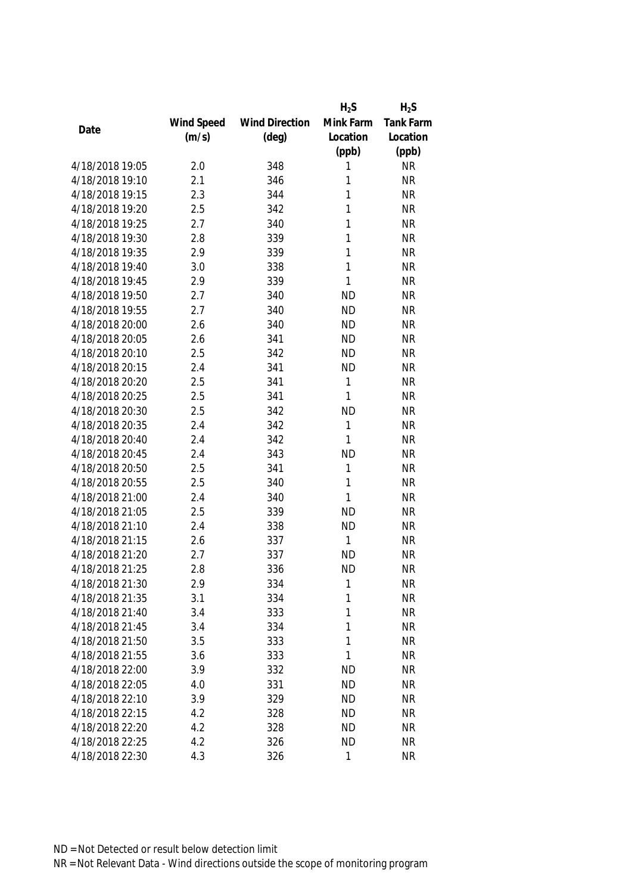| Date | Wind Speed (m/s) | Wind Direction (deg) | $H_2S$ Mink Farm Location (ppb) | $H_2S$ Tank Farm Location (ppb) |
|---|---|---|---|---|
| 4/18/2018 19:05 | 2.0 | 348 | 1 | NR |
| 4/18/2018 19:10 | 2.1 | 346 | 1 | NR |
| 4/18/2018 19:15 | 2.3 | 344 | 1 | NR |
| 4/18/2018 19:20 | 2.5 | 342 | 1 | NR |
| 4/18/2018 19:25 | 2.7 | 340 | 1 | NR |
| 4/18/2018 19:30 | 2.8 | 339 | 1 | NR |
| 4/18/2018 19:35 | 2.9 | 339 | 1 | NR |
| 4/18/2018 19:40 | 3.0 | 338 | 1 | NR |
| 4/18/2018 19:45 | 2.9 | 339 | 1 | NR |
| 4/18/2018 19:50 | 2.7 | 340 | ND | NR |
| 4/18/2018 19:55 | 2.7 | 340 | ND | NR |
| 4/18/2018 20:00 | 2.6 | 340 | ND | NR |
| 4/18/2018 20:05 | 2.6 | 341 | ND | NR |
| 4/18/2018 20:10 | 2.5 | 342 | ND | NR |
| 4/18/2018 20:15 | 2.4 | 341 | ND | NR |
| 4/18/2018 20:20 | 2.5 | 341 | 1 | NR |
| 4/18/2018 20:25 | 2.5 | 341 | 1 | NR |
| 4/18/2018 20:30 | 2.5 | 342 | ND | NR |
| 4/18/2018 20:35 | 2.4 | 342 | 1 | NR |
| 4/18/2018 20:40 | 2.4 | 342 | 1 | NR |
| 4/18/2018 20:45 | 2.4 | 343 | ND | NR |
| 4/18/2018 20:50 | 2.5 | 341 | 1 | NR |
| 4/18/2018 20:55 | 2.5 | 340 | 1 | NR |
| 4/18/2018 21:00 | 2.4 | 340 | 1 | NR |
| 4/18/2018 21:05 | 2.5 | 339 | ND | NR |
| 4/18/2018 21:10 | 2.4 | 338 | ND | NR |
| 4/18/2018 21:15 | 2.6 | 337 | 1 | NR |
| 4/18/2018 21:20 | 2.7 | 337 | ND | NR |
| 4/18/2018 21:25 | 2.8 | 336 | ND | NR |
| 4/18/2018 21:30 | 2.9 | 334 | 1 | NR |
| 4/18/2018 21:35 | 3.1 | 334 | 1 | NR |
| 4/18/2018 21:40 | 3.4 | 333 | 1 | NR |
| 4/18/2018 21:45 | 3.4 | 334 | 1 | NR |
| 4/18/2018 21:50 | 3.5 | 333 | 1 | NR |
| 4/18/2018 21:55 | 3.6 | 333 | 1 | NR |
| 4/18/2018 22:00 | 3.9 | 332 | ND | NR |
| 4/18/2018 22:05 | 4.0 | 331 | ND | NR |
| 4/18/2018 22:10 | 3.9 | 329 | ND | NR |
| 4/18/2018 22:15 | 4.2 | 328 | ND | NR |
| 4/18/2018 22:20 | 4.2 | 328 | ND | NR |
| 4/18/2018 22:25 | 4.2 | 326 | ND | NR |
| 4/18/2018 22:30 | 4.3 | 326 | 1 | NR |

ND = Not Detected or result below detection limit
NR = Not Relevant Data - Wind directions outside the scope of monitoring program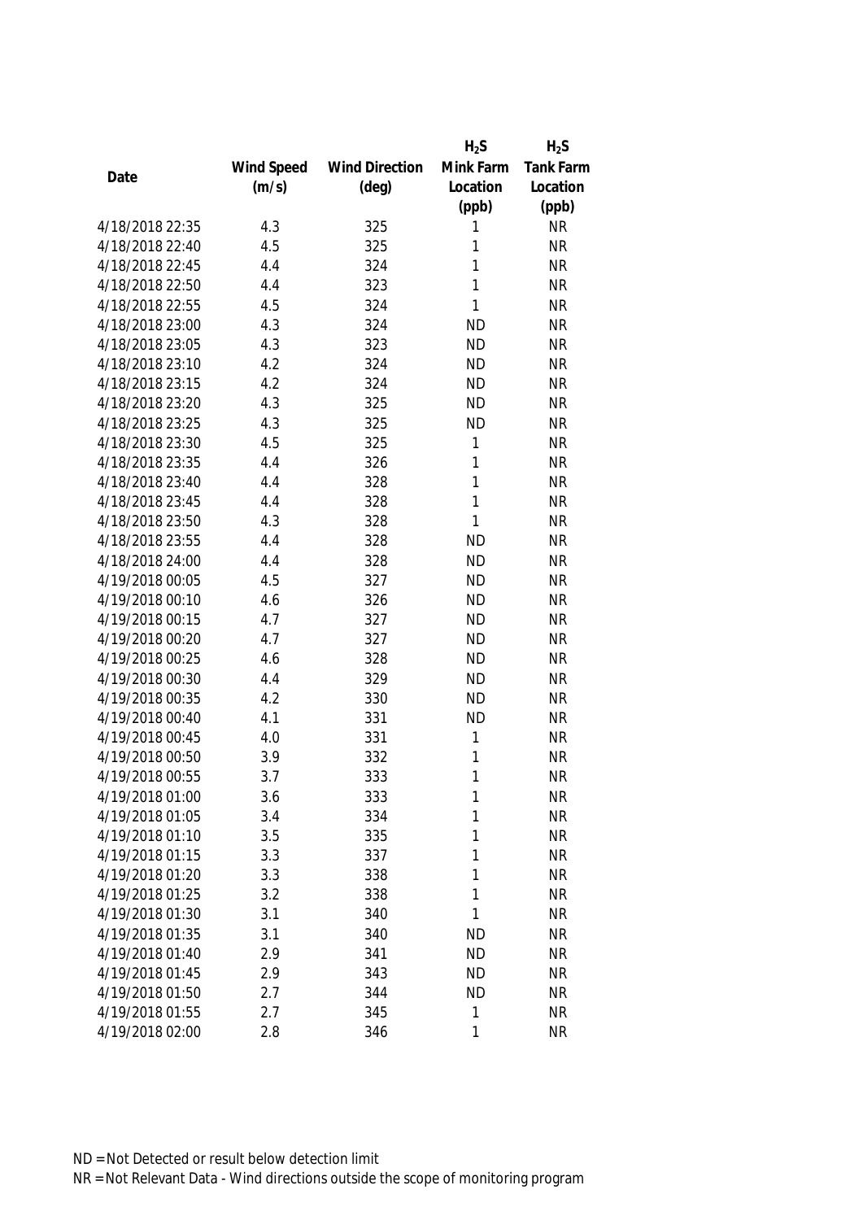| Date | Wind Speed (m/s) | Wind Direction (deg) | $H_2S$ Mink Farm Location (ppb) | $H_2S$ Tank Farm Location (ppb) |
|---|---|---|---|---|
| 4/18/2018 22:35 | 4.3 | 325 | 1 | NR |
| 4/18/2018 22:40 | 4.5 | 325 | 1 | NR |
| 4/18/2018 22:45 | 4.4 | 324 | 1 | NR |
| 4/18/2018 22:50 | 4.4 | 323 | 1 | NR |
| 4/18/2018 22:55 | 4.5 | 324 | 1 | NR |
| 4/18/2018 23:00 | 4.3 | 324 | ND | NR |
| 4/18/2018 23:05 | 4.3 | 323 | ND | NR |
| 4/18/2018 23:10 | 4.2 | 324 | ND | NR |
| 4/18/2018 23:15 | 4.2 | 324 | ND | NR |
| 4/18/2018 23:20 | 4.3 | 325 | ND | NR |
| 4/18/2018 23:25 | 4.3 | 325 | ND | NR |
| 4/18/2018 23:30 | 4.5 | 325 | 1 | NR |
| 4/18/2018 23:35 | 4.4 | 326 | 1 | NR |
| 4/18/2018 23:40 | 4.4 | 328 | 1 | NR |
| 4/18/2018 23:45 | 4.4 | 328 | 1 | NR |
| 4/18/2018 23:50 | 4.3 | 328 | 1 | NR |
| 4/18/2018 23:55 | 4.4 | 328 | ND | NR |
| 4/18/2018 24:00 | 4.4 | 328 | ND | NR |
| 4/19/2018 00:05 | 4.5 | 327 | ND | NR |
| 4/19/2018 00:10 | 4.6 | 326 | ND | NR |
| 4/19/2018 00:15 | 4.7 | 327 | ND | NR |
| 4/19/2018 00:20 | 4.7 | 327 | ND | NR |
| 4/19/2018 00:25 | 4.6 | 328 | ND | NR |
| 4/19/2018 00:30 | 4.4 | 329 | ND | NR |
| 4/19/2018 00:35 | 4.2 | 330 | ND | NR |
| 4/19/2018 00:40 | 4.1 | 331 | ND | NR |
| 4/19/2018 00:45 | 4.0 | 331 | 1 | NR |
| 4/19/2018 00:50 | 3.9 | 332 | 1 | NR |
| 4/19/2018 00:55 | 3.7 | 333 | 1 | NR |
| 4/19/2018 01:00 | 3.6 | 333 | 1 | NR |
| 4/19/2018 01:05 | 3.4 | 334 | 1 | NR |
| 4/19/2018 01:10 | 3.5 | 335 | 1 | NR |
| 4/19/2018 01:15 | 3.3 | 337 | 1 | NR |
| 4/19/2018 01:20 | 3.3 | 338 | 1 | NR |
| 4/19/2018 01:25 | 3.2 | 338 | 1 | NR |
| 4/19/2018 01:30 | 3.1 | 340 | 1 | NR |
| 4/19/2018 01:35 | 3.1 | 340 | ND | NR |
| 4/19/2018 01:40 | 2.9 | 341 | ND | NR |
| 4/19/2018 01:45 | 2.9 | 343 | ND | NR |
| 4/19/2018 01:50 | 2.7 | 344 | ND | NR |
| 4/19/2018 01:55 | 2.7 | 345 | 1 | NR |
| 4/19/2018 02:00 | 2.8 | 346 | 1 | NR |

ND = Not Detected or result below detection limit
NR = Not Relevant Data - Wind directions outside the scope of monitoring program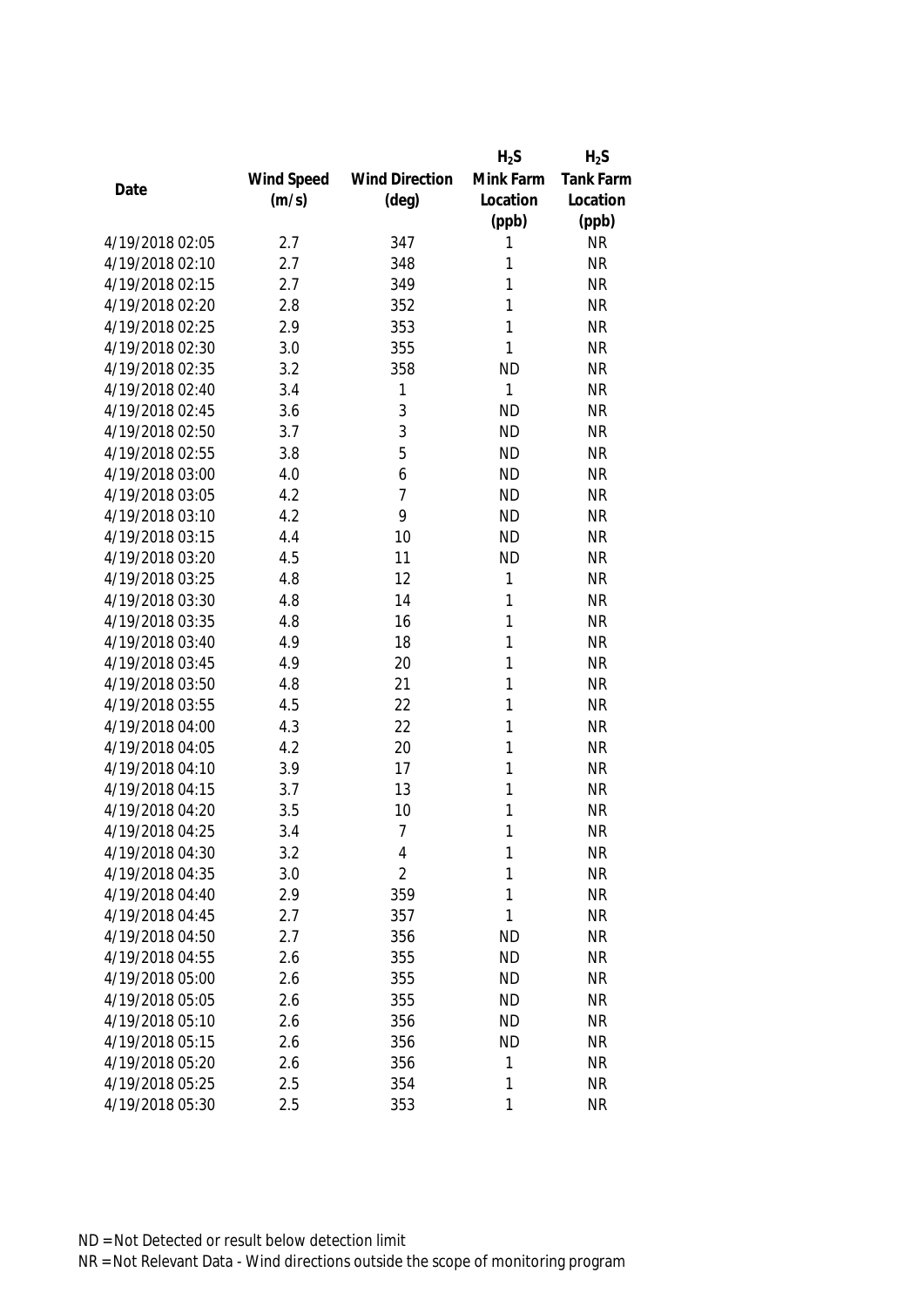| Date | Wind Speed (m/s) | Wind Direction (deg) | $H_2S$ Mink Farm Location (ppb) | $H_2S$ Tank Farm Location (ppb) |
|---|---|---|---|---|
| 4/19/2018 02:05 | 2.7 | 347 | 1 | NR |
| 4/19/2018 02:10 | 2.7 | 348 | 1 | NR |
| 4/19/2018 02:15 | 2.7 | 349 | 1 | NR |
| 4/19/2018 02:20 | 2.8 | 352 | 1 | NR |
| 4/19/2018 02:25 | 2.9 | 353 | 1 | NR |
| 4/19/2018 02:30 | 3.0 | 355 | 1 | NR |
| 4/19/2018 02:35 | 3.2 | 358 | ND | NR |
| 4/19/2018 02:40 | 3.4 | 1 | 1 | NR |
| 4/19/2018 02:45 | 3.6 | 3 | ND | NR |
| 4/19/2018 02:50 | 3.7 | 3 | ND | NR |
| 4/19/2018 02:55 | 3.8 | 5 | ND | NR |
| 4/19/2018 03:00 | 4.0 | 6 | ND | NR |
| 4/19/2018 03:05 | 4.2 | 7 | ND | NR |
| 4/19/2018 03:10 | 4.2 | 9 | ND | NR |
| 4/19/2018 03:15 | 4.4 | 10 | ND | NR |
| 4/19/2018 03:20 | 4.5 | 11 | ND | NR |
| 4/19/2018 03:25 | 4.8 | 12 | 1 | NR |
| 4/19/2018 03:30 | 4.8 | 14 | 1 | NR |
| 4/19/2018 03:35 | 4.8 | 16 | 1 | NR |
| 4/19/2018 03:40 | 4.9 | 18 | 1 | NR |
| 4/19/2018 03:45 | 4.9 | 20 | 1 | NR |
| 4/19/2018 03:50 | 4.8 | 21 | 1 | NR |
| 4/19/2018 03:55 | 4.5 | 22 | 1 | NR |
| 4/19/2018 04:00 | 4.3 | 22 | 1 | NR |
| 4/19/2018 04:05 | 4.2 | 20 | 1 | NR |
| 4/19/2018 04:10 | 3.9 | 17 | 1 | NR |
| 4/19/2018 04:15 | 3.7 | 13 | 1 | NR |
| 4/19/2018 04:20 | 3.5 | 10 | 1 | NR |
| 4/19/2018 04:25 | 3.4 | 7 | 1 | NR |
| 4/19/2018 04:30 | 3.2 | 4 | 1 | NR |
| 4/19/2018 04:35 | 3.0 | 2 | 1 | NR |
| 4/19/2018 04:40 | 2.9 | 359 | 1 | NR |
| 4/19/2018 04:45 | 2.7 | 357 | 1 | NR |
| 4/19/2018 04:50 | 2.7 | 356 | ND | NR |
| 4/19/2018 04:55 | 2.6 | 355 | ND | NR |
| 4/19/2018 05:00 | 2.6 | 355 | ND | NR |
| 4/19/2018 05:05 | 2.6 | 355 | ND | NR |
| 4/19/2018 05:10 | 2.6 | 356 | ND | NR |
| 4/19/2018 05:15 | 2.6 | 356 | ND | NR |
| 4/19/2018 05:20 | 2.6 | 356 | 1 | NR |
| 4/19/2018 05:25 | 2.5 | 354 | 1 | NR |
| 4/19/2018 05:30 | 2.5 | 353 | 1 | NR |

ND = Not Detected or result below detection limit

NR = Not Relevant Data - Wind directions outside the scope of monitoring program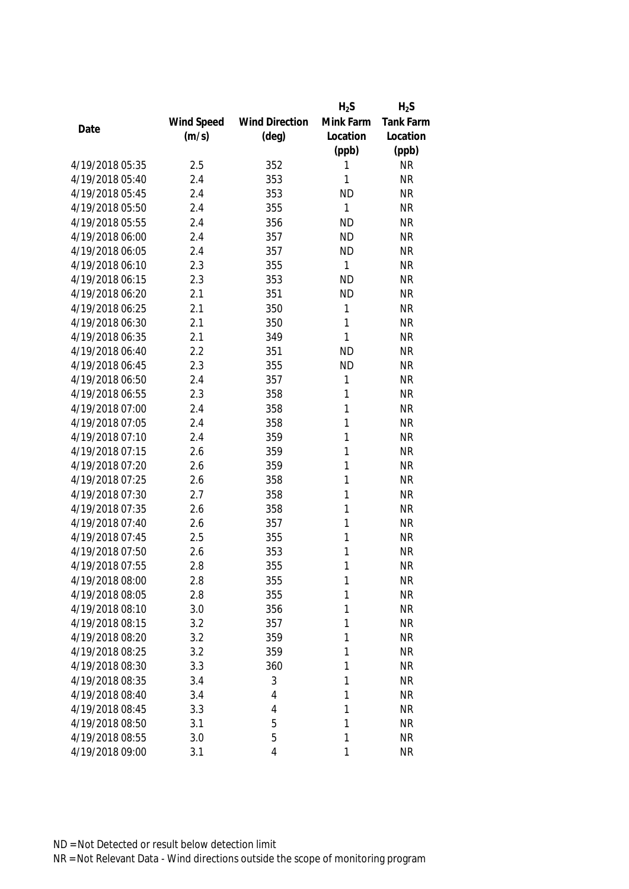| Date | Wind Speed (m/s) | Wind Direction (deg) | $H_2S$ Mink Farm Location (ppb) | $H_2S$ Tank Farm Location (ppb) |
|---|---|---|---|---|
| 4/19/2018 05:35 | 2.5 | 352 | 1 | NR |
| 4/19/2018 05:40 | 2.4 | 353 | 1 | NR |
| 4/19/2018 05:45 | 2.4 | 353 | ND | NR |
| 4/19/2018 05:50 | 2.4 | 355 | 1 | NR |
| 4/19/2018 05:55 | 2.4 | 356 | ND | NR |
| 4/19/2018 06:00 | 2.4 | 357 | ND | NR |
| 4/19/2018 06:05 | 2.4 | 357 | ND | NR |
| 4/19/2018 06:10 | 2.3 | 355 | 1 | NR |
| 4/19/2018 06:15 | 2.3 | 353 | ND | NR |
| 4/19/2018 06:20 | 2.1 | 351 | ND | NR |
| 4/19/2018 06:25 | 2.1 | 350 | 1 | NR |
| 4/19/2018 06:30 | 2.1 | 350 | 1 | NR |
| 4/19/2018 06:35 | 2.1 | 349 | 1 | NR |
| 4/19/2018 06:40 | 2.2 | 351 | ND | NR |
| 4/19/2018 06:45 | 2.3 | 355 | ND | NR |
| 4/19/2018 06:50 | 2.4 | 357 | 1 | NR |
| 4/19/2018 06:55 | 2.3 | 358 | 1 | NR |
| 4/19/2018 07:00 | 2.4 | 358 | 1 | NR |
| 4/19/2018 07:05 | 2.4 | 358 | 1 | NR |
| 4/19/2018 07:10 | 2.4 | 359 | 1 | NR |
| 4/19/2018 07:15 | 2.6 | 359 | 1 | NR |
| 4/19/2018 07:20 | 2.6 | 359 | 1 | NR |
| 4/19/2018 07:25 | 2.6 | 358 | 1 | NR |
| 4/19/2018 07:30 | 2.7 | 358 | 1 | NR |
| 4/19/2018 07:35 | 2.6 | 358 | 1 | NR |
| 4/19/2018 07:40 | 2.6 | 357 | 1 | NR |
| 4/19/2018 07:45 | 2.5 | 355 | 1 | NR |
| 4/19/2018 07:50 | 2.6 | 353 | 1 | NR |
| 4/19/2018 07:55 | 2.8 | 355 | 1 | NR |
| 4/19/2018 08:00 | 2.8 | 355 | 1 | NR |
| 4/19/2018 08:05 | 2.8 | 355 | 1 | NR |
| 4/19/2018 08:10 | 3.0 | 356 | 1 | NR |
| 4/19/2018 08:15 | 3.2 | 357 | 1 | NR |
| 4/19/2018 08:20 | 3.2 | 359 | 1 | NR |
| 4/19/2018 08:25 | 3.2 | 359 | 1 | NR |
| 4/19/2018 08:30 | 3.3 | 360 | 1 | NR |
| 4/19/2018 08:35 | 3.4 | 3 | 1 | NR |
| 4/19/2018 08:40 | 3.4 | 4 | 1 | NR |
| 4/19/2018 08:45 | 3.3 | 4 | 1 | NR |
| 4/19/2018 08:50 | 3.1 | 5 | 1 | NR |
| 4/19/2018 08:55 | 3.0 | 5 | 1 | NR |
| 4/19/2018 09:00 | 3.1 | 4 | 1 | NR |

ND = Not Detected or result below detection limit
NR = Not Relevant Data - Wind directions outside the scope of monitoring program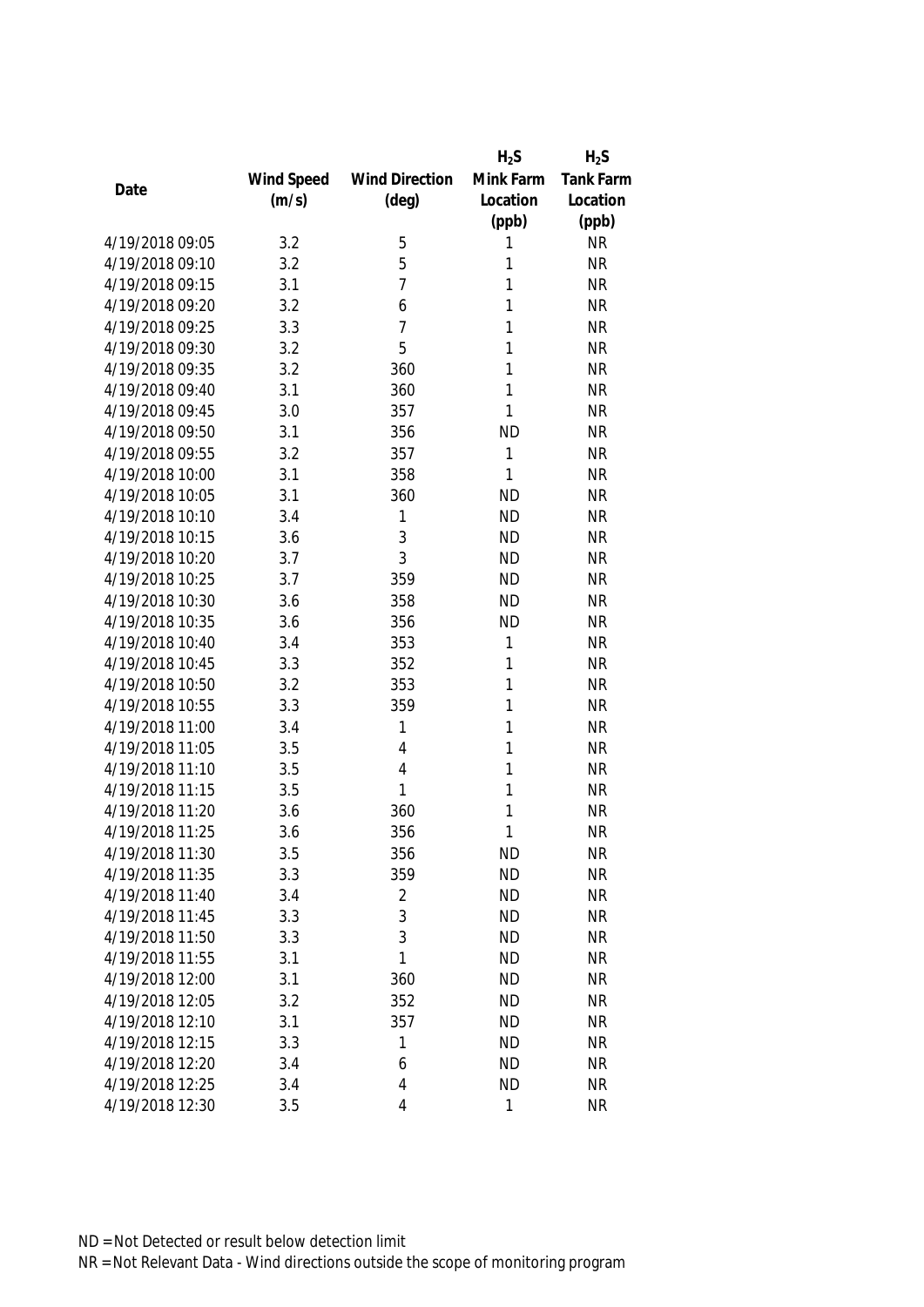| Date | Wind Speed (m/s) | Wind Direction (deg) | $H_2S$ Mink Farm Location (ppb) | $H_2S$ Tank Farm Location (ppb) |
|---|---|---|---|---|
| 4/19/2018 09:05 | 3.2 | 5 | 1 | NR |
| 4/19/2018 09:10 | 3.2 | 5 | 1 | NR |
| 4/19/2018 09:15 | 3.1 | 7 | 1 | NR |
| 4/19/2018 09:20 | 3.2 | 6 | 1 | NR |
| 4/19/2018 09:25 | 3.3 | 7 | 1 | NR |
| 4/19/2018 09:30 | 3.2 | 5 | 1 | NR |
| 4/19/2018 09:35 | 3.2 | 360 | 1 | NR |
| 4/19/2018 09:40 | 3.1 | 360 | 1 | NR |
| 4/19/2018 09:45 | 3.0 | 357 | 1 | NR |
| 4/19/2018 09:50 | 3.1 | 356 | ND | NR |
| 4/19/2018 09:55 | 3.2 | 357 | 1 | NR |
| 4/19/2018 10:00 | 3.1 | 358 | 1 | NR |
| 4/19/2018 10:05 | 3.1 | 360 | ND | NR |
| 4/19/2018 10:10 | 3.4 | 1 | ND | NR |
| 4/19/2018 10:15 | 3.6 | 3 | ND | NR |
| 4/19/2018 10:20 | 3.7 | 3 | ND | NR |
| 4/19/2018 10:25 | 3.7 | 359 | ND | NR |
| 4/19/2018 10:30 | 3.6 | 358 | ND | NR |
| 4/19/2018 10:35 | 3.6 | 356 | ND | NR |
| 4/19/2018 10:40 | 3.4 | 353 | 1 | NR |
| 4/19/2018 10:45 | 3.3 | 352 | 1 | NR |
| 4/19/2018 10:50 | 3.2 | 353 | 1 | NR |
| 4/19/2018 10:55 | 3.3 | 359 | 1 | NR |
| 4/19/2018 11:00 | 3.4 | 1 | 1 | NR |
| 4/19/2018 11:05 | 3.5 | 4 | 1 | NR |
| 4/19/2018 11:10 | 3.5 | 4 | 1 | NR |
| 4/19/2018 11:15 | 3.5 | 1 | 1 | NR |
| 4/19/2018 11:20 | 3.6 | 360 | 1 | NR |
| 4/19/2018 11:25 | 3.6 | 356 | 1 | NR |
| 4/19/2018 11:30 | 3.5 | 356 | ND | NR |
| 4/19/2018 11:35 | 3.3 | 359 | ND | NR |
| 4/19/2018 11:40 | 3.4 | 2 | ND | NR |
| 4/19/2018 11:45 | 3.3 | 3 | ND | NR |
| 4/19/2018 11:50 | 3.3 | 3 | ND | NR |
| 4/19/2018 11:55 | 3.1 | 1 | ND | NR |
| 4/19/2018 12:00 | 3.1 | 360 | ND | NR |
| 4/19/2018 12:05 | 3.2 | 352 | ND | NR |
| 4/19/2018 12:10 | 3.1 | 357 | ND | NR |
| 4/19/2018 12:15 | 3.3 | 1 | ND | NR |
| 4/19/2018 12:20 | 3.4 | 6 | ND | NR |
| 4/19/2018 12:25 | 3.4 | 4 | ND | NR |
| 4/19/2018 12:30 | 3.5 | 4 | 1 | NR |

ND = Not Detected or result below detection limit

NR = Not Relevant Data - Wind directions outside the scope of monitoring program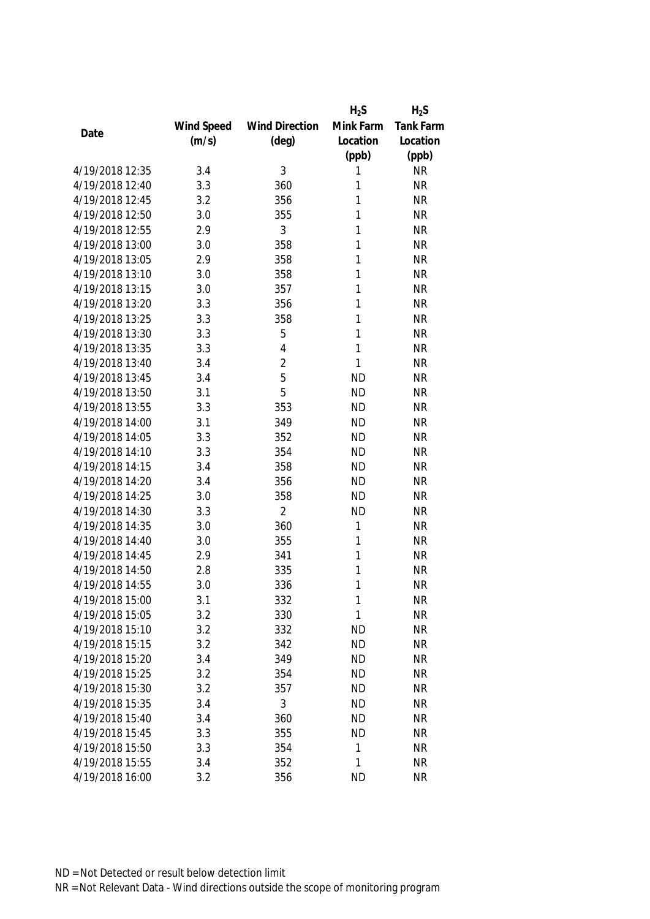| Date | Wind Speed (m/s) | Wind Direction (deg) | $H_2S$ Mink Farm Location (ppb) | $H_2S$ Tank Farm Location (ppb) |
|---|---|---|---|---|
| 4/19/2018 12:35 | 3.4 | 3 | 1 | NR |
| 4/19/2018 12:40 | 3.3 | 360 | 1 | NR |
| 4/19/2018 12:45 | 3.2 | 356 | 1 | NR |
| 4/19/2018 12:50 | 3.0 | 355 | 1 | NR |
| 4/19/2018 12:55 | 2.9 | 3 | 1 | NR |
| 4/19/2018 13:00 | 3.0 | 358 | 1 | NR |
| 4/19/2018 13:05 | 2.9 | 358 | 1 | NR |
| 4/19/2018 13:10 | 3.0 | 358 | 1 | NR |
| 4/19/2018 13:15 | 3.0 | 357 | 1 | NR |
| 4/19/2018 13:20 | 3.3 | 356 | 1 | NR |
| 4/19/2018 13:25 | 3.3 | 358 | 1 | NR |
| 4/19/2018 13:30 | 3.3 | 5 | 1 | NR |
| 4/19/2018 13:35 | 3.3 | 4 | 1 | NR |
| 4/19/2018 13:40 | 3.4 | 2 | 1 | NR |
| 4/19/2018 13:45 | 3.4 | 5 | ND | NR |
| 4/19/2018 13:50 | 3.1 | 5 | ND | NR |
| 4/19/2018 13:55 | 3.3 | 353 | ND | NR |
| 4/19/2018 14:00 | 3.1 | 349 | ND | NR |
| 4/19/2018 14:05 | 3.3 | 352 | ND | NR |
| 4/19/2018 14:10 | 3.3 | 354 | ND | NR |
| 4/19/2018 14:15 | 3.4 | 358 | ND | NR |
| 4/19/2018 14:20 | 3.4 | 356 | ND | NR |
| 4/19/2018 14:25 | 3.0 | 358 | ND | NR |
| 4/19/2018 14:30 | 3.3 | 2 | ND | NR |
| 4/19/2018 14:35 | 3.0 | 360 | 1 | NR |
| 4/19/2018 14:40 | 3.0 | 355 | 1 | NR |
| 4/19/2018 14:45 | 2.9 | 341 | 1 | NR |
| 4/19/2018 14:50 | 2.8 | 335 | 1 | NR |
| 4/19/2018 14:55 | 3.0 | 336 | 1 | NR |
| 4/19/2018 15:00 | 3.1 | 332 | 1 | NR |
| 4/19/2018 15:05 | 3.2 | 330 | 1 | NR |
| 4/19/2018 15:10 | 3.2 | 332 | ND | NR |
| 4/19/2018 15:15 | 3.2 | 342 | ND | NR |
| 4/19/2018 15:20 | 3.4 | 349 | ND | NR |
| 4/19/2018 15:25 | 3.2 | 354 | ND | NR |
| 4/19/2018 15:30 | 3.2 | 357 | ND | NR |
| 4/19/2018 15:35 | 3.4 | 3 | ND | NR |
| 4/19/2018 15:40 | 3.4 | 360 | ND | NR |
| 4/19/2018 15:45 | 3.3 | 355 | ND | NR |
| 4/19/2018 15:50 | 3.3 | 354 | 1 | NR |
| 4/19/2018 15:55 | 3.4 | 352 | 1 | NR |
| 4/19/2018 16:00 | 3.2 | 356 | ND | NR |

ND = Not Detected or result below detection limit

NR = Not Relevant Data - Wind directions outside the scope of monitoring program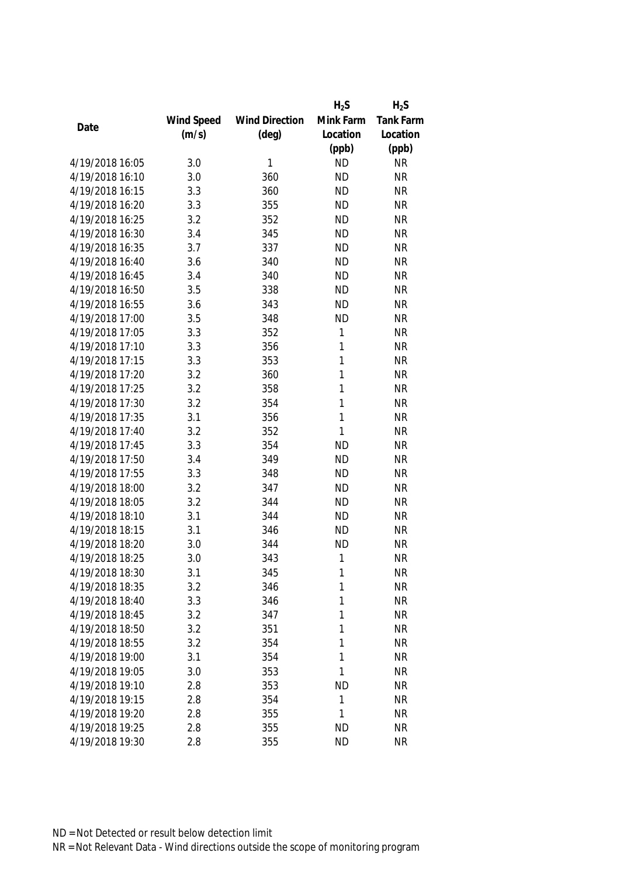| Date | Wind Speed (m/s) | Wind Direction (deg) | $H_2S$ Mink Farm Location (ppb) | $H_2S$ Tank Farm Location (ppb) |
|---|---|---|---|---|
| 4/19/2018 16:05 | 3.0 | 1 | ND | NR |
| 4/19/2018 16:10 | 3.0 | 360 | ND | NR |
| 4/19/2018 16:15 | 3.3 | 360 | ND | NR |
| 4/19/2018 16:20 | 3.3 | 355 | ND | NR |
| 4/19/2018 16:25 | 3.2 | 352 | ND | NR |
| 4/19/2018 16:30 | 3.4 | 345 | ND | NR |
| 4/19/2018 16:35 | 3.7 | 337 | ND | NR |
| 4/19/2018 16:40 | 3.6 | 340 | ND | NR |
| 4/19/2018 16:45 | 3.4 | 340 | ND | NR |
| 4/19/2018 16:50 | 3.5 | 338 | ND | NR |
| 4/19/2018 16:55 | 3.6 | 343 | ND | NR |
| 4/19/2018 17:00 | 3.5 | 348 | ND | NR |
| 4/19/2018 17:05 | 3.3 | 352 | 1 | NR |
| 4/19/2018 17:10 | 3.3 | 356 | 1 | NR |
| 4/19/2018 17:15 | 3.3 | 353 | 1 | NR |
| 4/19/2018 17:20 | 3.2 | 360 | 1 | NR |
| 4/19/2018 17:25 | 3.2 | 358 | 1 | NR |
| 4/19/2018 17:30 | 3.2 | 354 | 1 | NR |
| 4/19/2018 17:35 | 3.1 | 356 | 1 | NR |
| 4/19/2018 17:40 | 3.2 | 352 | 1 | NR |
| 4/19/2018 17:45 | 3.3 | 354 | ND | NR |
| 4/19/2018 17:50 | 3.4 | 349 | ND | NR |
| 4/19/2018 17:55 | 3.3 | 348 | ND | NR |
| 4/19/2018 18:00 | 3.2 | 347 | ND | NR |
| 4/19/2018 18:05 | 3.2 | 344 | ND | NR |
| 4/19/2018 18:10 | 3.1 | 344 | ND | NR |
| 4/19/2018 18:15 | 3.1 | 346 | ND | NR |
| 4/19/2018 18:20 | 3.0 | 344 | ND | NR |
| 4/19/2018 18:25 | 3.0 | 343 | 1 | NR |
| 4/19/2018 18:30 | 3.1 | 345 | 1 | NR |
| 4/19/2018 18:35 | 3.2 | 346 | 1 | NR |
| 4/19/2018 18:40 | 3.3 | 346 | 1 | NR |
| 4/19/2018 18:45 | 3.2 | 347 | 1 | NR |
| 4/19/2018 18:50 | 3.2 | 351 | 1 | NR |
| 4/19/2018 18:55 | 3.2 | 354 | 1 | NR |
| 4/19/2018 19:00 | 3.1 | 354 | 1 | NR |
| 4/19/2018 19:05 | 3.0 | 353 | 1 | NR |
| 4/19/2018 19:10 | 2.8 | 353 | ND | NR |
| 4/19/2018 19:15 | 2.8 | 354 | 1 | NR |
| 4/19/2018 19:20 | 2.8 | 355 | 1 | NR |
| 4/19/2018 19:25 | 2.8 | 355 | ND | NR |
| 4/19/2018 19:30 | 2.8 | 355 | ND | NR |

ND = Not Detected or result below detection limit

NR = Not Relevant Data - Wind directions outside the scope of monitoring program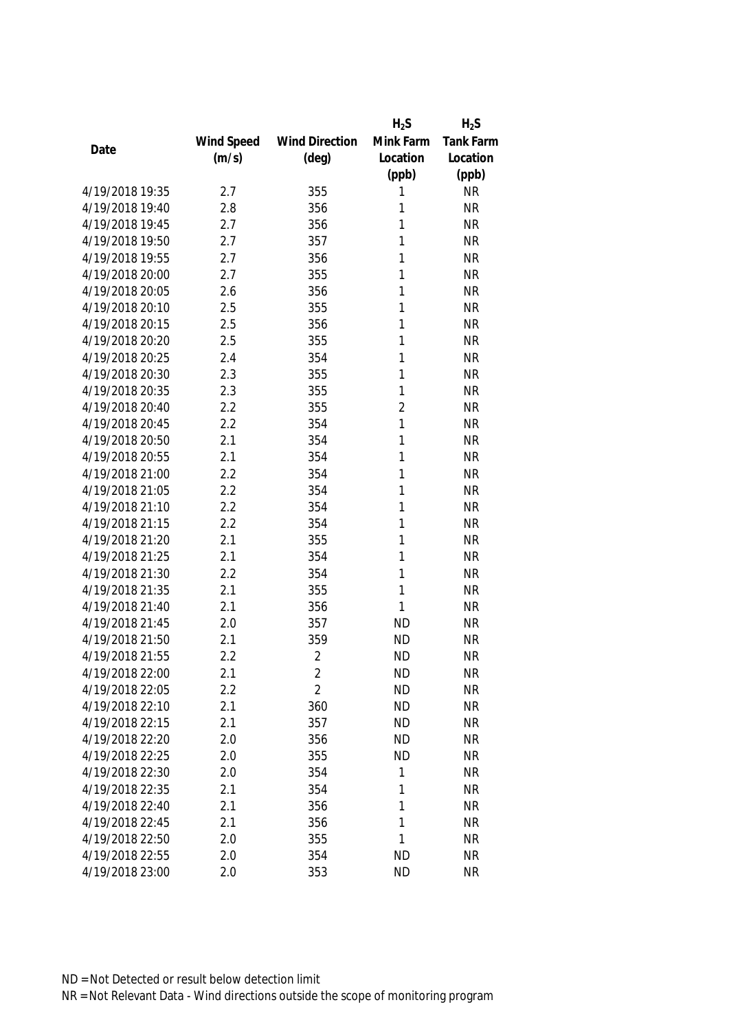| Date | Wind Speed (m/s) | Wind Direction (deg) | $H_2S$ Mink Farm Location (ppb) | $H_2S$ Tank Farm Location (ppb) |
|---|---|---|---|---|
| 4/19/2018 19:35 | 2.7 | 355 | 1 | NR |
| 4/19/2018 19:40 | 2.8 | 356 | 1 | NR |
| 4/19/2018 19:45 | 2.7 | 356 | 1 | NR |
| 4/19/2018 19:50 | 2.7 | 357 | 1 | NR |
| 4/19/2018 19:55 | 2.7 | 356 | 1 | NR |
| 4/19/2018 20:00 | 2.7 | 355 | 1 | NR |
| 4/19/2018 20:05 | 2.6 | 356 | 1 | NR |
| 4/19/2018 20:10 | 2.5 | 355 | 1 | NR |
| 4/19/2018 20:15 | 2.5 | 356 | 1 | NR |
| 4/19/2018 20:20 | 2.5 | 355 | 1 | NR |
| 4/19/2018 20:25 | 2.4 | 354 | 1 | NR |
| 4/19/2018 20:30 | 2.3 | 355 | 1 | NR |
| 4/19/2018 20:35 | 2.3 | 355 | 1 | NR |
| 4/19/2018 20:40 | 2.2 | 355 | 2 | NR |
| 4/19/2018 20:45 | 2.2 | 354 | 1 | NR |
| 4/19/2018 20:50 | 2.1 | 354 | 1 | NR |
| 4/19/2018 20:55 | 2.1 | 354 | 1 | NR |
| 4/19/2018 21:00 | 2.2 | 354 | 1 | NR |
| 4/19/2018 21:05 | 2.2 | 354 | 1 | NR |
| 4/19/2018 21:10 | 2.2 | 354 | 1 | NR |
| 4/19/2018 21:15 | 2.2 | 354 | 1 | NR |
| 4/19/2018 21:20 | 2.1 | 355 | 1 | NR |
| 4/19/2018 21:25 | 2.1 | 354 | 1 | NR |
| 4/19/2018 21:30 | 2.2 | 354 | 1 | NR |
| 4/19/2018 21:35 | 2.1 | 355 | 1 | NR |
| 4/19/2018 21:40 | 2.1 | 356 | 1 | NR |
| 4/19/2018 21:45 | 2.0 | 357 | ND | NR |
| 4/19/2018 21:50 | 2.1 | 359 | ND | NR |
| 4/19/2018 21:55 | 2.2 | 2 | ND | NR |
| 4/19/2018 22:00 | 2.1 | 2 | ND | NR |
| 4/19/2018 22:05 | 2.2 | 2 | ND | NR |
| 4/19/2018 22:10 | 2.1 | 360 | ND | NR |
| 4/19/2018 22:15 | 2.1 | 357 | ND | NR |
| 4/19/2018 22:20 | 2.0 | 356 | ND | NR |
| 4/19/2018 22:25 | 2.0 | 355 | ND | NR |
| 4/19/2018 22:30 | 2.0 | 354 | 1 | NR |
| 4/19/2018 22:35 | 2.1 | 354 | 1 | NR |
| 4/19/2018 22:40 | 2.1 | 356 | 1 | NR |
| 4/19/2018 22:45 | 2.1 | 356 | 1 | NR |
| 4/19/2018 22:50 | 2.0 | 355 | 1 | NR |
| 4/19/2018 22:55 | 2.0 | 354 | ND | NR |
| 4/19/2018 23:00 | 2.0 | 353 | ND | NR |

ND = Not Detected or result below detection limit

NR = Not Relevant Data - Wind directions outside the scope of monitoring program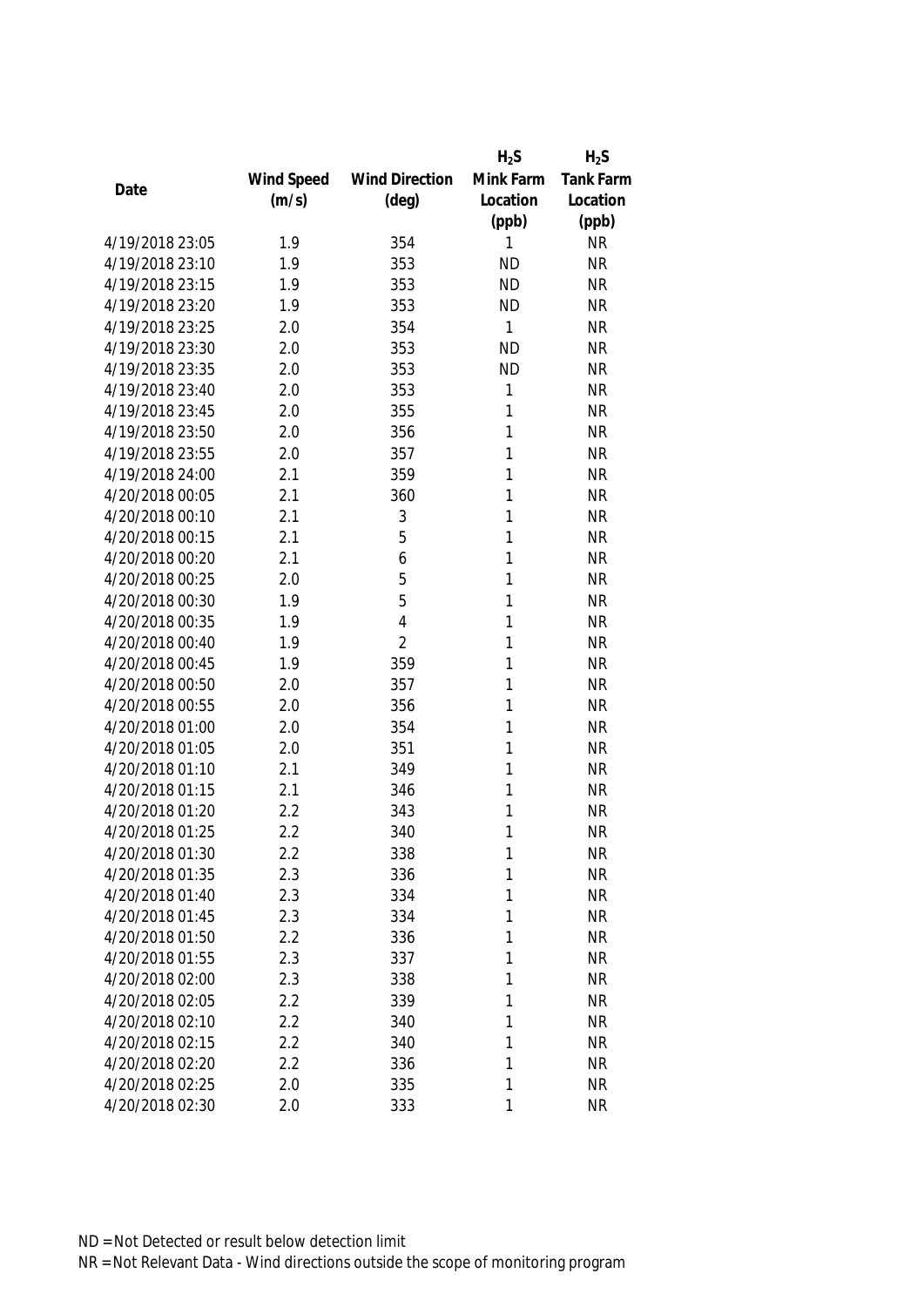| Date | Wind Speed (m/s) | Wind Direction (deg) | $H_2S$ Mink Farm Location (ppb) | $H_2S$ Tank Farm Location (ppb) |
|---|---|---|---|---|
| 4/19/2018 23:05 | 1.9 | 354 | 1 | NR |
| 4/19/2018 23:10 | 1.9 | 353 | ND | NR |
| 4/19/2018 23:15 | 1.9 | 353 | ND | NR |
| 4/19/2018 23:20 | 1.9 | 353 | ND | NR |
| 4/19/2018 23:25 | 2.0 | 354 | 1 | NR |
| 4/19/2018 23:30 | 2.0 | 353 | ND | NR |
| 4/19/2018 23:35 | 2.0 | 353 | ND | NR |
| 4/19/2018 23:40 | 2.0 | 353 | 1 | NR |
| 4/19/2018 23:45 | 2.0 | 355 | 1 | NR |
| 4/19/2018 23:50 | 2.0 | 356 | 1 | NR |
| 4/19/2018 23:55 | 2.0 | 357 | 1 | NR |
| 4/19/2018 24:00 | 2.1 | 359 | 1 | NR |
| 4/20/2018 00:05 | 2.1 | 360 | 1 | NR |
| 4/20/2018 00:10 | 2.1 | 3 | 1 | NR |
| 4/20/2018 00:15 | 2.1 | 5 | 1 | NR |
| 4/20/2018 00:20 | 2.1 | 6 | 1 | NR |
| 4/20/2018 00:25 | 2.0 | 5 | 1 | NR |
| 4/20/2018 00:30 | 1.9 | 5 | 1 | NR |
| 4/20/2018 00:35 | 1.9 | 4 | 1 | NR |
| 4/20/2018 00:40 | 1.9 | 2 | 1 | NR |
| 4/20/2018 00:45 | 1.9 | 359 | 1 | NR |
| 4/20/2018 00:50 | 2.0 | 357 | 1 | NR |
| 4/20/2018 00:55 | 2.0 | 356 | 1 | NR |
| 4/20/2018 01:00 | 2.0 | 354 | 1 | NR |
| 4/20/2018 01:05 | 2.0 | 351 | 1 | NR |
| 4/20/2018 01:10 | 2.1 | 349 | 1 | NR |
| 4/20/2018 01:15 | 2.1 | 346 | 1 | NR |
| 4/20/2018 01:20 | 2.2 | 343 | 1 | NR |
| 4/20/2018 01:25 | 2.2 | 340 | 1 | NR |
| 4/20/2018 01:30 | 2.2 | 338 | 1 | NR |
| 4/20/2018 01:35 | 2.3 | 336 | 1 | NR |
| 4/20/2018 01:40 | 2.3 | 334 | 1 | NR |
| 4/20/2018 01:45 | 2.3 | 334 | 1 | NR |
| 4/20/2018 01:50 | 2.2 | 336 | 1 | NR |
| 4/20/2018 01:55 | 2.3 | 337 | 1 | NR |
| 4/20/2018 02:00 | 2.3 | 338 | 1 | NR |
| 4/20/2018 02:05 | 2.2 | 339 | 1 | NR |
| 4/20/2018 02:10 | 2.2 | 340 | 1 | NR |
| 4/20/2018 02:15 | 2.2 | 340 | 1 | NR |
| 4/20/2018 02:20 | 2.2 | 336 | 1 | NR |
| 4/20/2018 02:25 | 2.0 | 335 | 1 | NR |
| 4/20/2018 02:30 | 2.0 | 333 | 1 | NR |

ND = Not Detected or result below detection limit

NR = Not Relevant Data - Wind directions outside the scope of monitoring program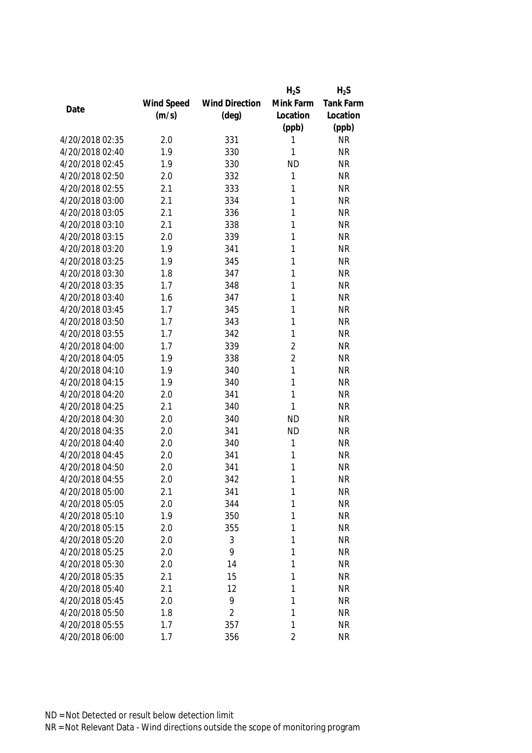| Date | Wind Speed (m/s) | Wind Direction (deg) | $H_2S$ Mink Farm Location (ppb) | $H_2S$ Tank Farm Location (ppb) |
|---|---|---|---|---|
| 4/20/2018 02:35 | 2.0 | 331 | 1 | NR |
| 4/20/2018 02:40 | 1.9 | 330 | 1 | NR |
| 4/20/2018 02:45 | 1.9 | 330 | ND | NR |
| 4/20/2018 02:50 | 2.0 | 332 | 1 | NR |
| 4/20/2018 02:55 | 2.1 | 333 | 1 | NR |
| 4/20/2018 03:00 | 2.1 | 334 | 1 | NR |
| 4/20/2018 03:05 | 2.1 | 336 | 1 | NR |
| 4/20/2018 03:10 | 2.1 | 338 | 1 | NR |
| 4/20/2018 03:15 | 2.0 | 339 | 1 | NR |
| 4/20/2018 03:20 | 1.9 | 341 | 1 | NR |
| 4/20/2018 03:25 | 1.9 | 345 | 1 | NR |
| 4/20/2018 03:30 | 1.8 | 347 | 1 | NR |
| 4/20/2018 03:35 | 1.7 | 348 | 1 | NR |
| 4/20/2018 03:40 | 1.6 | 347 | 1 | NR |
| 4/20/2018 03:45 | 1.7 | 345 | 1 | NR |
| 4/20/2018 03:50 | 1.7 | 343 | 1 | NR |
| 4/20/2018 03:55 | 1.7 | 342 | 1 | NR |
| 4/20/2018 04:00 | 1.7 | 339 | 2 | NR |
| 4/20/2018 04:05 | 1.9 | 338 | 2 | NR |
| 4/20/2018 04:10 | 1.9 | 340 | 1 | NR |
| 4/20/2018 04:15 | 1.9 | 340 | 1 | NR |
| 4/20/2018 04:20 | 2.0 | 341 | 1 | NR |
| 4/20/2018 04:25 | 2.1 | 340 | 1 | NR |
| 4/20/2018 04:30 | 2.0 | 340 | ND | NR |
| 4/20/2018 04:35 | 2.0 | 341 | ND | NR |
| 4/20/2018 04:40 | 2.0 | 340 | 1 | NR |
| 4/20/2018 04:45 | 2.0 | 341 | 1 | NR |
| 4/20/2018 04:50 | 2.0 | 341 | 1 | NR |
| 4/20/2018 04:55 | 2.0 | 342 | 1 | NR |
| 4/20/2018 05:00 | 2.1 | 341 | 1 | NR |
| 4/20/2018 05:05 | 2.0 | 344 | 1 | NR |
| 4/20/2018 05:10 | 1.9 | 350 | 1 | NR |
| 4/20/2018 05:15 | 2.0 | 355 | 1 | NR |
| 4/20/2018 05:20 | 2.0 | 3 | 1 | NR |
| 4/20/2018 05:25 | 2.0 | 9 | 1 | NR |
| 4/20/2018 05:30 | 2.0 | 14 | 1 | NR |
| 4/20/2018 05:35 | 2.1 | 15 | 1 | NR |
| 4/20/2018 05:40 | 2.1 | 12 | 1 | NR |
| 4/20/2018 05:45 | 2.0 | 9 | 1 | NR |
| 4/20/2018 05:50 | 1.8 | 2 | 1 | NR |
| 4/20/2018 05:55 | 1.7 | 357 | 1 | NR |
| 4/20/2018 06:00 | 1.7 | 356 | 2 | NR |

ND = Not Detected or result below detection limit

NR = Not Relevant Data - Wind directions outside the scope of monitoring program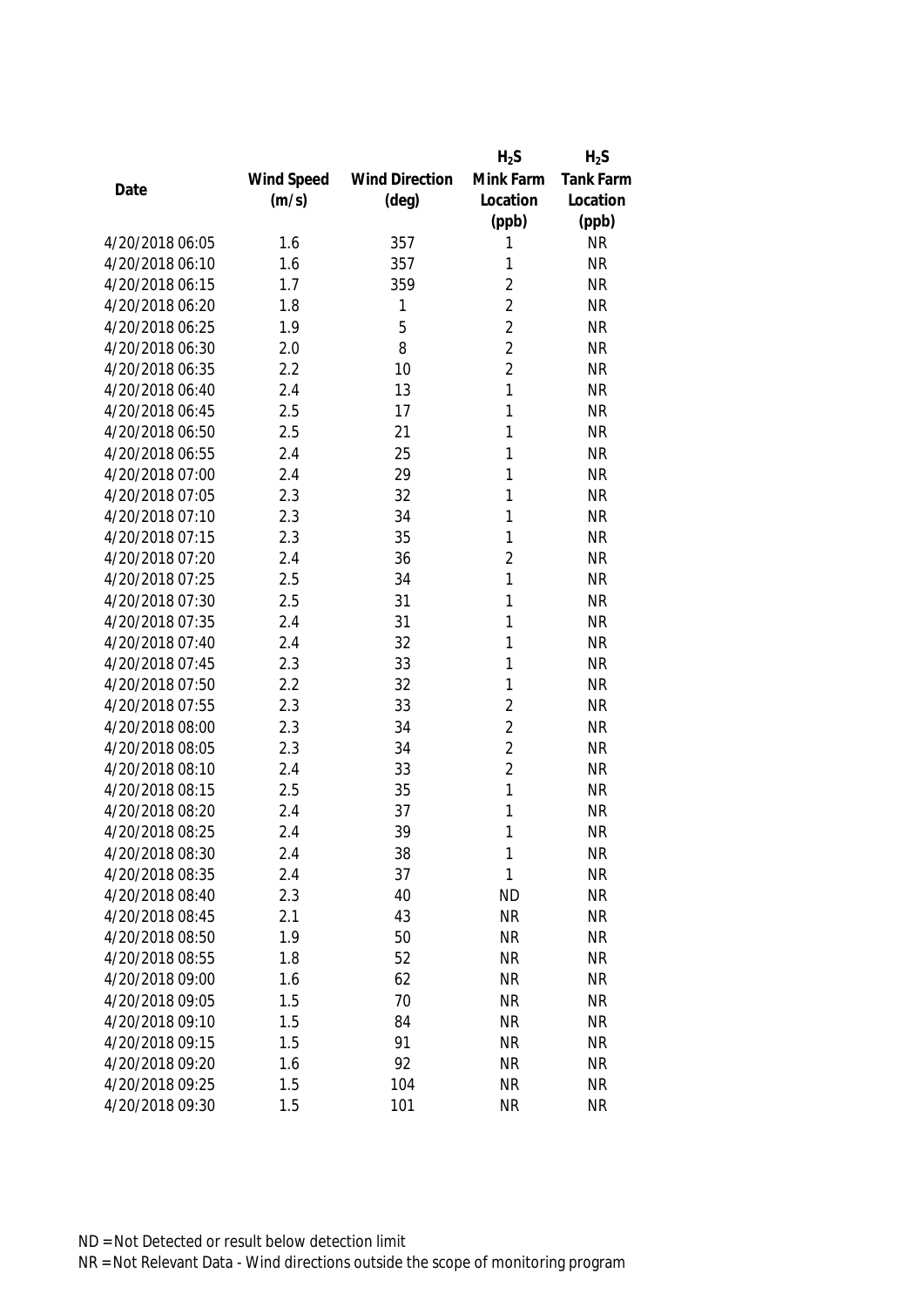| Date | Wind Speed (m/s) | Wind Direction (deg) | $H_2S$ Mink Farm Location (ppb) | $H_2S$ Tank Farm Location (ppb) |
|---|---|---|---|---|
| 4/20/2018 06:05 | 1.6 | 357 | 1 | NR |
| 4/20/2018 06:10 | 1.6 | 357 | 1 | NR |
| 4/20/2018 06:15 | 1.7 | 359 | 2 | NR |
| 4/20/2018 06:20 | 1.8 | 1 | 2 | NR |
| 4/20/2018 06:25 | 1.9 | 5 | 2 | NR |
| 4/20/2018 06:30 | 2.0 | 8 | 2 | NR |
| 4/20/2018 06:35 | 2.2 | 10 | 2 | NR |
| 4/20/2018 06:40 | 2.4 | 13 | 1 | NR |
| 4/20/2018 06:45 | 2.5 | 17 | 1 | NR |
| 4/20/2018 06:50 | 2.5 | 21 | 1 | NR |
| 4/20/2018 06:55 | 2.4 | 25 | 1 | NR |
| 4/20/2018 07:00 | 2.4 | 29 | 1 | NR |
| 4/20/2018 07:05 | 2.3 | 32 | 1 | NR |
| 4/20/2018 07:10 | 2.3 | 34 | 1 | NR |
| 4/20/2018 07:15 | 2.3 | 35 | 1 | NR |
| 4/20/2018 07:20 | 2.4 | 36 | 2 | NR |
| 4/20/2018 07:25 | 2.5 | 34 | 1 | NR |
| 4/20/2018 07:30 | 2.5 | 31 | 1 | NR |
| 4/20/2018 07:35 | 2.4 | 31 | 1 | NR |
| 4/20/2018 07:40 | 2.4 | 32 | 1 | NR |
| 4/20/2018 07:45 | 2.3 | 33 | 1 | NR |
| 4/20/2018 07:50 | 2.2 | 32 | 1 | NR |
| 4/20/2018 07:55 | 2.3 | 33 | 2 | NR |
| 4/20/2018 08:00 | 2.3 | 34 | 2 | NR |
| 4/20/2018 08:05 | 2.3 | 34 | 2 | NR |
| 4/20/2018 08:10 | 2.4 | 33 | 2 | NR |
| 4/20/2018 08:15 | 2.5 | 35 | 1 | NR |
| 4/20/2018 08:20 | 2.4 | 37 | 1 | NR |
| 4/20/2018 08:25 | 2.4 | 39 | 1 | NR |
| 4/20/2018 08:30 | 2.4 | 38 | 1 | NR |
| 4/20/2018 08:35 | 2.4 | 37 | 1 | NR |
| 4/20/2018 08:40 | 2.3 | 40 | ND | NR |
| 4/20/2018 08:45 | 2.1 | 43 | NR | NR |
| 4/20/2018 08:50 | 1.9 | 50 | NR | NR |
| 4/20/2018 08:55 | 1.8 | 52 | NR | NR |
| 4/20/2018 09:00 | 1.6 | 62 | NR | NR |
| 4/20/2018 09:05 | 1.5 | 70 | NR | NR |
| 4/20/2018 09:10 | 1.5 | 84 | NR | NR |
| 4/20/2018 09:15 | 1.5 | 91 | NR | NR |
| 4/20/2018 09:20 | 1.6 | 92 | NR | NR |
| 4/20/2018 09:25 | 1.5 | 104 | NR | NR |
| 4/20/2018 09:30 | 1.5 | 101 | NR | NR |

ND = Not Detected or result below detection limit

NR = Not Relevant Data - Wind directions outside the scope of monitoring program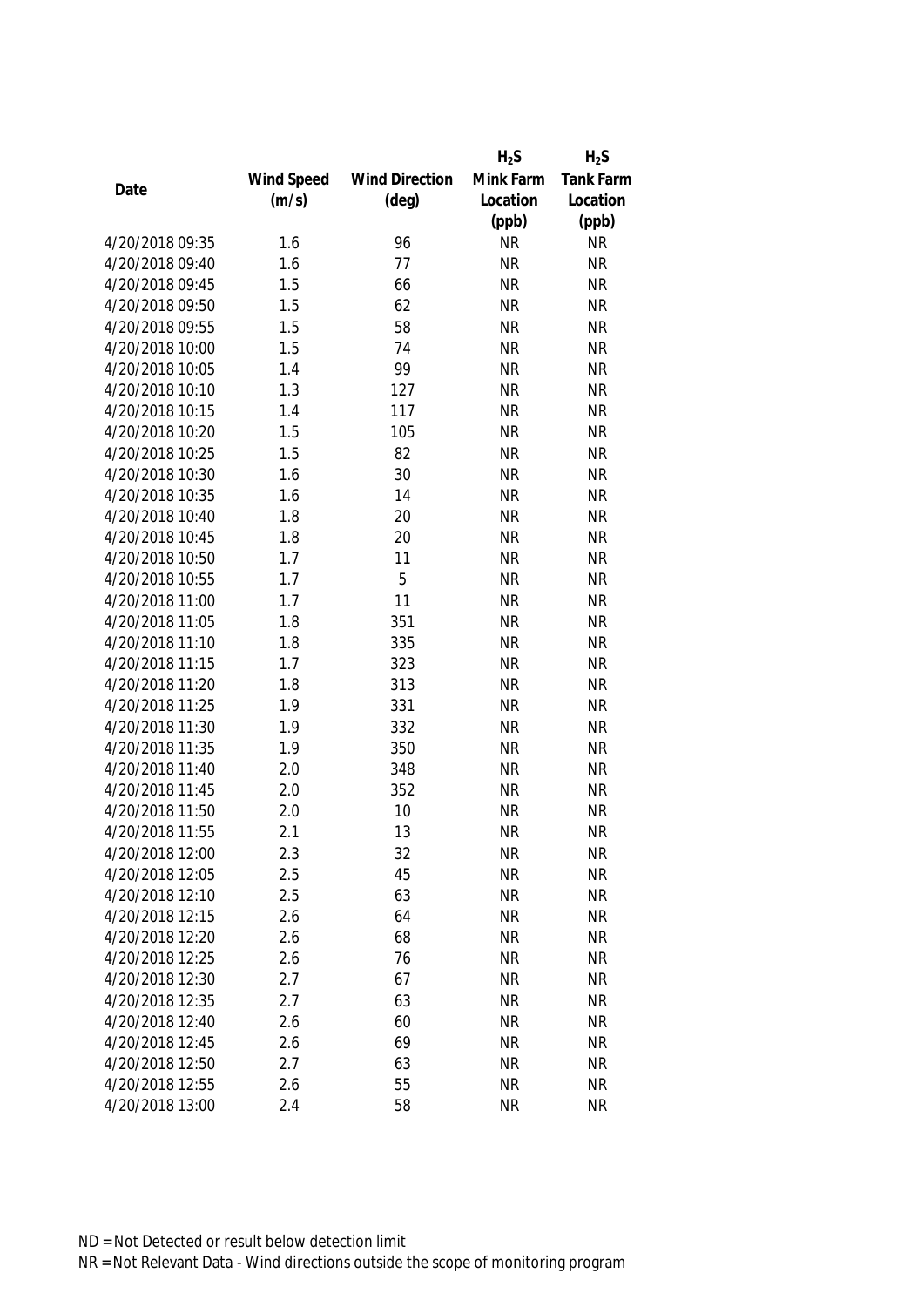| Date | Wind Speed (m/s) | Wind Direction (deg) | $H_2S$ Mink Farm Location (ppb) | $H_2S$ Tank Farm Location (ppb) |
| --- | --- | --- | --- | --- |
| 4/20/2018 09:35 | 1.6 | 96 | NR | NR |
| 4/20/2018 09:40 | 1.6 | 77 | NR | NR |
| 4/20/2018 09:45 | 1.5 | 66 | NR | NR |
| 4/20/2018 09:50 | 1.5 | 62 | NR | NR |
| 4/20/2018 09:55 | 1.5 | 58 | NR | NR |
| 4/20/2018 10:00 | 1.5 | 74 | NR | NR |
| 4/20/2018 10:05 | 1.4 | 99 | NR | NR |
| 4/20/2018 10:10 | 1.3 | 127 | NR | NR |
| 4/20/2018 10:15 | 1.4 | 117 | NR | NR |
| 4/20/2018 10:20 | 1.5 | 105 | NR | NR |
| 4/20/2018 10:25 | 1.5 | 82 | NR | NR |
| 4/20/2018 10:30 | 1.6 | 30 | NR | NR |
| 4/20/2018 10:35 | 1.6 | 14 | NR | NR |
| 4/20/2018 10:40 | 1.8 | 20 | NR | NR |
| 4/20/2018 10:45 | 1.8 | 20 | NR | NR |
| 4/20/2018 10:50 | 1.7 | 11 | NR | NR |
| 4/20/2018 10:55 | 1.7 | 5 | NR | NR |
| 4/20/2018 11:00 | 1.7 | 11 | NR | NR |
| 4/20/2018 11:05 | 1.8 | 351 | NR | NR |
| 4/20/2018 11:10 | 1.8 | 335 | NR | NR |
| 4/20/2018 11:15 | 1.7 | 323 | NR | NR |
| 4/20/2018 11:20 | 1.8 | 313 | NR | NR |
| 4/20/2018 11:25 | 1.9 | 331 | NR | NR |
| 4/20/2018 11:30 | 1.9 | 332 | NR | NR |
| 4/20/2018 11:35 | 1.9 | 350 | NR | NR |
| 4/20/2018 11:40 | 2.0 | 348 | NR | NR |
| 4/20/2018 11:45 | 2.0 | 352 | NR | NR |
| 4/20/2018 11:50 | 2.0 | 10 | NR | NR |
| 4/20/2018 11:55 | 2.1 | 13 | NR | NR |
| 4/20/2018 12:00 | 2.3 | 32 | NR | NR |
| 4/20/2018 12:05 | 2.5 | 45 | NR | NR |
| 4/20/2018 12:10 | 2.5 | 63 | NR | NR |
| 4/20/2018 12:15 | 2.6 | 64 | NR | NR |
| 4/20/2018 12:20 | 2.6 | 68 | NR | NR |
| 4/20/2018 12:25 | 2.6 | 76 | NR | NR |
| 4/20/2018 12:30 | 2.7 | 67 | NR | NR |
| 4/20/2018 12:35 | 2.7 | 63 | NR | NR |
| 4/20/2018 12:40 | 2.6 | 60 | NR | NR |
| 4/20/2018 12:45 | 2.6 | 69 | NR | NR |
| 4/20/2018 12:50 | 2.7 | 63 | NR | NR |
| 4/20/2018 12:55 | 2.6 | 55 | NR | NR |
| 4/20/2018 13:00 | 2.4 | 58 | NR | NR |

ND = Not Detected or result below detection limit

NR = Not Relevant Data - Wind directions outside the scope of monitoring program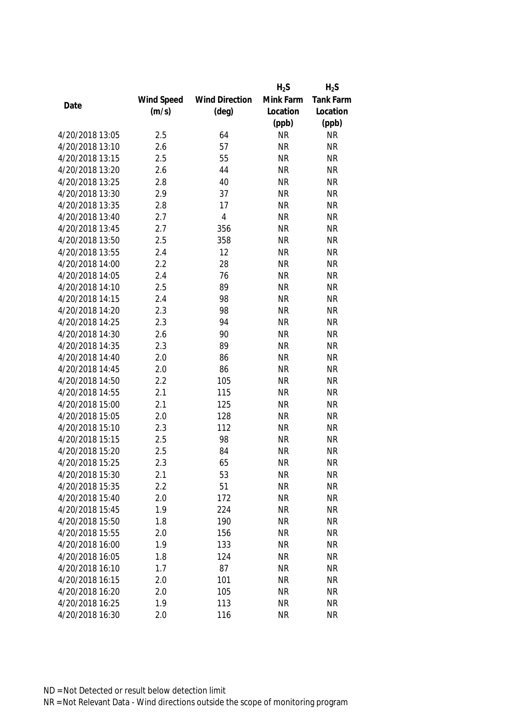| Date | Wind Speed (m/s) | Wind Direction (deg) | $H_2S$ Mink Farm Location (ppb) | $H_2S$ Tank Farm Location (ppb) |
|---|---|---|---|---|
| 4/20/2018 13:05 | 2.5 | 64 | NR | NR |
| 4/20/2018 13:10 | 2.6 | 57 | NR | NR |
| 4/20/2018 13:15 | 2.5 | 55 | NR | NR |
| 4/20/2018 13:20 | 2.6 | 44 | NR | NR |
| 4/20/2018 13:25 | 2.8 | 40 | NR | NR |
| 4/20/2018 13:30 | 2.9 | 37 | NR | NR |
| 4/20/2018 13:35 | 2.8 | 17 | NR | NR |
| 4/20/2018 13:40 | 2.7 | 4 | NR | NR |
| 4/20/2018 13:45 | 2.7 | 356 | NR | NR |
| 4/20/2018 13:50 | 2.5 | 358 | NR | NR |
| 4/20/2018 13:55 | 2.4 | 12 | NR | NR |
| 4/20/2018 14:00 | 2.2 | 28 | NR | NR |
| 4/20/2018 14:05 | 2.4 | 76 | NR | NR |
| 4/20/2018 14:10 | 2.5 | 89 | NR | NR |
| 4/20/2018 14:15 | 2.4 | 98 | NR | NR |
| 4/20/2018 14:20 | 2.3 | 98 | NR | NR |
| 4/20/2018 14:25 | 2.3 | 94 | NR | NR |
| 4/20/2018 14:30 | 2.6 | 90 | NR | NR |
| 4/20/2018 14:35 | 2.3 | 89 | NR | NR |
| 4/20/2018 14:40 | 2.0 | 86 | NR | NR |
| 4/20/2018 14:45 | 2.0 | 86 | NR | NR |
| 4/20/2018 14:50 | 2.2 | 105 | NR | NR |
| 4/20/2018 14:55 | 2.1 | 115 | NR | NR |
| 4/20/2018 15:00 | 2.1 | 125 | NR | NR |
| 4/20/2018 15:05 | 2.0 | 128 | NR | NR |
| 4/20/2018 15:10 | 2.3 | 112 | NR | NR |
| 4/20/2018 15:15 | 2.5 | 98 | NR | NR |
| 4/20/2018 15:20 | 2.5 | 84 | NR | NR |
| 4/20/2018 15:25 | 2.3 | 65 | NR | NR |
| 4/20/2018 15:30 | 2.1 | 53 | NR | NR |
| 4/20/2018 15:35 | 2.2 | 51 | NR | NR |
| 4/20/2018 15:40 | 2.0 | 172 | NR | NR |
| 4/20/2018 15:45 | 1.9 | 224 | NR | NR |
| 4/20/2018 15:50 | 1.8 | 190 | NR | NR |
| 4/20/2018 15:55 | 2.0 | 156 | NR | NR |
| 4/20/2018 16:00 | 1.9 | 133 | NR | NR |
| 4/20/2018 16:05 | 1.8 | 124 | NR | NR |
| 4/20/2018 16:10 | 1.7 | 87 | NR | NR |
| 4/20/2018 16:15 | 2.0 | 101 | NR | NR |
| 4/20/2018 16:20 | 2.0 | 105 | NR | NR |
| 4/20/2018 16:25 | 1.9 | 113 | NR | NR |
| 4/20/2018 16:30 | 2.0 | 116 | NR | NR |

ND = Not Detected or result below detection limit

NR = Not Relevant Data - Wind directions outside the scope of monitoring program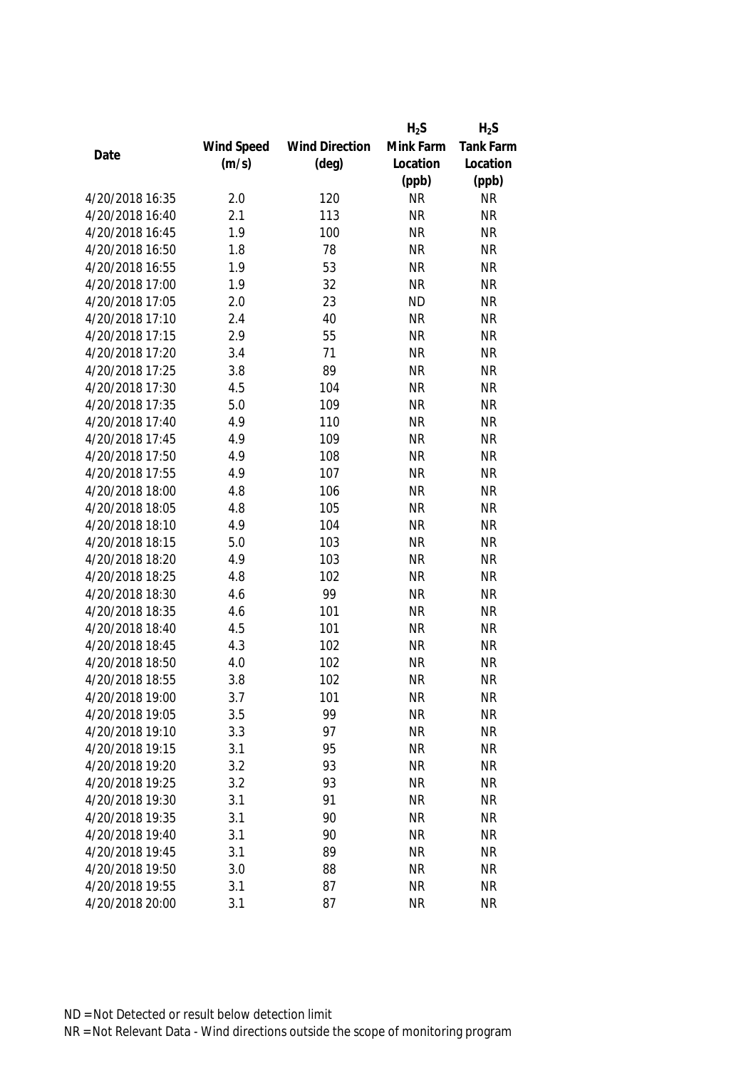| Date | Wind Speed (m/s) | Wind Direction (deg) | $H_2S$ Mink Farm Location (ppb) | $H_2S$ Tank Farm Location (ppb) |
|---|---|---|---|---|
| 4/20/2018 16:35 | 2.0 | 120 | NR | NR |
| 4/20/2018 16:40 | 2.1 | 113 | NR | NR |
| 4/20/2018 16:45 | 1.9 | 100 | NR | NR |
| 4/20/2018 16:50 | 1.8 | 78 | NR | NR |
| 4/20/2018 16:55 | 1.9 | 53 | NR | NR |
| 4/20/2018 17:00 | 1.9 | 32 | NR | NR |
| 4/20/2018 17:05 | 2.0 | 23 | ND | NR |
| 4/20/2018 17:10 | 2.4 | 40 | NR | NR |
| 4/20/2018 17:15 | 2.9 | 55 | NR | NR |
| 4/20/2018 17:20 | 3.4 | 71 | NR | NR |
| 4/20/2018 17:25 | 3.8 | 89 | NR | NR |
| 4/20/2018 17:30 | 4.5 | 104 | NR | NR |
| 4/20/2018 17:35 | 5.0 | 109 | NR | NR |
| 4/20/2018 17:40 | 4.9 | 110 | NR | NR |
| 4/20/2018 17:45 | 4.9 | 109 | NR | NR |
| 4/20/2018 17:50 | 4.9 | 108 | NR | NR |
| 4/20/2018 17:55 | 4.9 | 107 | NR | NR |
| 4/20/2018 18:00 | 4.8 | 106 | NR | NR |
| 4/20/2018 18:05 | 4.8 | 105 | NR | NR |
| 4/20/2018 18:10 | 4.9 | 104 | NR | NR |
| 4/20/2018 18:15 | 5.0 | 103 | NR | NR |
| 4/20/2018 18:20 | 4.9 | 103 | NR | NR |
| 4/20/2018 18:25 | 4.8 | 102 | NR | NR |
| 4/20/2018 18:30 | 4.6 | 99 | NR | NR |
| 4/20/2018 18:35 | 4.6 | 101 | NR | NR |
| 4/20/2018 18:40 | 4.5 | 101 | NR | NR |
| 4/20/2018 18:45 | 4.3 | 102 | NR | NR |
| 4/20/2018 18:50 | 4.0 | 102 | NR | NR |
| 4/20/2018 18:55 | 3.8 | 102 | NR | NR |
| 4/20/2018 19:00 | 3.7 | 101 | NR | NR |
| 4/20/2018 19:05 | 3.5 | 99 | NR | NR |
| 4/20/2018 19:10 | 3.3 | 97 | NR | NR |
| 4/20/2018 19:15 | 3.1 | 95 | NR | NR |
| 4/20/2018 19:20 | 3.2 | 93 | NR | NR |
| 4/20/2018 19:25 | 3.2 | 93 | NR | NR |
| 4/20/2018 19:30 | 3.1 | 91 | NR | NR |
| 4/20/2018 19:35 | 3.1 | 90 | NR | NR |
| 4/20/2018 19:40 | 3.1 | 90 | NR | NR |
| 4/20/2018 19:45 | 3.1 | 89 | NR | NR |
| 4/20/2018 19:50 | 3.0 | 88 | NR | NR |
| 4/20/2018 19:55 | 3.1 | 87 | NR | NR |
| 4/20/2018 20:00 | 3.1 | 87 | NR | NR |

ND = Not Detected or result below detection limit

NR = Not Relevant Data - Wind directions outside the scope of monitoring program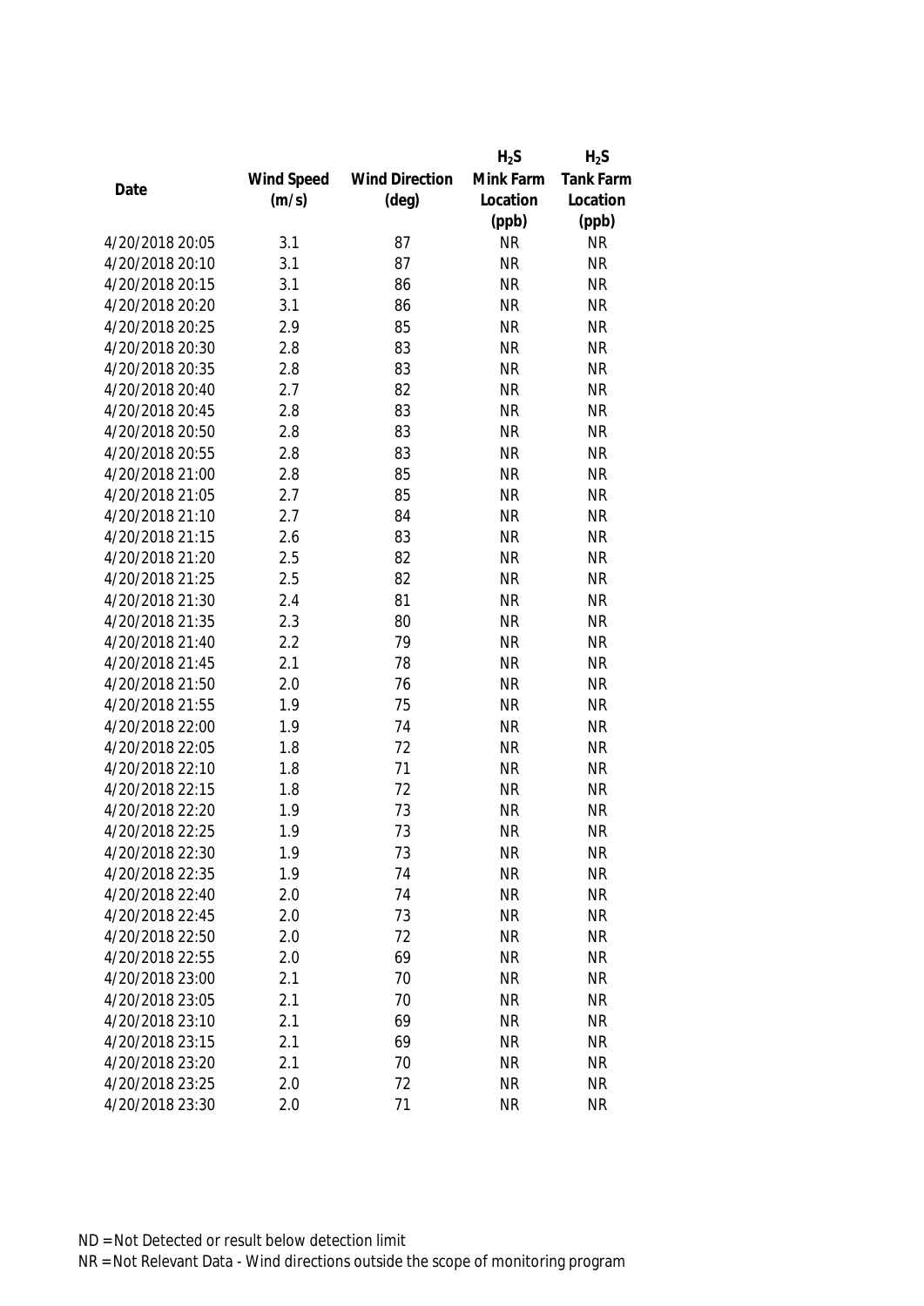| Date | Wind Speed (m/s) | Wind Direction (deg) | $H_2S$ Mink Farm Location (ppb) | $H_2S$ Tank Farm Location (ppb) |
|---|---|---|---|---|
| 4/20/2018 20:05 | 3.1 | 87 | NR | NR |
| 4/20/2018 20:10 | 3.1 | 87 | NR | NR |
| 4/20/2018 20:15 | 3.1 | 86 | NR | NR |
| 4/20/2018 20:20 | 3.1 | 86 | NR | NR |
| 4/20/2018 20:25 | 2.9 | 85 | NR | NR |
| 4/20/2018 20:30 | 2.8 | 83 | NR | NR |
| 4/20/2018 20:35 | 2.8 | 83 | NR | NR |
| 4/20/2018 20:40 | 2.7 | 82 | NR | NR |
| 4/20/2018 20:45 | 2.8 | 83 | NR | NR |
| 4/20/2018 20:50 | 2.8 | 83 | NR | NR |
| 4/20/2018 20:55 | 2.8 | 83 | NR | NR |
| 4/20/2018 21:00 | 2.8 | 85 | NR | NR |
| 4/20/2018 21:05 | 2.7 | 85 | NR | NR |
| 4/20/2018 21:10 | 2.7 | 84 | NR | NR |
| 4/20/2018 21:15 | 2.6 | 83 | NR | NR |
| 4/20/2018 21:20 | 2.5 | 82 | NR | NR |
| 4/20/2018 21:25 | 2.5 | 82 | NR | NR |
| 4/20/2018 21:30 | 2.4 | 81 | NR | NR |
| 4/20/2018 21:35 | 2.3 | 80 | NR | NR |
| 4/20/2018 21:40 | 2.2 | 79 | NR | NR |
| 4/20/2018 21:45 | 2.1 | 78 | NR | NR |
| 4/20/2018 21:50 | 2.0 | 76 | NR | NR |
| 4/20/2018 21:55 | 1.9 | 75 | NR | NR |
| 4/20/2018 22:00 | 1.9 | 74 | NR | NR |
| 4/20/2018 22:05 | 1.8 | 72 | NR | NR |
| 4/20/2018 22:10 | 1.8 | 71 | NR | NR |
| 4/20/2018 22:15 | 1.8 | 72 | NR | NR |
| 4/20/2018 22:20 | 1.9 | 73 | NR | NR |
| 4/20/2018 22:25 | 1.9 | 73 | NR | NR |
| 4/20/2018 22:30 | 1.9 | 73 | NR | NR |
| 4/20/2018 22:35 | 1.9 | 74 | NR | NR |
| 4/20/2018 22:40 | 2.0 | 74 | NR | NR |
| 4/20/2018 22:45 | 2.0 | 73 | NR | NR |
| 4/20/2018 22:50 | 2.0 | 72 | NR | NR |
| 4/20/2018 22:55 | 2.0 | 69 | NR | NR |
| 4/20/2018 23:00 | 2.1 | 70 | NR | NR |
| 4/20/2018 23:05 | 2.1 | 70 | NR | NR |
| 4/20/2018 23:10 | 2.1 | 69 | NR | NR |
| 4/20/2018 23:15 | 2.1 | 69 | NR | NR |
| 4/20/2018 23:20 | 2.1 | 70 | NR | NR |
| 4/20/2018 23:25 | 2.0 | 72 | NR | NR |
| 4/20/2018 23:30 | 2.0 | 71 | NR | NR |

ND = Not Detected or result below detection limit

NR = Not Relevant Data - Wind directions outside the scope of monitoring program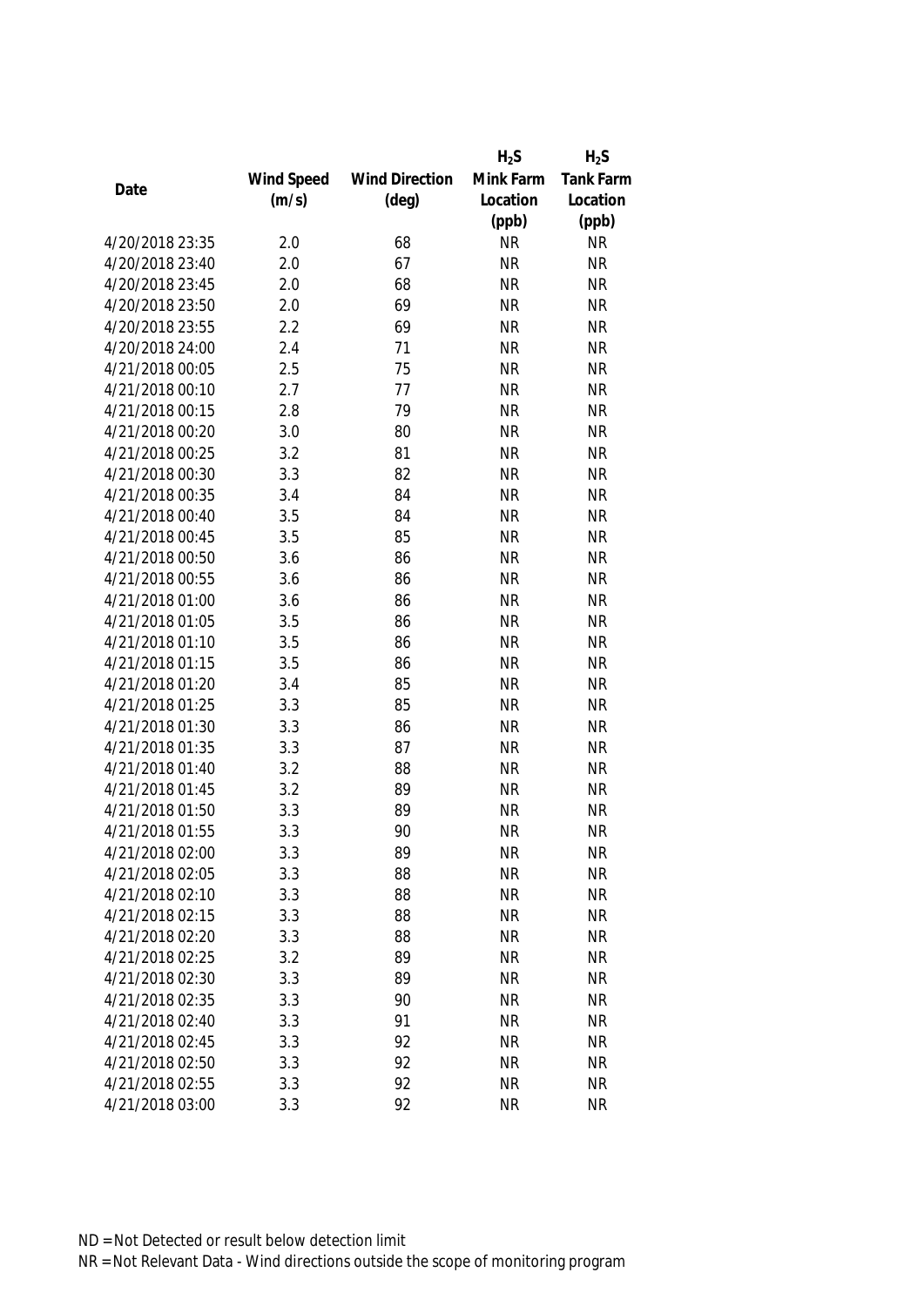| Date | Wind Speed (m/s) | Wind Direction (deg) | $H_2S$ Mink Farm Location (ppb) | $H_2S$ Tank Farm Location (ppb) |
|---|---|---|---|---|
| 4/20/2018 23:35 | 2.0 | 68 | NR | NR |
| 4/20/2018 23:40 | 2.0 | 67 | NR | NR |
| 4/20/2018 23:45 | 2.0 | 68 | NR | NR |
| 4/20/2018 23:50 | 2.0 | 69 | NR | NR |
| 4/20/2018 23:55 | 2.2 | 69 | NR | NR |
| 4/20/2018 24:00 | 2.4 | 71 | NR | NR |
| 4/21/2018 00:05 | 2.5 | 75 | NR | NR |
| 4/21/2018 00:10 | 2.7 | 77 | NR | NR |
| 4/21/2018 00:15 | 2.8 | 79 | NR | NR |
| 4/21/2018 00:20 | 3.0 | 80 | NR | NR |
| 4/21/2018 00:25 | 3.2 | 81 | NR | NR |
| 4/21/2018 00:30 | 3.3 | 82 | NR | NR |
| 4/21/2018 00:35 | 3.4 | 84 | NR | NR |
| 4/21/2018 00:40 | 3.5 | 84 | NR | NR |
| 4/21/2018 00:45 | 3.5 | 85 | NR | NR |
| 4/21/2018 00:50 | 3.6 | 86 | NR | NR |
| 4/21/2018 00:55 | 3.6 | 86 | NR | NR |
| 4/21/2018 01:00 | 3.6 | 86 | NR | NR |
| 4/21/2018 01:05 | 3.5 | 86 | NR | NR |
| 4/21/2018 01:10 | 3.5 | 86 | NR | NR |
| 4/21/2018 01:15 | 3.5 | 86 | NR | NR |
| 4/21/2018 01:20 | 3.4 | 85 | NR | NR |
| 4/21/2018 01:25 | 3.3 | 85 | NR | NR |
| 4/21/2018 01:30 | 3.3 | 86 | NR | NR |
| 4/21/2018 01:35 | 3.3 | 87 | NR | NR |
| 4/21/2018 01:40 | 3.2 | 88 | NR | NR |
| 4/21/2018 01:45 | 3.2 | 89 | NR | NR |
| 4/21/2018 01:50 | 3.3 | 89 | NR | NR |
| 4/21/2018 01:55 | 3.3 | 90 | NR | NR |
| 4/21/2018 02:00 | 3.3 | 89 | NR | NR |
| 4/21/2018 02:05 | 3.3 | 88 | NR | NR |
| 4/21/2018 02:10 | 3.3 | 88 | NR | NR |
| 4/21/2018 02:15 | 3.3 | 88 | NR | NR |
| 4/21/2018 02:20 | 3.3 | 88 | NR | NR |
| 4/21/2018 02:25 | 3.2 | 89 | NR | NR |
| 4/21/2018 02:30 | 3.3 | 89 | NR | NR |
| 4/21/2018 02:35 | 3.3 | 90 | NR | NR |
| 4/21/2018 02:40 | 3.3 | 91 | NR | NR |
| 4/21/2018 02:45 | 3.3 | 92 | NR | NR |
| 4/21/2018 02:50 | 3.3 | 92 | NR | NR |
| 4/21/2018 02:55 | 3.3 | 92 | NR | NR |
| 4/21/2018 03:00 | 3.3 | 92 | NR | NR |

ND = Not Detected or result below detection limit

NR = Not Relevant Data - Wind directions outside the scope of monitoring program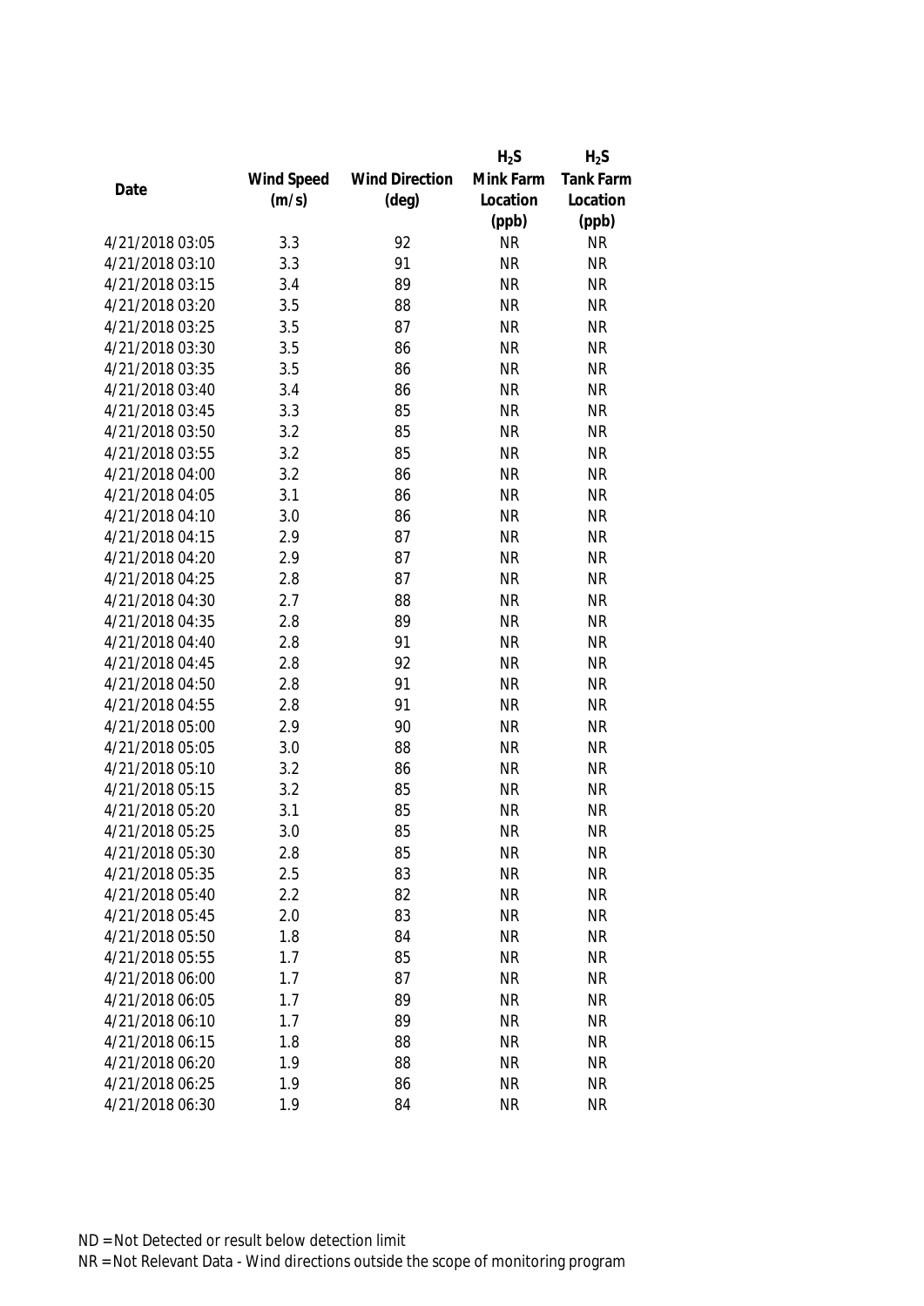| Date | Wind Speed (m/s) | Wind Direction (deg) | $H_2S$ Mink Farm Location (ppb) | $H_2S$ Tank Farm Location (ppb) |
|---|---|---|---|---|
| 4/21/2018 03:05 | 3.3 | 92 | NR | NR |
| 4/21/2018 03:10 | 3.3 | 91 | NR | NR |
| 4/21/2018 03:15 | 3.4 | 89 | NR | NR |
| 4/21/2018 03:20 | 3.5 | 88 | NR | NR |
| 4/21/2018 03:25 | 3.5 | 87 | NR | NR |
| 4/21/2018 03:30 | 3.5 | 86 | NR | NR |
| 4/21/2018 03:35 | 3.5 | 86 | NR | NR |
| 4/21/2018 03:40 | 3.4 | 86 | NR | NR |
| 4/21/2018 03:45 | 3.3 | 85 | NR | NR |
| 4/21/2018 03:50 | 3.2 | 85 | NR | NR |
| 4/21/2018 03:55 | 3.2 | 85 | NR | NR |
| 4/21/2018 04:00 | 3.2 | 86 | NR | NR |
| 4/21/2018 04:05 | 3.1 | 86 | NR | NR |
| 4/21/2018 04:10 | 3.0 | 86 | NR | NR |
| 4/21/2018 04:15 | 2.9 | 87 | NR | NR |
| 4/21/2018 04:20 | 2.9 | 87 | NR | NR |
| 4/21/2018 04:25 | 2.8 | 87 | NR | NR |
| 4/21/2018 04:30 | 2.7 | 88 | NR | NR |
| 4/21/2018 04:35 | 2.8 | 89 | NR | NR |
| 4/21/2018 04:40 | 2.8 | 91 | NR | NR |
| 4/21/2018 04:45 | 2.8 | 92 | NR | NR |
| 4/21/2018 04:50 | 2.8 | 91 | NR | NR |
| 4/21/2018 04:55 | 2.8 | 91 | NR | NR |
| 4/21/2018 05:00 | 2.9 | 90 | NR | NR |
| 4/21/2018 05:05 | 3.0 | 88 | NR | NR |
| 4/21/2018 05:10 | 3.2 | 86 | NR | NR |
| 4/21/2018 05:15 | 3.2 | 85 | NR | NR |
| 4/21/2018 05:20 | 3.1 | 85 | NR | NR |
| 4/21/2018 05:25 | 3.0 | 85 | NR | NR |
| 4/21/2018 05:30 | 2.8 | 85 | NR | NR |
| 4/21/2018 05:35 | 2.5 | 83 | NR | NR |
| 4/21/2018 05:40 | 2.2 | 82 | NR | NR |
| 4/21/2018 05:45 | 2.0 | 83 | NR | NR |
| 4/21/2018 05:50 | 1.8 | 84 | NR | NR |
| 4/21/2018 05:55 | 1.7 | 85 | NR | NR |
| 4/21/2018 06:00 | 1.7 | 87 | NR | NR |
| 4/21/2018 06:05 | 1.7 | 89 | NR | NR |
| 4/21/2018 06:10 | 1.7 | 89 | NR | NR |
| 4/21/2018 06:15 | 1.8 | 88 | NR | NR |
| 4/21/2018 06:20 | 1.9 | 88 | NR | NR |
| 4/21/2018 06:25 | 1.9 | 86 | NR | NR |
| 4/21/2018 06:30 | 1.9 | 84 | NR | NR |

ND = Not Detected or result below detection limit

NR = Not Relevant Data - Wind directions outside the scope of monitoring program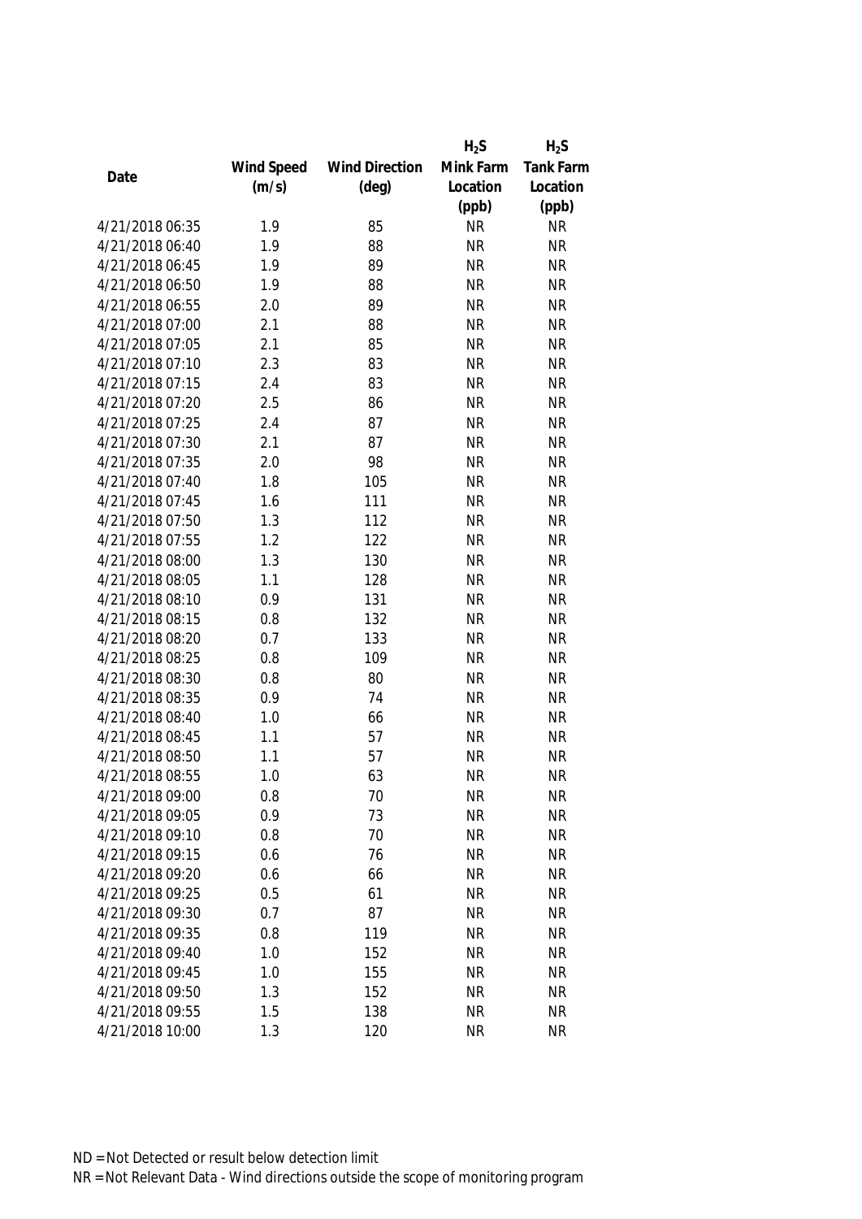| Date | Wind Speed (m/s) | Wind Direction (deg) | $H_2S$ Mink Farm Location (ppb) | $H_2S$ Tank Farm Location (ppb) |
|---|---|---|---|---|
| 4/21/2018 06:35 | 1.9 | 85 | NR | NR |
| 4/21/2018 06:40 | 1.9 | 88 | NR | NR |
| 4/21/2018 06:45 | 1.9 | 89 | NR | NR |
| 4/21/2018 06:50 | 1.9 | 88 | NR | NR |
| 4/21/2018 06:55 | 2.0 | 89 | NR | NR |
| 4/21/2018 07:00 | 2.1 | 88 | NR | NR |
| 4/21/2018 07:05 | 2.1 | 85 | NR | NR |
| 4/21/2018 07:10 | 2.3 | 83 | NR | NR |
| 4/21/2018 07:15 | 2.4 | 83 | NR | NR |
| 4/21/2018 07:20 | 2.5 | 86 | NR | NR |
| 4/21/2018 07:25 | 2.4 | 87 | NR | NR |
| 4/21/2018 07:30 | 2.1 | 87 | NR | NR |
| 4/21/2018 07:35 | 2.0 | 98 | NR | NR |
| 4/21/2018 07:40 | 1.8 | 105 | NR | NR |
| 4/21/2018 07:45 | 1.6 | 111 | NR | NR |
| 4/21/2018 07:50 | 1.3 | 112 | NR | NR |
| 4/21/2018 07:55 | 1.2 | 122 | NR | NR |
| 4/21/2018 08:00 | 1.3 | 130 | NR | NR |
| 4/21/2018 08:05 | 1.1 | 128 | NR | NR |
| 4/21/2018 08:10 | 0.9 | 131 | NR | NR |
| 4/21/2018 08:15 | 0.8 | 132 | NR | NR |
| 4/21/2018 08:20 | 0.7 | 133 | NR | NR |
| 4/21/2018 08:25 | 0.8 | 109 | NR | NR |
| 4/21/2018 08:30 | 0.8 | 80 | NR | NR |
| 4/21/2018 08:35 | 0.9 | 74 | NR | NR |
| 4/21/2018 08:40 | 1.0 | 66 | NR | NR |
| 4/21/2018 08:45 | 1.1 | 57 | NR | NR |
| 4/21/2018 08:50 | 1.1 | 57 | NR | NR |
| 4/21/2018 08:55 | 1.0 | 63 | NR | NR |
| 4/21/2018 09:00 | 0.8 | 70 | NR | NR |
| 4/21/2018 09:05 | 0.9 | 73 | NR | NR |
| 4/21/2018 09:10 | 0.8 | 70 | NR | NR |
| 4/21/2018 09:15 | 0.6 | 76 | NR | NR |
| 4/21/2018 09:20 | 0.6 | 66 | NR | NR |
| 4/21/2018 09:25 | 0.5 | 61 | NR | NR |
| 4/21/2018 09:30 | 0.7 | 87 | NR | NR |
| 4/21/2018 09:35 | 0.8 | 119 | NR | NR |
| 4/21/2018 09:40 | 1.0 | 152 | NR | NR |
| 4/21/2018 09:45 | 1.0 | 155 | NR | NR |
| 4/21/2018 09:50 | 1.3 | 152 | NR | NR |
| 4/21/2018 09:55 | 1.5 | 138 | NR | NR |
| 4/21/2018 10:00 | 1.3 | 120 | NR | NR |

ND = Not Detected or result below detection limit

NR = Not Relevant Data - Wind directions outside the scope of monitoring program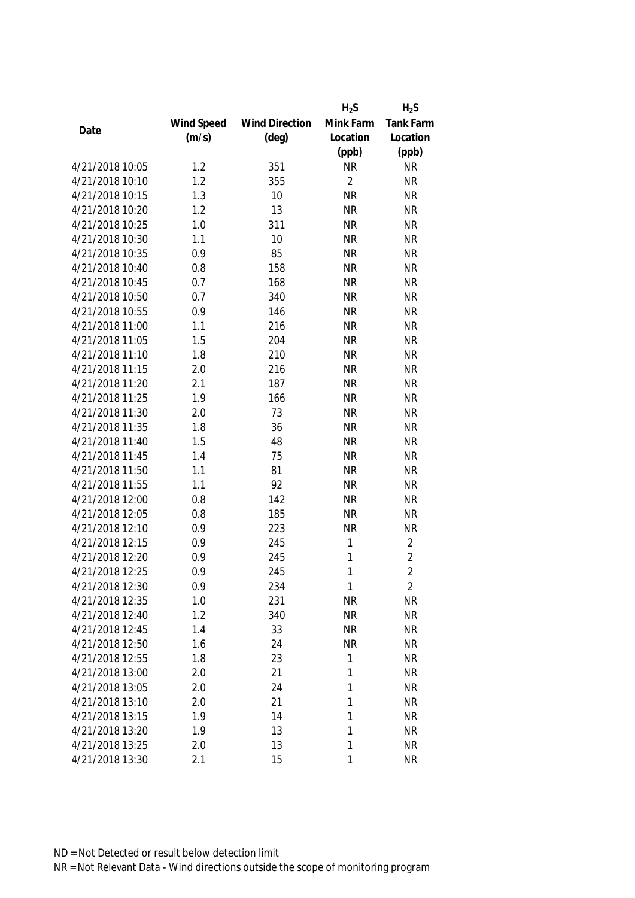| Date | Wind Speed (m/s) | Wind Direction (deg) | $H_2S$ Mink Farm Location (ppb) | $H_2S$ Tank Farm Location (ppb) |
|---|---|---|---|---|
| 4/21/2018 10:05 | 1.2 | 351 | NR | NR |
| 4/21/2018 10:10 | 1.2 | 355 | 2 | NR |
| 4/21/2018 10:15 | 1.3 | 10 | NR | NR |
| 4/21/2018 10:20 | 1.2 | 13 | NR | NR |
| 4/21/2018 10:25 | 1.0 | 311 | NR | NR |
| 4/21/2018 10:30 | 1.1 | 10 | NR | NR |
| 4/21/2018 10:35 | 0.9 | 85 | NR | NR |
| 4/21/2018 10:40 | 0.8 | 158 | NR | NR |
| 4/21/2018 10:45 | 0.7 | 168 | NR | NR |
| 4/21/2018 10:50 | 0.7 | 340 | NR | NR |
| 4/21/2018 10:55 | 0.9 | 146 | NR | NR |
| 4/21/2018 11:00 | 1.1 | 216 | NR | NR |
| 4/21/2018 11:05 | 1.5 | 204 | NR | NR |
| 4/21/2018 11:10 | 1.8 | 210 | NR | NR |
| 4/21/2018 11:15 | 2.0 | 216 | NR | NR |
| 4/21/2018 11:20 | 2.1 | 187 | NR | NR |
| 4/21/2018 11:25 | 1.9 | 166 | NR | NR |
| 4/21/2018 11:30 | 2.0 | 73 | NR | NR |
| 4/21/2018 11:35 | 1.8 | 36 | NR | NR |
| 4/21/2018 11:40 | 1.5 | 48 | NR | NR |
| 4/21/2018 11:45 | 1.4 | 75 | NR | NR |
| 4/21/2018 11:50 | 1.1 | 81 | NR | NR |
| 4/21/2018 11:55 | 1.1 | 92 | NR | NR |
| 4/21/2018 12:00 | 0.8 | 142 | NR | NR |
| 4/21/2018 12:05 | 0.8 | 185 | NR | NR |
| 4/21/2018 12:10 | 0.9 | 223 | NR | NR |
| 4/21/2018 12:15 | 0.9 | 245 | 1 | 2 |
| 4/21/2018 12:20 | 0.9 | 245 | 1 | 2 |
| 4/21/2018 12:25 | 0.9 | 245 | 1 | 2 |
| 4/21/2018 12:30 | 0.9 | 234 | 1 | 2 |
| 4/21/2018 12:35 | 1.0 | 231 | NR | NR |
| 4/21/2018 12:40 | 1.2 | 340 | NR | NR |
| 4/21/2018 12:45 | 1.4 | 33 | NR | NR |
| 4/21/2018 12:50 | 1.6 | 24 | NR | NR |
| 4/21/2018 12:55 | 1.8 | 23 | 1 | NR |
| 4/21/2018 13:00 | 2.0 | 21 | 1 | NR |
| 4/21/2018 13:05 | 2.0 | 24 | 1 | NR |
| 4/21/2018 13:10 | 2.0 | 21 | 1 | NR |
| 4/21/2018 13:15 | 1.9 | 14 | 1 | NR |
| 4/21/2018 13:20 | 1.9 | 13 | 1 | NR |
| 4/21/2018 13:25 | 2.0 | 13 | 1 | NR |
| 4/21/2018 13:30 | 2.1 | 15 | 1 | NR |

ND = Not Detected or result below detection limit

NR = Not Relevant Data - Wind directions outside the scope of monitoring program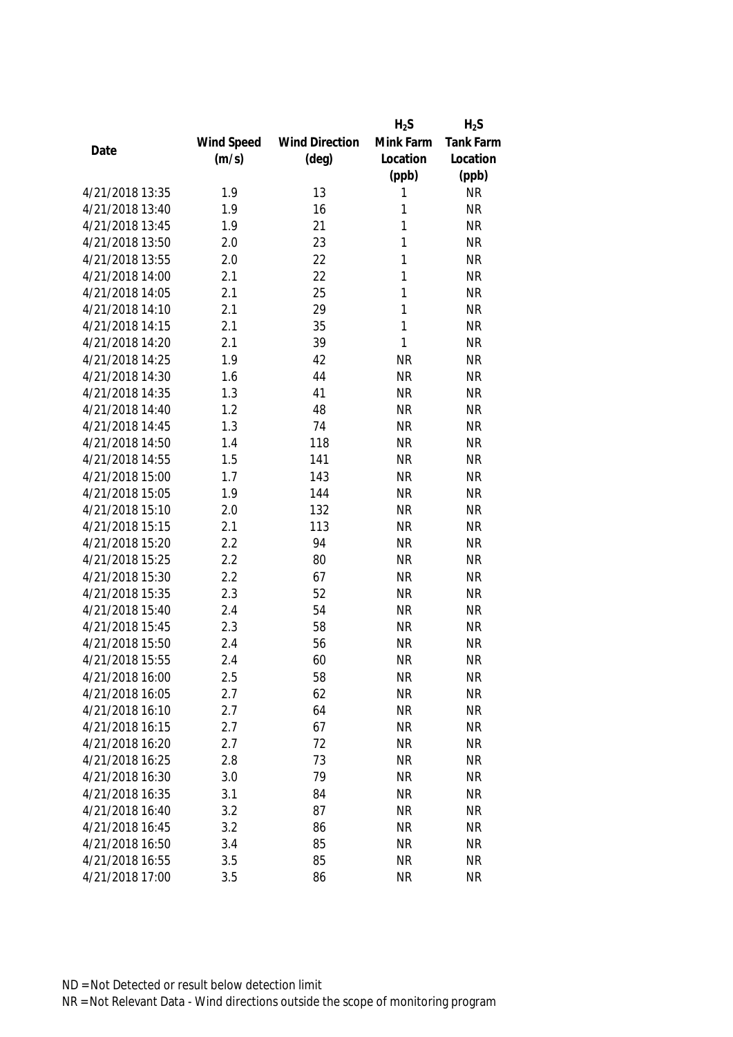| Date | Wind Speed (m/s) | Wind Direction (deg) | $H_2S$ Mink Farm Location (ppb) | $H_2S$ Tank Farm Location (ppb) |
|---|---|---|---|---|
| 4/21/2018 13:35 | 1.9 | 13 | 1 | NR |
| 4/21/2018 13:40 | 1.9 | 16 | 1 | NR |
| 4/21/2018 13:45 | 1.9 | 21 | 1 | NR |
| 4/21/2018 13:50 | 2.0 | 23 | 1 | NR |
| 4/21/2018 13:55 | 2.0 | 22 | 1 | NR |
| 4/21/2018 14:00 | 2.1 | 22 | 1 | NR |
| 4/21/2018 14:05 | 2.1 | 25 | 1 | NR |
| 4/21/2018 14:10 | 2.1 | 29 | 1 | NR |
| 4/21/2018 14:15 | 2.1 | 35 | 1 | NR |
| 4/21/2018 14:20 | 2.1 | 39 | 1 | NR |
| 4/21/2018 14:25 | 1.9 | 42 | NR | NR |
| 4/21/2018 14:30 | 1.6 | 44 | NR | NR |
| 4/21/2018 14:35 | 1.3 | 41 | NR | NR |
| 4/21/2018 14:40 | 1.2 | 48 | NR | NR |
| 4/21/2018 14:45 | 1.3 | 74 | NR | NR |
| 4/21/2018 14:50 | 1.4 | 118 | NR | NR |
| 4/21/2018 14:55 | 1.5 | 141 | NR | NR |
| 4/21/2018 15:00 | 1.7 | 143 | NR | NR |
| 4/21/2018 15:05 | 1.9 | 144 | NR | NR |
| 4/21/2018 15:10 | 2.0 | 132 | NR | NR |
| 4/21/2018 15:15 | 2.1 | 113 | NR | NR |
| 4/21/2018 15:20 | 2.2 | 94 | NR | NR |
| 4/21/2018 15:25 | 2.2 | 80 | NR | NR |
| 4/21/2018 15:30 | 2.2 | 67 | NR | NR |
| 4/21/2018 15:35 | 2.3 | 52 | NR | NR |
| 4/21/2018 15:40 | 2.4 | 54 | NR | NR |
| 4/21/2018 15:45 | 2.3 | 58 | NR | NR |
| 4/21/2018 15:50 | 2.4 | 56 | NR | NR |
| 4/21/2018 15:55 | 2.4 | 60 | NR | NR |
| 4/21/2018 16:00 | 2.5 | 58 | NR | NR |
| 4/21/2018 16:05 | 2.7 | 62 | NR | NR |
| 4/21/2018 16:10 | 2.7 | 64 | NR | NR |
| 4/21/2018 16:15 | 2.7 | 67 | NR | NR |
| 4/21/2018 16:20 | 2.7 | 72 | NR | NR |
| 4/21/2018 16:25 | 2.8 | 73 | NR | NR |
| 4/21/2018 16:30 | 3.0 | 79 | NR | NR |
| 4/21/2018 16:35 | 3.1 | 84 | NR | NR |
| 4/21/2018 16:40 | 3.2 | 87 | NR | NR |
| 4/21/2018 16:45 | 3.2 | 86 | NR | NR |
| 4/21/2018 16:50 | 3.4 | 85 | NR | NR |
| 4/21/2018 16:55 | 3.5 | 85 | NR | NR |
| 4/21/2018 17:00 | 3.5 | 86 | NR | NR |

ND = Not Detected or result below detection limit
NR = Not Relevant Data - Wind directions outside the scope of monitoring program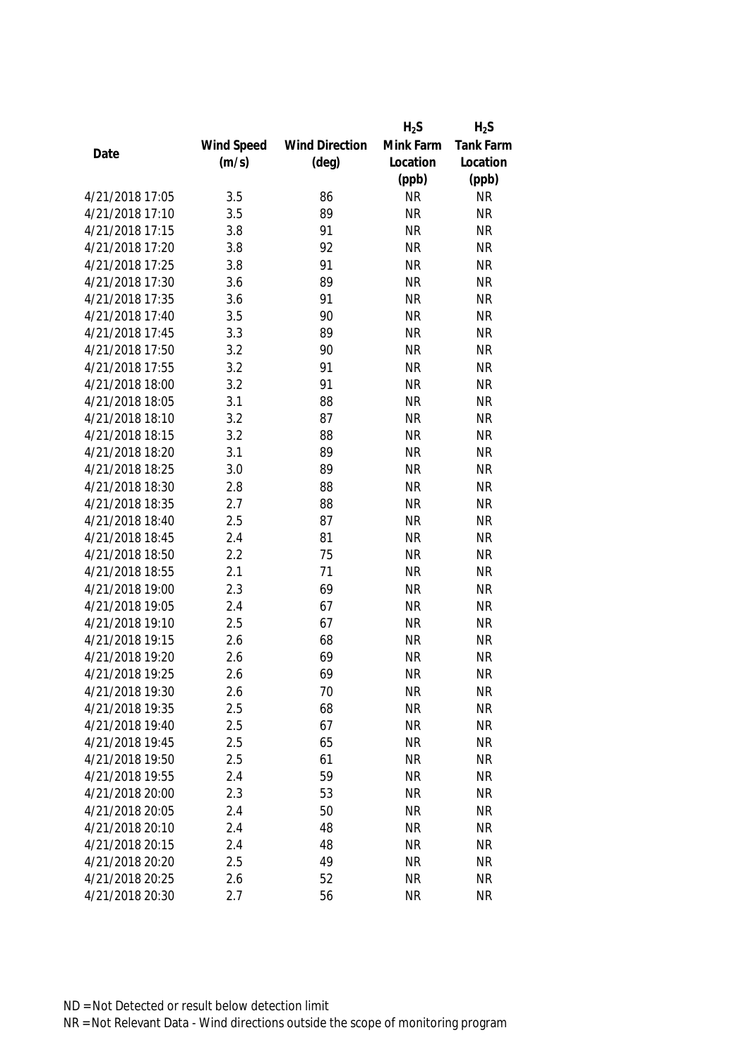| Date | Wind Speed (m/s) | Wind Direction (deg) | $H_2S$ Mink Farm Location (ppb) | $H_2S$ Tank Farm Location (ppb) |
|---|---|---|---|---|
| 4/21/2018 17:05 | 3.5 | 86 | NR | NR |
| 4/21/2018 17:10 | 3.5 | 89 | NR | NR |
| 4/21/2018 17:15 | 3.8 | 91 | NR | NR |
| 4/21/2018 17:20 | 3.8 | 92 | NR | NR |
| 4/21/2018 17:25 | 3.8 | 91 | NR | NR |
| 4/21/2018 17:30 | 3.6 | 89 | NR | NR |
| 4/21/2018 17:35 | 3.6 | 91 | NR | NR |
| 4/21/2018 17:40 | 3.5 | 90 | NR | NR |
| 4/21/2018 17:45 | 3.3 | 89 | NR | NR |
| 4/21/2018 17:50 | 3.2 | 90 | NR | NR |
| 4/21/2018 17:55 | 3.2 | 91 | NR | NR |
| 4/21/2018 18:00 | 3.2 | 91 | NR | NR |
| 4/21/2018 18:05 | 3.1 | 88 | NR | NR |
| 4/21/2018 18:10 | 3.2 | 87 | NR | NR |
| 4/21/2018 18:15 | 3.2 | 88 | NR | NR |
| 4/21/2018 18:20 | 3.1 | 89 | NR | NR |
| 4/21/2018 18:25 | 3.0 | 89 | NR | NR |
| 4/21/2018 18:30 | 2.8 | 88 | NR | NR |
| 4/21/2018 18:35 | 2.7 | 88 | NR | NR |
| 4/21/2018 18:40 | 2.5 | 87 | NR | NR |
| 4/21/2018 18:45 | 2.4 | 81 | NR | NR |
| 4/21/2018 18:50 | 2.2 | 75 | NR | NR |
| 4/21/2018 18:55 | 2.1 | 71 | NR | NR |
| 4/21/2018 19:00 | 2.3 | 69 | NR | NR |
| 4/21/2018 19:05 | 2.4 | 67 | NR | NR |
| 4/21/2018 19:10 | 2.5 | 67 | NR | NR |
| 4/21/2018 19:15 | 2.6 | 68 | NR | NR |
| 4/21/2018 19:20 | 2.6 | 69 | NR | NR |
| 4/21/2018 19:25 | 2.6 | 69 | NR | NR |
| 4/21/2018 19:30 | 2.6 | 70 | NR | NR |
| 4/21/2018 19:35 | 2.5 | 68 | NR | NR |
| 4/21/2018 19:40 | 2.5 | 67 | NR | NR |
| 4/21/2018 19:45 | 2.5 | 65 | NR | NR |
| 4/21/2018 19:50 | 2.5 | 61 | NR | NR |
| 4/21/2018 19:55 | 2.4 | 59 | NR | NR |
| 4/21/2018 20:00 | 2.3 | 53 | NR | NR |
| 4/21/2018 20:05 | 2.4 | 50 | NR | NR |
| 4/21/2018 20:10 | 2.4 | 48 | NR | NR |
| 4/21/2018 20:15 | 2.4 | 48 | NR | NR |
| 4/21/2018 20:20 | 2.5 | 49 | NR | NR |
| 4/21/2018 20:25 | 2.6 | 52 | NR | NR |
| 4/21/2018 20:30 | 2.7 | 56 | NR | NR |

ND = Not Detected or result below detection limit

NR = Not Relevant Data - Wind directions outside the scope of monitoring program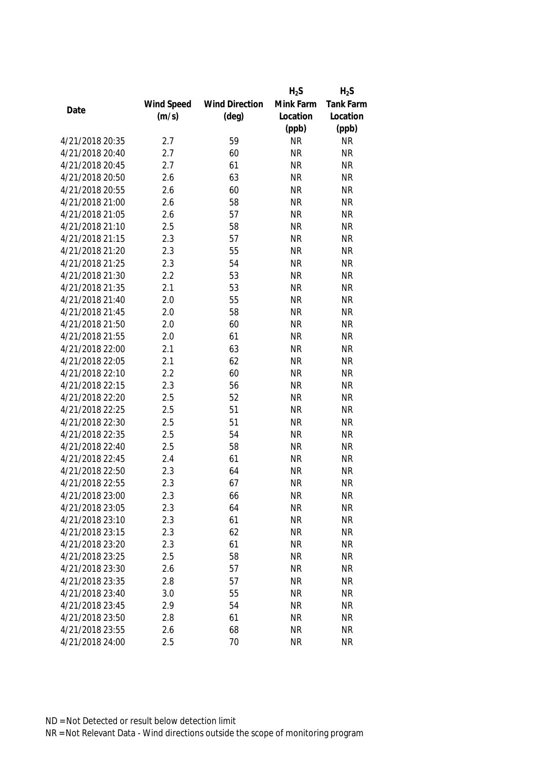| Date | Wind Speed (m/s) | Wind Direction (deg) | $H_2S$ Mink Farm Location (ppb) | $H_2S$ Tank Farm Location (ppb) |
|---|---|---|---|---|
| 4/21/2018 20:35 | 2.7 | 59 | NR | NR |
| 4/21/2018 20:40 | 2.7 | 60 | NR | NR |
| 4/21/2018 20:45 | 2.7 | 61 | NR | NR |
| 4/21/2018 20:50 | 2.6 | 63 | NR | NR |
| 4/21/2018 20:55 | 2.6 | 60 | NR | NR |
| 4/21/2018 21:00 | 2.6 | 58 | NR | NR |
| 4/21/2018 21:05 | 2.6 | 57 | NR | NR |
| 4/21/2018 21:10 | 2.5 | 58 | NR | NR |
| 4/21/2018 21:15 | 2.3 | 57 | NR | NR |
| 4/21/2018 21:20 | 2.3 | 55 | NR | NR |
| 4/21/2018 21:25 | 2.3 | 54 | NR | NR |
| 4/21/2018 21:30 | 2.2 | 53 | NR | NR |
| 4/21/2018 21:35 | 2.1 | 53 | NR | NR |
| 4/21/2018 21:40 | 2.0 | 55 | NR | NR |
| 4/21/2018 21:45 | 2.0 | 58 | NR | NR |
| 4/21/2018 21:50 | 2.0 | 60 | NR | NR |
| 4/21/2018 21:55 | 2.0 | 61 | NR | NR |
| 4/21/2018 22:00 | 2.1 | 63 | NR | NR |
| 4/21/2018 22:05 | 2.1 | 62 | NR | NR |
| 4/21/2018 22:10 | 2.2 | 60 | NR | NR |
| 4/21/2018 22:15 | 2.3 | 56 | NR | NR |
| 4/21/2018 22:20 | 2.5 | 52 | NR | NR |
| 4/21/2018 22:25 | 2.5 | 51 | NR | NR |
| 4/21/2018 22:30 | 2.5 | 51 | NR | NR |
| 4/21/2018 22:35 | 2.5 | 54 | NR | NR |
| 4/21/2018 22:40 | 2.5 | 58 | NR | NR |
| 4/21/2018 22:45 | 2.4 | 61 | NR | NR |
| 4/21/2018 22:50 | 2.3 | 64 | NR | NR |
| 4/21/2018 22:55 | 2.3 | 67 | NR | NR |
| 4/21/2018 23:00 | 2.3 | 66 | NR | NR |
| 4/21/2018 23:05 | 2.3 | 64 | NR | NR |
| 4/21/2018 23:10 | 2.3 | 61 | NR | NR |
| 4/21/2018 23:15 | 2.3 | 62 | NR | NR |
| 4/21/2018 23:20 | 2.3 | 61 | NR | NR |
| 4/21/2018 23:25 | 2.5 | 58 | NR | NR |
| 4/21/2018 23:30 | 2.6 | 57 | NR | NR |
| 4/21/2018 23:35 | 2.8 | 57 | NR | NR |
| 4/21/2018 23:40 | 3.0 | 55 | NR | NR |
| 4/21/2018 23:45 | 2.9 | 54 | NR | NR |
| 4/21/2018 23:50 | 2.8 | 61 | NR | NR |
| 4/21/2018 23:55 | 2.6 | 68 | NR | NR |
| 4/21/2018 24:00 | 2.5 | 70 | NR | NR |

ND = Not Detected or result below detection limit

NR = Not Relevant Data - Wind directions outside the scope of monitoring program